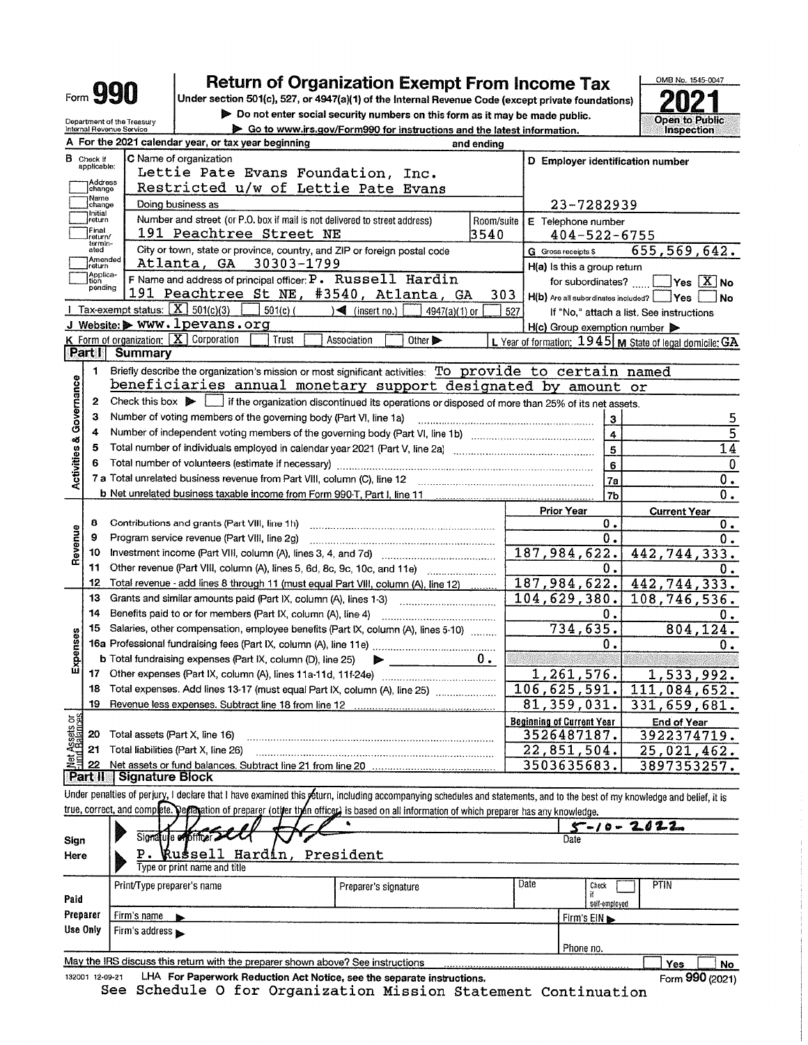# Form 990

## Return of Organization Exempt From Income Tax

**Under section 501(c), 527, or 4947(a)(1) of the Internal Revenue Code (except private foundations)**

▶ Do not enter social security numbers on this form as it may be made public.

▶ Go to www.irs.gov/Form990 for instructions and the latest information.

Department of the Treasury
Internal Revenue Service

OMB No. 1545-0047

**2021**

Open to Public Inspection

**A** For the 2021 calendar year, or tax year beginning and ending

**B** Check if applicable:
- Address change
- Name change
- Initial return
- Final return/terminated
- Amended return
- Application pending

**C** Name of organization
Lettie Pate Evans Foundation, Inc.
Restricted u/w of Lettie Pate Evans

Doing business as

Number and street (or P.O. box if mail is not delivered to street address): 191 Peachtree Street NE
Room/suite: 3540

City or town, state or province, country, and ZIP or foreign postal code: Atlanta, GA 30303-1799

**D** Employer identification number: 23-7282939

**E** Telephone number: 404-522-6755

**G** Gross receipts $ 655,569,642.

**F** Name and address of principal officer: P. Russell Hardin
191 Peachtree St NE, #3540, Atlanta, GA 303

**H(a)** Is this a group return for subordinates? ☐ Yes ☒ No

**H(b)** Are all subordinates included? ☐ Yes ☐ No
If "No," attach a list. See instructions

**H(c)** Group exemption number ▶

**I** Tax-exempt status: ☒ 501(c)(3) ☐ 501(c) ( ) ◀ (insert no.) ☐ 4947(a)(1) or ☐ 527

**J** Website: ▶ www.lpevans.org

**K** Form of organization: ☒ Corporation ☐ Trust ☐ Association ☐ Other ▶

**L** Year of formation: 1945 **M** State of legal domicile: GA

## Part I Summary

### Activities & Governance

1. Briefly describe the organization's mission or most significant activities: To provide to certain named beneficiaries annual monetary support designated by amount or
2. Check this box ▶ ☐ if the organization discontinued its operations or disposed of more than 25% of its net assets.

| | | Line | Value |
|---|---|---|---|
| 3 | Number of voting members of the governing body (Part VI, line 1a) | 3 | 5 |
| 4 | Number of independent voting members of the governing body (Part VI, line 1b) | 4 | 5 |
| 5 | Total number of individuals employed in calendar year 2021 (Part V, line 2a) | 5 | 14 |
| 6 | Total number of volunteers (estimate if necessary) | 6 | 0 |
| 7a | Total unrelated business revenue from Part VIII, column (C), line 12 | 7a | 0. |
| b | Net unrelated business taxable income from Form 990-T, Part I, line 11 | 7b | 0. |

### Revenue / Expenses

| | | Prior Year | Current Year |
|---|---|---|---|
| 8 | Contributions and grants (Part VIII, line 1h) | 0. | 0. |
| 9 | Program service revenue (Part VIII, line 2g) | 0. | 0. |
| 10 | Investment income (Part VIII, column (A), lines 3, 4, and 7d) | 187,984,622. | 442,744,333. |
| 11 | Other revenue (Part VIII, column (A), lines 5, 6d, 8c, 9c, 10c, and 11e) | 0. | 0. |
| 12 | Total revenue - add lines 8 through 11 (must equal Part VIII, column (A), line 12) | 187,984,622. | 442,744,333. |
| 13 | Grants and similar amounts paid (Part IX, column (A), lines 1-3) | 104,629,380. | 108,746,536. |
| 14 | Benefits paid to or for members (Part IX, column (A), line 4) | 0. | 0. |
| 15 | Salaries, other compensation, employee benefits (Part IX, column (A), lines 5-10) | 734,635. | 804,124. |
| 16a | Professional fundraising fees (Part IX, column (A), line 11e) | 0. | 0. |
| b | Total fundraising expenses (Part IX, column (D), line 25) ▶ 0. | | |
| 17 | Other expenses (Part IX, column (A), lines 11a-11d, 11f-24e) | 1,261,576. | 1,533,992. |
| 18 | Total expenses. Add lines 13-17 (must equal Part IX, column (A), line 25) | 106,625,591. | 111,084,652. |
| 19 | Revenue less expenses. Subtract line 18 from line 12 | 81,359,031. | 331,659,681. |

### Net Assets or Fund Balances

| | | Beginning of Current Year | End of Year |
|---|---|---|---|
| 20 | Total assets (Part X, line 16) | 3526487187. | 3922374719. |
| 21 | Total liabilities (Part X, line 26) | 22,851,504. | 25,021,462. |
| 22 | Net assets or fund balances. Subtract line 21 from line 20 | 3503635683. | 3897353257. |

## Part II Signature Block

Under penalties of perjury, I declare that I have examined this return, including accompanying schedules and statements, and to the best of my knowledge and belief, it is true, correct, and complete. Declaration of preparer (other than officer) is based on all information of which preparer has any knowledge.

**Sign Here**

Signature of officer: [signature] Date: 5-10-2022

P. Russell Hardin, President
Type or print name and title

**Paid Preparer Use Only**

| Print/Type preparer's name | Preparer's signature | Date | Check ☐ if self-employed | PTIN |
|---|---|---|---|---|
| | | | | |

Firm's name ▶ Firm's EIN ▶

Firm's address ▶ Phone no.

May the IRS discuss this return with the preparer shown above? See instructions ☐ Yes ☐ No

132001 12-09-21 LHA For Paperwork Reduction Act Notice, see the separate instructions. Form 990 (2021)

See Schedule O for Organization Mission Statement Continuation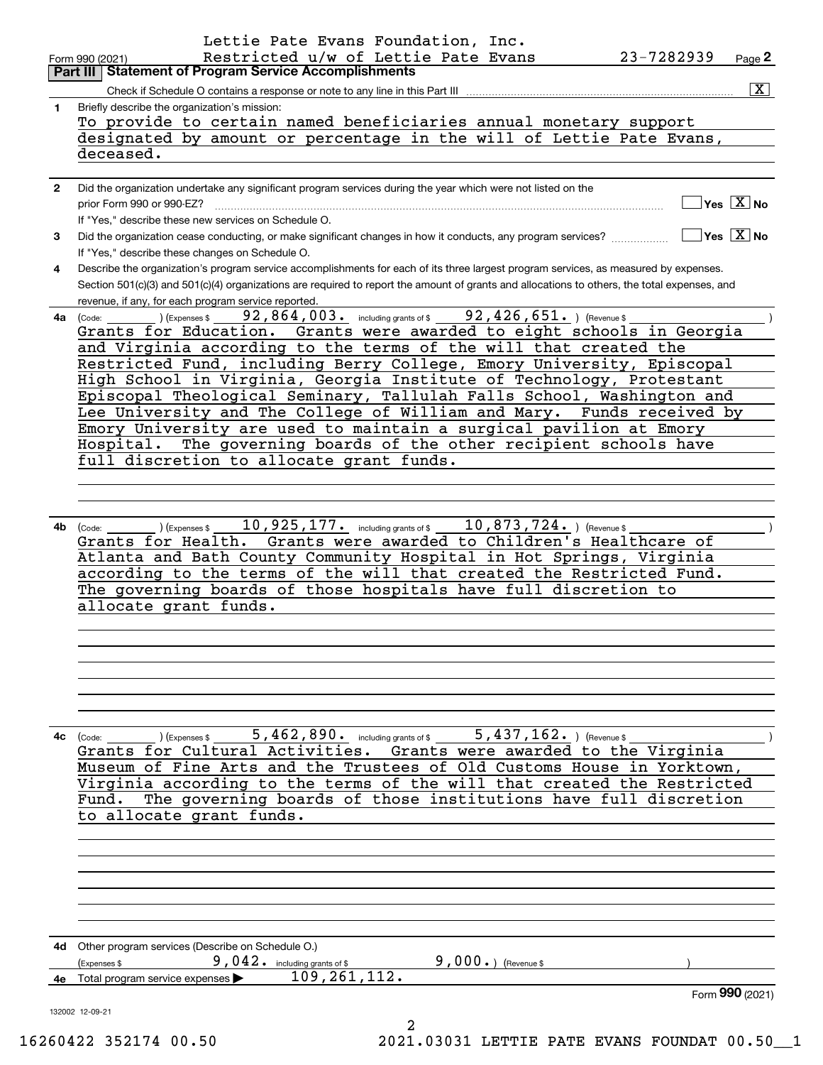Lettie Pate Evans Foundation, Inc.
Restricted u/w of Lettie Pate Evans 23-7282939

Form 990 (2021) Page 2

## Part III Statement of Program Service Accomplishments

Check if Schedule O contains a response or note to any line in this Part III [X]

**1** Briefly describe the organization's mission:

To provide to certain named beneficiaries annual monetary support designated by amount or percentage in the will of Lettie Pate Evans, deceased.

**2** Did the organization undertake any significant program services during the year which were not listed on the prior Form 990 or 990-EZ? [ ] Yes [X] No

If "Yes," describe these new services on Schedule O.

**3** Did the organization cease conducting, or make significant changes in how it conducts, any program services? [ ] Yes [X] No

If "Yes," describe these changes on Schedule O.

**4** Describe the organization's program service accomplishments for each of its three largest program services, as measured by expenses. Section 501(c)(3) and 501(c)(4) organizations are required to report the amount of grants and allocations to others, the total expenses, and revenue, if any, for each program service reported.

**4a** (Code: ) (Expenses $ 92,864,003. including grants of $ 92,426,651. ) (Revenue $ )

Grants for Education. Grants were awarded to eight schools in Georgia and Virginia according to the terms of the will that created the Restricted Fund, including Berry College, Emory University, Episcopal High School in Virginia, Georgia Institute of Technology, Protestant Episcopal Theological Seminary, Tallulah Falls School, Washington and Lee University and The College of William and Mary. Funds received by Emory University are used to maintain a surgical pavilion at Emory Hospital. The governing boards of the other recipient schools have full discretion to allocate grant funds.

**4b** (Code: ) (Expenses $ 10,925,177. including grants of $ 10,873,724. ) (Revenue $ )

Grants for Health. Grants were awarded to Children's Healthcare of Atlanta and Bath County Community Hospital in Hot Springs, Virginia according to the terms of the will that created the Restricted Fund. The governing boards of those hospitals have full discretion to allocate grant funds.

**4c** (Code: ) (Expenses $ 5,462,890. including grants of $ 5,437,162. ) (Revenue $ )

Grants for Cultural Activities. Grants were awarded to the Virginia Museum of Fine Arts and the Trustees of Old Customs House in Yorktown, Virginia according to the terms of the will that created the Restricted Fund. The governing boards of those institutions have full discretion to allocate grant funds.

**4d** Other program services (Describe on Schedule O.)

(Expenses $ 9,042. including grants of $ 9,000. ) (Revenue $ )

**4e** Total program service expenses ▶ 109,261,112.

Form **990** (2021)

132002 12-09-21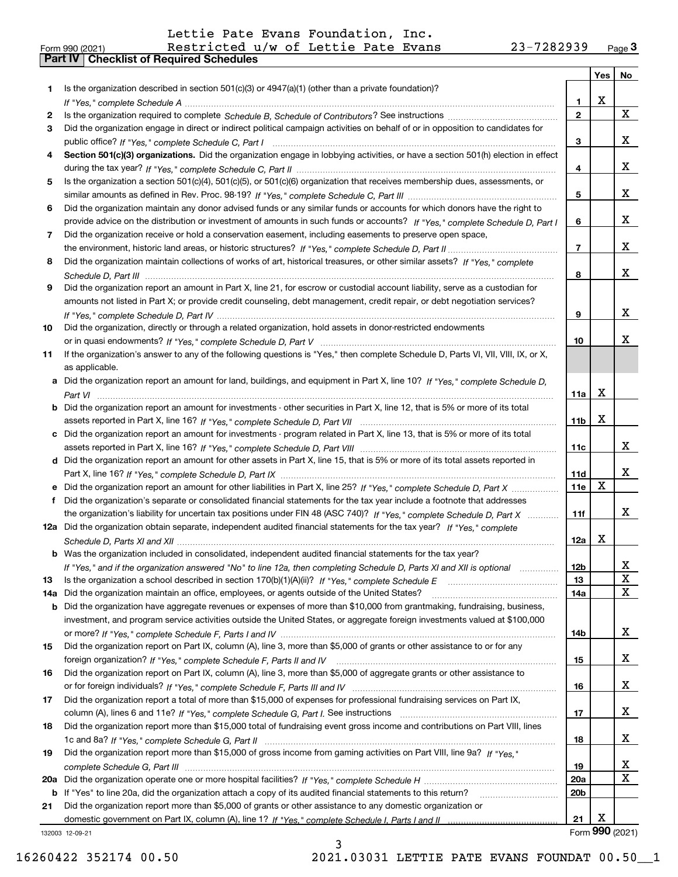Lettie Pate Evans Foundation, Inc.

Form 990 (2021) Restricted u/w of Lettie Pate Evans 23-7282939 Page 3

## Part IV Checklist of Required Schedules

| | | | Yes | No |
|---|---|---|---|---|
| 1 | Is the organization described in section 501(c)(3) or 4947(a)(1) (other than a private foundation)? *If "Yes," complete Schedule A* | 1 | X | |
| 2 | Is the organization required to complete *Schedule B, Schedule of Contributors*? See instructions | 2 | | X |
| 3 | Did the organization engage in direct or indirect political campaign activities on behalf of or in opposition to candidates for public office? *If "Yes," complete Schedule C, Part I* | 3 | | X |
| 4 | **Section 501(c)(3) organizations.** Did the organization engage in lobbying activities, or have a section 501(h) election in effect during the tax year? *If "Yes," complete Schedule C, Part II* | 4 | | X |
| 5 | Is the organization a section 501(c)(4), 501(c)(5), or 501(c)(6) organization that receives membership dues, assessments, or similar amounts as defined in Rev. Proc. 98-19? *If "Yes," complete Schedule C, Part III* | 5 | | X |
| 6 | Did the organization maintain any donor advised funds or any similar funds or accounts for which donors have the right to provide advice on the distribution or investment of amounts in such funds or accounts? *If "Yes," complete Schedule D, Part I* | 6 | | X |
| 7 | Did the organization receive or hold a conservation easement, including easements to preserve open space, the environment, historic land areas, or historic structures? *If "Yes," complete Schedule D, Part II* | 7 | | X |
| 8 | Did the organization maintain collections of works of art, historical treasures, or other similar assets? *If "Yes," complete Schedule D, Part III* | 8 | | X |
| 9 | Did the organization report an amount in Part X, line 21, for escrow or custodial account liability, serve as a custodian for amounts not listed in Part X; or provide credit counseling, debt management, credit repair, or debt negotiation services? *If "Yes," complete Schedule D, Part IV* | 9 | | X |
| 10 | Did the organization, directly or through a related organization, hold assets in donor-restricted endowments or in quasi endowments? *If "Yes," complete Schedule D, Part V* | 10 | | X |
| 11 | If the organization's answer to any of the following questions is "Yes," then complete Schedule D, Parts VI, VII, VIII, IX, or X, as applicable. | | | |
| a | Did the organization report an amount for land, buildings, and equipment in Part X, line 10? *If "Yes," complete Schedule D, Part VI* | 11a | X | |
| b | Did the organization report an amount for investments - other securities in Part X, line 12, that is 5% or more of its total assets reported in Part X, line 16? *If "Yes," complete Schedule D, Part VII* | 11b | X | |
| c | Did the organization report an amount for investments - program related in Part X, line 13, that is 5% or more of its total assets reported in Part X, line 16? *If "Yes," complete Schedule D, Part VIII* | 11c | | X |
| d | Did the organization report an amount for other assets in Part X, line 15, that is 5% or more of its total assets reported in Part X, line 16? *If "Yes," complete Schedule D, Part IX* | 11d | | X |
| e | Did the organization report an amount for other liabilities in Part X, line 25? *If "Yes," complete Schedule D, Part X* | 11e | X | |
| f | Did the organization's separate or consolidated financial statements for the tax year include a footnote that addresses the organization's liability for uncertain tax positions under FIN 48 (ASC 740)? *If "Yes," complete Schedule D, Part X* | 11f | | X |
| 12a | Did the organization obtain separate, independent audited financial statements for the tax year? *If "Yes," complete Schedule D, Parts XI and XII* | 12a | X | |
| b | Was the organization included in consolidated, independent audited financial statements for the tax year? *If "Yes," and if the organization answered "No" to line 12a, then completing Schedule D, Parts XI and XII is optional* | 12b | | X |
| 13 | Is the organization a school described in section 170(b)(1)(A)(ii)? *If "Yes," complete Schedule E* | 13 | | X |
| 14a | Did the organization maintain an office, employees, or agents outside of the United States? | 14a | | X |
| b | Did the organization have aggregate revenues or expenses of more than $10,000 from grantmaking, fundraising, business, investment, and program service activities outside the United States, or aggregate foreign investments valued at $100,000 or more? *If "Yes," complete Schedule F, Parts I and IV* | 14b | | X |
| 15 | Did the organization report on Part IX, column (A), line 3, more than $5,000 of grants or other assistance to or for any foreign organization? *If "Yes," complete Schedule F, Parts II and IV* | 15 | | X |
| 16 | Did the organization report on Part IX, column (A), line 3, more than $5,000 of aggregate grants or other assistance to or for foreign individuals? *If "Yes," complete Schedule F, Parts III and IV* | 16 | | X |
| 17 | Did the organization report a total of more than $15,000 of expenses for professional fundraising services on Part IX, column (A), lines 6 and 11e? *If "Yes," complete Schedule G, Part I.* See instructions | 17 | | X |
| 18 | Did the organization report more than $15,000 total of fundraising event gross income and contributions on Part VIII, lines 1c and 8a? *If "Yes," complete Schedule G, Part II* | 18 | | X |
| 19 | Did the organization report more than $15,000 of gross income from gaming activities on Part VIII, line 9a? *If "Yes," complete Schedule G, Part III* | 19 | | X |
| 20a | Did the organization operate one or more hospital facilities? *If "Yes," complete Schedule H* | 20a | | X |
| b | If "Yes" to line 20a, did the organization attach a copy of its audited financial statements to this return? | 20b | | |
| 21 | Did the organization report more than $5,000 of grants or other assistance to any domestic organization or domestic government on Part IX, column (A), line 1? *If "Yes," complete Schedule I, Parts I and II* | 21 | X | |

132003 12-09-21

Form **990** (2021)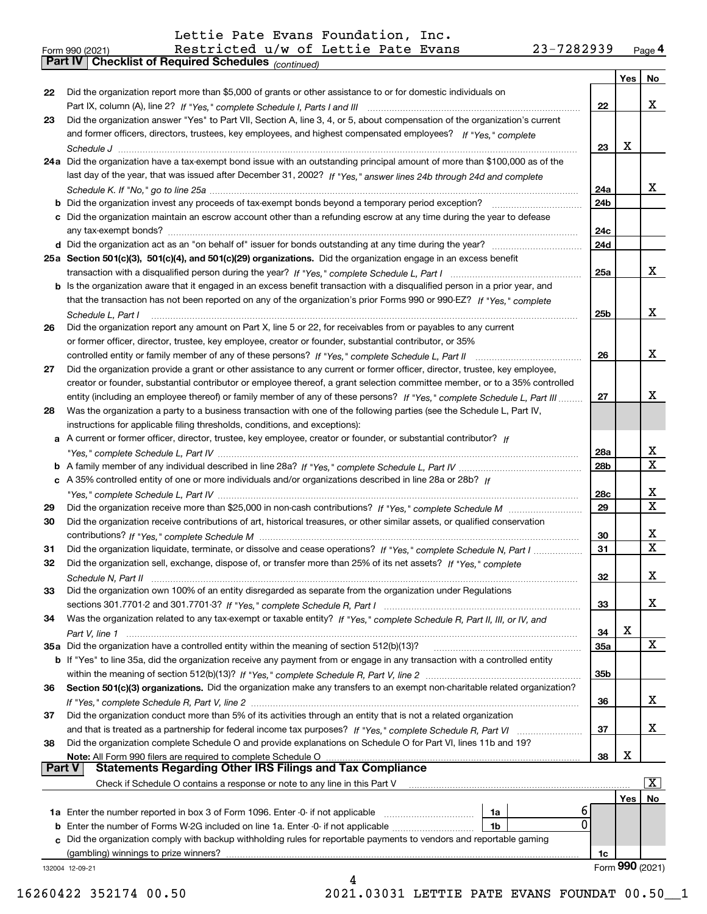Lettie Pate Evans Foundation, Inc.
Form 990 (2021) Restricted u/w of Lettie Pate Evans 23-7282939 Page 4

## Part IV Checklist of Required Schedules *(continued)*

| | | | Yes | No |
|---|---|---|---|---|
| 22 | Did the organization report more than $5,000 of grants or other assistance to or for domestic individuals on Part IX, column (A), line 2? *If "Yes," complete Schedule I, Parts I and III* | 22 | | X |
| 23 | Did the organization answer "Yes" to Part VII, Section A, line 3, 4, or 5, about compensation of the organization's current and former officers, directors, trustees, key employees, and highest compensated employees? *If "Yes," complete Schedule J* | 23 | X | |
| 24a | Did the organization have a tax-exempt bond issue with an outstanding principal amount of more than $100,000 as of the last day of the year, that was issued after December 31, 2002? *If "Yes," answer lines 24b through 24d and complete Schedule K. If "No," go to line 25a* | 24a | | X |
| b | Did the organization invest any proceeds of tax-exempt bonds beyond a temporary period exception? | 24b | | |
| c | Did the organization maintain an escrow account other than a refunding escrow at any time during the year to defease any tax-exempt bonds? | 24c | | |
| d | Did the organization act as an "on behalf of" issuer for bonds outstanding at any time during the year? | 24d | | |
| 25a | **Section 501(c)(3), 501(c)(4), and 501(c)(29) organizations.** Did the organization engage in an excess benefit transaction with a disqualified person during the year? *If "Yes," complete Schedule L, Part I* | 25a | | X |
| b | Is the organization aware that it engaged in an excess benefit transaction with a disqualified person in a prior year, and that the transaction has not been reported on any of the organization's prior Forms 990 or 990-EZ? *If "Yes," complete Schedule L, Part I* | 25b | | X |
| 26 | Did the organization report any amount on Part X, line 5 or 22, for receivables from or payables to any current or former officer, director, trustee, key employee, creator or founder, substantial contributor, or 35% controlled entity or family member of any of these persons? *If "Yes," complete Schedule L, Part II* | 26 | | X |
| 27 | Did the organization provide a grant or other assistance to any current or former officer, director, trustee, key employee, creator or founder, substantial contributor or employee thereof, a grant selection committee member, or to a 35% controlled entity (including an employee thereof) or family member of any of these persons? *If "Yes," complete Schedule L, Part III* | 27 | | X |
| 28 | Was the organization a party to a business transaction with one of the following parties (see the Schedule L, Part IV, instructions for applicable filing thresholds, conditions, and exceptions): | | | |
| a | A current or former officer, director, trustee, key employee, creator or founder, or substantial contributor? *If "Yes," complete Schedule L, Part IV* | 28a | | X |
| b | A family member of any individual described in line 28a? *If "Yes," complete Schedule L, Part IV* | 28b | | X |
| c | A 35% controlled entity of one or more individuals and/or organizations described in line 28a or 28b? *If "Yes," complete Schedule L, Part IV* | 28c | | X |
| 29 | Did the organization receive more than $25,000 in non-cash contributions? *If "Yes," complete Schedule M* | 29 | | X |
| 30 | Did the organization receive contributions of art, historical treasures, or other similar assets, or qualified conservation contributions? *If "Yes," complete Schedule M* | 30 | | X |
| 31 | Did the organization liquidate, terminate, or dissolve and cease operations? *If "Yes," complete Schedule N, Part I* | 31 | | X |
| 32 | Did the organization sell, exchange, dispose of, or transfer more than 25% of its net assets? *If "Yes," complete Schedule N, Part II* | 32 | | X |
| 33 | Did the organization own 100% of an entity disregarded as separate from the organization under Regulations sections 301.7701-2 and 301.7701-3? *If "Yes," complete Schedule R, Part I* | 33 | | X |
| 34 | Was the organization related to any tax-exempt or taxable entity? *If "Yes," complete Schedule R, Part II, III, or IV, and Part V, line 1* | 34 | X | |
| 35a | Did the organization have a controlled entity within the meaning of section 512(b)(13)? | 35a | | X |
| b | If "Yes" to line 35a, did the organization receive any payment from or engage in any transaction with a controlled entity within the meaning of section 512(b)(13)? *If "Yes," complete Schedule R, Part V, line 2* | 35b | | |
| 36 | **Section 501(c)(3) organizations.** Did the organization make any transfers to an exempt non-charitable related organization? *If "Yes," complete Schedule R, Part V, line 2* | 36 | | X |
| 37 | Did the organization conduct more than 5% of its activities through an entity that is not a related organization and that is treated as a partnership for federal income tax purposes? *If "Yes," complete Schedule R, Part VI* | 37 | | X |
| 38 | Did the organization complete Schedule O and provide explanations on Schedule O for Part VI, lines 11b and 19? **Note:** All Form 990 filers are required to complete Schedule O | 38 | X | |

## Part V Statements Regarding Other IRS Filings and Tax Compliance

Check if Schedule O contains a response or note to any line in this Part V [X]

| | | | | | Yes | No |
|---|---|---|---|---|---|---|
| 1a | Enter the number reported in box 3 of Form 1096. Enter -0- if not applicable | 1a | 6 | | | |
| b | Enter the number of Forms W-2G included on line 1a. Enter -0- if not applicable | 1b | 0 | | | |
| c | Did the organization comply with backup withholding rules for reportable payments to vendors and reportable gaming (gambling) winnings to prize winners? | | | 1c | | |

132004 12-09-21 Form **990** (2021)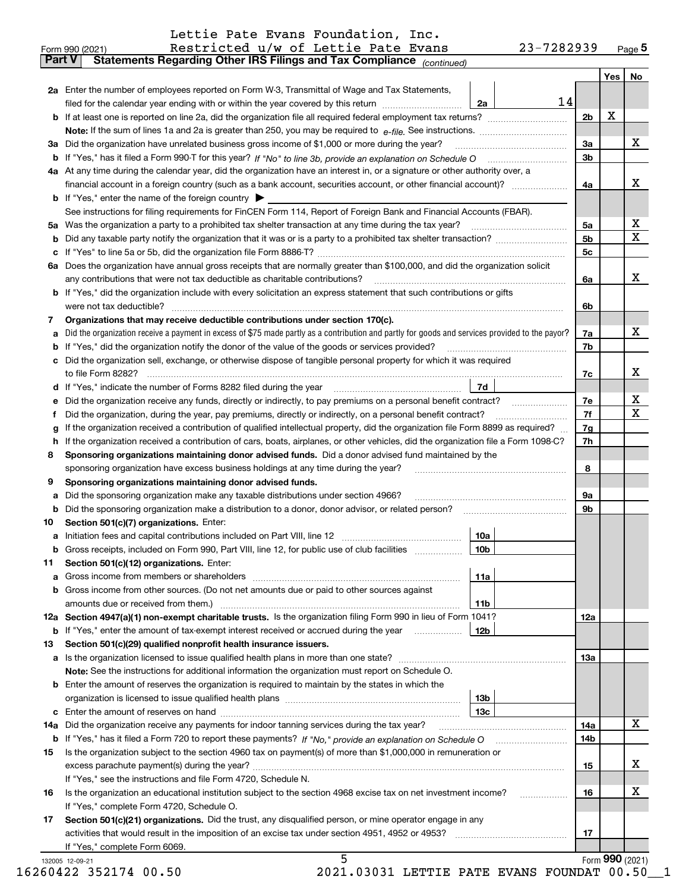Lettie Pate Evans Foundation, Inc.
Restricted u/w of Lettie Pate Evans 23-7282939

Form 990 (2021)

## Part V Statements Regarding Other IRS Filings and Tax Compliance *(continued)*

| | | | | Yes | No |
|---|---|---|---|---|---|
| **2a** | Enter the number of employees reported on Form W-3, Transmittal of Wage and Tax Statements, filed for the calendar year ending with or within the year covered by this return | 2a | 14 | | |
| **b** | If at least one is reported on line 2a, did the organization file all required federal employment tax returns? | | 2b | X | |
| | **Note:** If the sum of lines 1a and 2a is greater than 250, you may be required to *e-file.* See instructions. | | | | |
| **3a** | Did the organization have unrelated business gross income of $1,000 or more during the year? | | 3a | | X |
| **b** | If "Yes," has it filed a Form 990-T for this year? *If "No" to line 3b, provide an explanation on Schedule O* | | 3b | | |
| **4a** | At any time during the calendar year, did the organization have an interest in, or a signature or other authority over, a financial account in a foreign country (such as a bank account, securities account, or other financial account)? | | 4a | | X |
| **b** | If "Yes," enter the name of the foreign country ▶ | | | | |
| | See instructions for filing requirements for FinCEN Form 114, Report of Foreign Bank and Financial Accounts (FBAR). | | | | |
| **5a** | Was the organization a party to a prohibited tax shelter transaction at any time during the tax year? | | 5a | | X |
| **b** | Did any taxable party notify the organization that it was or is a party to a prohibited tax shelter transaction? | | 5b | | X |
| **c** | If "Yes" to line 5a or 5b, did the organization file Form 8886-T? | | 5c | | |
| **6a** | Does the organization have annual gross receipts that are normally greater than $100,000, and did the organization solicit any contributions that were not tax deductible as charitable contributions? | | 6a | | X |
| **b** | If "Yes," did the organization include with every solicitation an express statement that such contributions or gifts were not tax deductible? | | 6b | | |
| **7** | **Organizations that may receive deductible contributions under section 170(c).** | | | | |
| **a** | Did the organization receive a payment in excess of $75 made partly as a contribution and partly for goods and services provided to the payor? | | 7a | | X |
| **b** | If "Yes," did the organization notify the donor of the value of the goods or services provided? | | 7b | | |
| **c** | Did the organization sell, exchange, or otherwise dispose of tangible personal property for which it was required to file Form 8282? | | 7c | | X |
| **d** | If "Yes," indicate the number of Forms 8282 filed during the year | 7d | | | |
| **e** | Did the organization receive any funds, directly or indirectly, to pay premiums on a personal benefit contract? | | 7e | | X |
| **f** | Did the organization, during the year, pay premiums, directly or indirectly, on a personal benefit contract? | | 7f | | X |
| **g** | If the organization received a contribution of qualified intellectual property, did the organization file Form 8899 as required? | | 7g | | |
| **h** | If the organization received a contribution of cars, boats, airplanes, or other vehicles, did the organization file a Form 1098-C? | | 7h | | |
| **8** | **Sponsoring organizations maintaining donor advised funds.** Did a donor advised fund maintained by the sponsoring organization have excess business holdings at any time during the year? | | 8 | | |
| **9** | **Sponsoring organizations maintaining donor advised funds.** | | | | |
| **a** | Did the sponsoring organization make any taxable distributions under section 4966? | | 9a | | |
| **b** | Did the sponsoring organization make a distribution to a donor, donor advisor, or related person? | | 9b | | |
| **10** | **Section 501(c)(7) organizations.** Enter: | | | | |
| **a** | Initiation fees and capital contributions included on Part VIII, line 12 | 10a | | | |
| **b** | Gross receipts, included on Form 990, Part VIII, line 12, for public use of club facilities | 10b | | | |
| **11** | **Section 501(c)(12) organizations.** Enter: | | | | |
| **a** | Gross income from members or shareholders | 11a | | | |
| **b** | Gross income from other sources. (Do not net amounts due or paid to other sources against amounts due or received from them.) | 11b | | | |
| **12a** | **Section 4947(a)(1) non-exempt charitable trusts.** Is the organization filing Form 990 in lieu of Form 1041? | | 12a | | |
| **b** | If "Yes," enter the amount of tax-exempt interest received or accrued during the year | 12b | | | |
| **13** | **Section 501(c)(29) qualified nonprofit health insurance issuers.** | | | | |
| **a** | Is the organization licensed to issue qualified health plans in more than one state? | | 13a | | |
| | **Note:** See the instructions for additional information the organization must report on Schedule O. | | | | |
| **b** | Enter the amount of reserves the organization is required to maintain by the states in which the organization is licensed to issue qualified health plans | 13b | | | |
| **c** | Enter the amount of reserves on hand | 13c | | | |
| **14a** | Did the organization receive any payments for indoor tanning services during the tax year? | | 14a | | X |
| **b** | If "Yes," has it filed a Form 720 to report these payments? *If "No," provide an explanation on Schedule O* | | 14b | | |
| **15** | Is the organization subject to the section 4960 tax on payment(s) of more than $1,000,000 in remuneration or excess parachute payment(s) during the year? | | 15 | | X |
| | If "Yes," see the instructions and file Form 4720, Schedule N. | | | | |
| **16** | Is the organization an educational institution subject to the section 4968 excise tax on net investment income? | | 16 | | X |
| | If "Yes," complete Form 4720, Schedule O. | | | | |
| **17** | **Section 501(c)(21) organizations.** Did the trust, any disqualified person, or mine operator engage in any activities that would result in the imposition of an excise tax under section 4951, 4952 or 4953? | | 17 | | |
| | If "Yes," complete Form 6069. | | | | |

Form **990** (2021)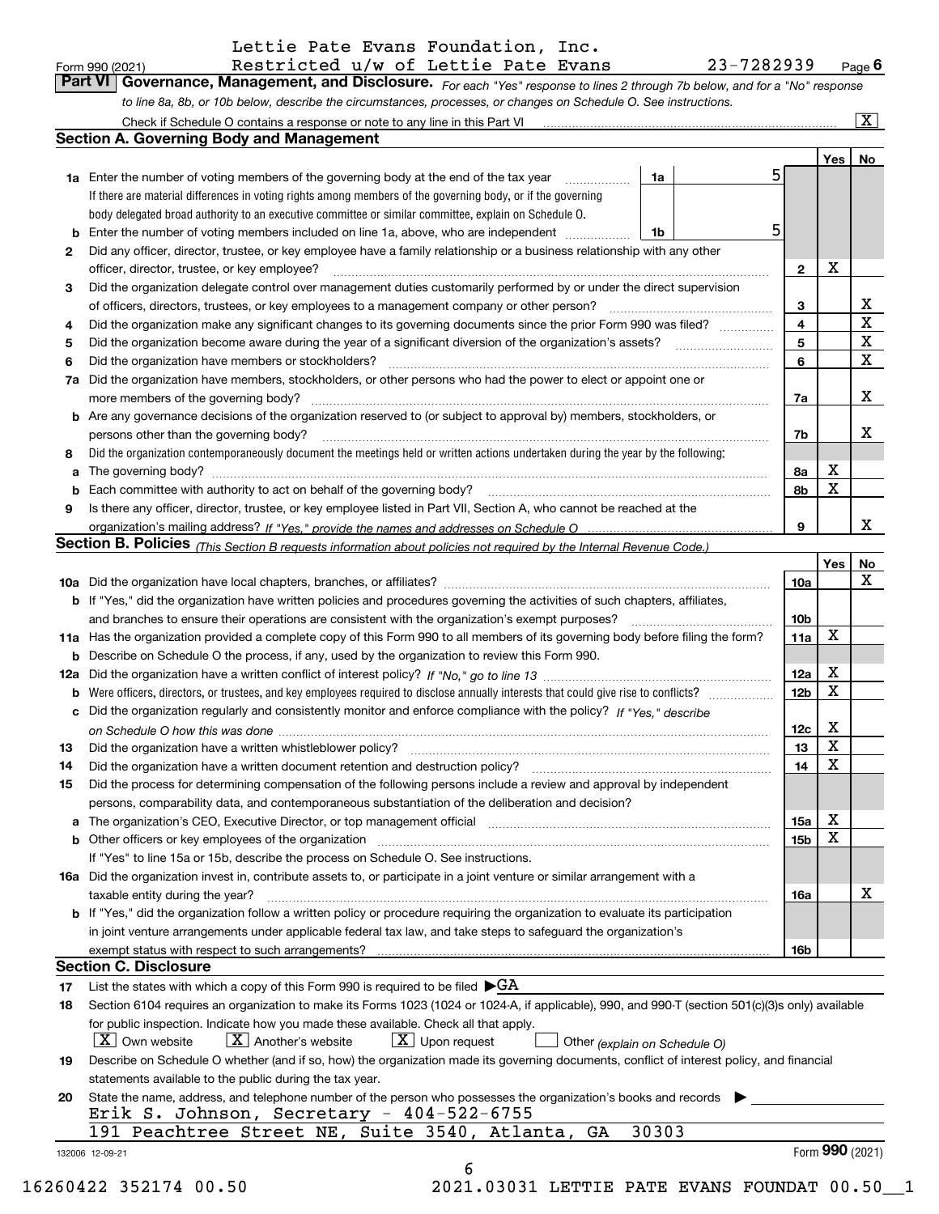Lettie Pate Evans Foundation, Inc.

Form 990 (2021) Restricted u/w of Lettie Pate Evans 23-7282939 Page 6

**Part VI Governance, Management, and Disclosure.** *For each "Yes" response to lines 2 through 7b below, and for a "No" response to line 8a, 8b, or 10b below, describe the circumstances, processes, or changes on Schedule O. See instructions.*

Check if Schedule O contains a response or note to any line in this Part VI ... [X]

## Section A. Governing Body and Management

| | | | Yes | No |
|---|---|---|---|---|
| 1a | Enter the number of voting members of the governing body at the end of the tax year ... 1a: 5. If there are material differences in voting rights among members of the governing body, or if the governing body delegated broad authority to an executive committee or similar committee, explain on Schedule O. | | | |
| b | Enter the number of voting members included on line 1a, above, who are independent ... 1b: 5 | | | |
| 2 | Did any officer, director, trustee, or key employee have a family relationship or a business relationship with any other officer, director, trustee, or key employee? | 2 | X | |
| 3 | Did the organization delegate control over management duties customarily performed by or under the direct supervision of officers, directors, trustees, or key employees to a management company or other person? | 3 | | X |
| 4 | Did the organization make any significant changes to its governing documents since the prior Form 990 was filed? | 4 | | X |
| 5 | Did the organization become aware during the year of a significant diversion of the organization's assets? | 5 | | X |
| 6 | Did the organization have members or stockholders? | 6 | | X |
| 7a | Did the organization have members, stockholders, or other persons who had the power to elect or appoint one or more members of the governing body? | 7a | | X |
| b | Are any governance decisions of the organization reserved to (or subject to approval by) members, stockholders, or persons other than the governing body? | 7b | | X |
| 8 | Did the organization contemporaneously document the meetings held or written actions undertaken during the year by the following: | | | |
| a | The governing body? | 8a | X | |
| b | Each committee with authority to act on behalf of the governing body? | 8b | X | |
| 9 | Is there any officer, director, trustee, or key employee listed in Part VII, Section A, who cannot be reached at the organization's mailing address? *If "Yes," provide the names and addresses on Schedule O* | 9 | | X |

## Section B. Policies *(This Section B requests information about policies not required by the Internal Revenue Code.)*

| | | | Yes | No |
|---|---|---|---|---|
| 10a | Did the organization have local chapters, branches, or affiliates? | 10a | | X |
| b | If "Yes," did the organization have written policies and procedures governing the activities of such chapters, affiliates, and branches to ensure their operations are consistent with the organization's exempt purposes? | 10b | | |
| 11a | Has the organization provided a complete copy of this Form 990 to all members of its governing body before filing the form? | 11a | X | |
| b | Describe on Schedule O the process, if any, used by the organization to review this Form 990. | | | |
| 12a | Did the organization have a written conflict of interest policy? *If "No," go to line 13* | 12a | X | |
| b | Were officers, directors, or trustees, and key employees required to disclose annually interests that could give rise to conflicts? | 12b | X | |
| c | Did the organization regularly and consistently monitor and enforce compliance with the policy? *If "Yes," describe on Schedule O how this was done* | 12c | X | |
| 13 | Did the organization have a written whistleblower policy? | 13 | X | |
| 14 | Did the organization have a written document retention and destruction policy? | 14 | X | |
| 15 | Did the process for determining compensation of the following persons include a review and approval by independent persons, comparability data, and contemporaneous substantiation of the deliberation and decision? | | | |
| a | The organization's CEO, Executive Director, or top management official | 15a | X | |
| b | Other officers or key employees of the organization | 15b | X | |
| | If "Yes" to line 15a or 15b, describe the process on Schedule O. See instructions. | | | |
| 16a | Did the organization invest in, contribute assets to, or participate in a joint venture or similar arrangement with a taxable entity during the year? | 16a | | X |
| b | If "Yes," did the organization follow a written policy or procedure requiring the organization to evaluate its participation in joint venture arrangements under applicable federal tax law, and take steps to safeguard the organization's exempt status with respect to such arrangements? | 16b | | |

## Section C. Disclosure

17 List the states with which a copy of this Form 990 is required to be filed ▶GA

18 Section 6104 requires an organization to make its Forms 1023 (1024 or 1024-A, if applicable), 990, and 990-T (section 501(c)(3)s only) available for public inspection. Indicate how you made these available. Check all that apply.

[X] Own website [X] Another's website [X] Upon request [ ] Other *(explain on Schedule O)*

19 Describe on Schedule O whether (and if so, how) the organization made its governing documents, conflict of interest policy, and financial statements available to the public during the tax year.

20 State the name, address, and telephone number of the person who possesses the organization's books and records ▶

Erik S. Johnson, Secretary - 404-522-6755

191 Peachtree Street NE, Suite 3540, Atlanta, GA 30303

132006 12-09-21 Form **990** (2021)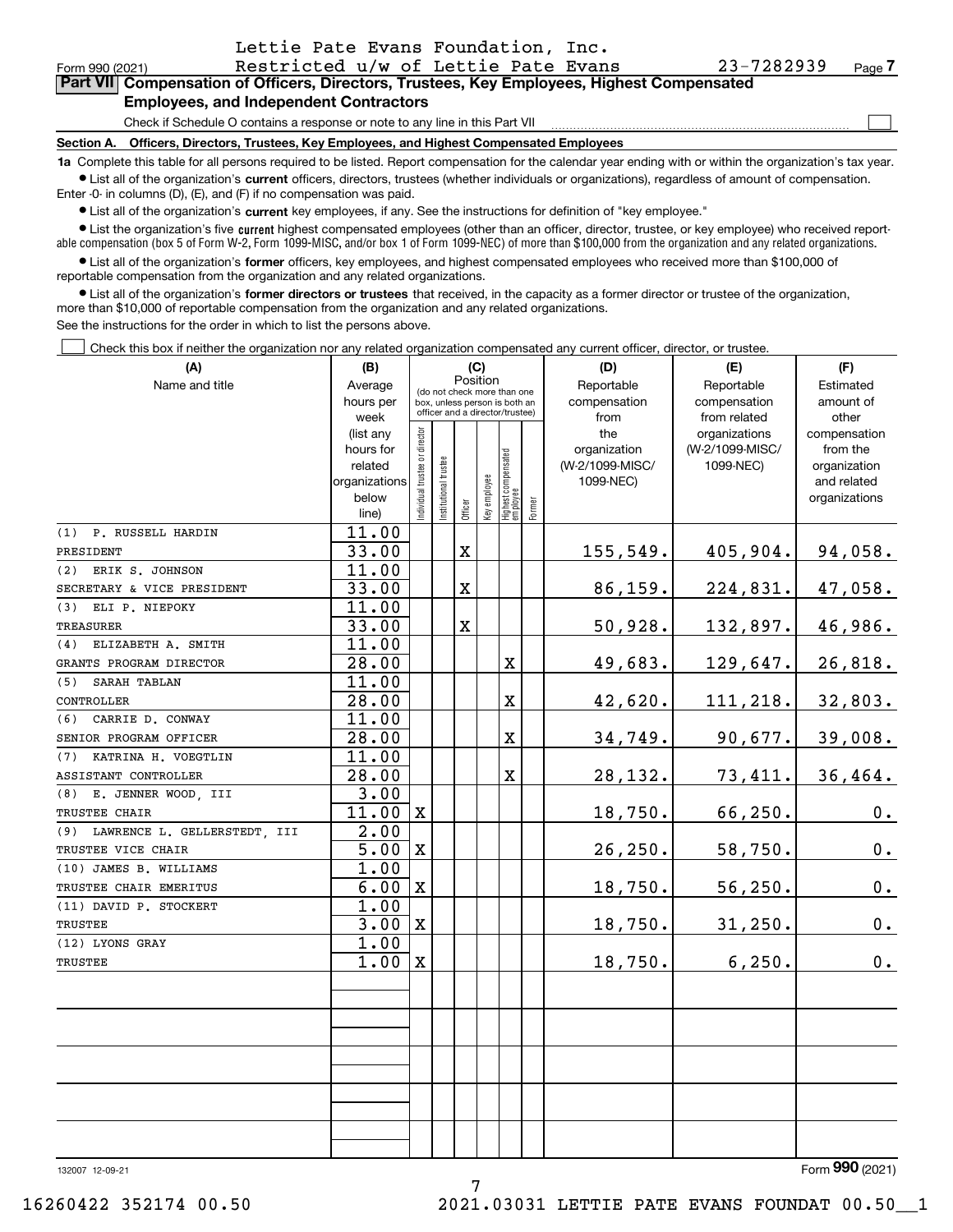Lettie Pate Evans Foundation, Inc.

Form 990 (2021) Restricted u/w of Lettie Pate Evans 23-7282939 Page **7**

## Part VII Compensation of Officers, Directors, Trustees, Key Employees, Highest Compensated Employees, and Independent Contractors

Check if Schedule O contains a response or note to any line in this Part VII ☐

**Section A. Officers, Directors, Trustees, Key Employees, and Highest Compensated Employees**

**1a** Complete this table for all persons required to be listed. Report compensation for the calendar year ending with or within the organization's tax year.

- List all of the organization's **current** officers, directors, trustees (whether individuals or organizations), regardless of amount of compensation. Enter -0- in columns (D), (E), and (F) if no compensation was paid.
- List all of the organization's **current** key employees, if any. See the instructions for definition of "key employee."
- List the organization's five **current** highest compensated employees (other than an officer, director, trustee, or key employee) who received reportable compensation (box 5 of Form W-2, Form 1099-MISC, and/or box 1 of Form 1099-NEC) of more than $100,000 from the organization and any related organizations.
- List all of the organization's **former** officers, key employees, and highest compensated employees who received more than $100,000 of reportable compensation from the organization and any related organizations.
- List all of the organization's **former directors or trustees** that received, in the capacity as a former director or trustee of the organization, more than $10,000 of reportable compensation from the organization and any related organizations.

See the instructions for the order in which to list the persons above.

☐ Check this box if neither the organization nor any related organization compensated any current officer, director, or trustee.

| (A) Name and title | (B) Average hours per week (list any hours for related organizations below line) | (C) Individual trustee or director | Institutional trustee | Officer | Key employee | Highest compensated employee | Former | (D) Reportable compensation from the organization (W-2/1099-MISC/1099-NEC) | (E) Reportable compensation from related organizations (W-2/1099-MISC/1099-NEC) | (F) Estimated amount of other compensation from the organization and related organizations |
|---|---|---|---|---|---|---|---|---|---|---|
| (1) P. RUSSELL HARDIN<br>PRESIDENT | 11.00<br>33.00 | | | X | | | | 155,549. | 405,904. | 94,058. |
| (2) ERIK S. JOHNSON<br>SECRETARY & VICE PRESIDENT | 11.00<br>33.00 | | | X | | | | 86,159. | 224,831. | 47,058. |
| (3) ELI P. NIEPOKY<br>TREASURER | 11.00<br>33.00 | | | X | | | | 50,928. | 132,897. | 46,986. |
| (4) ELIZABETH A. SMITH<br>GRANTS PROGRAM DIRECTOR | 11.00<br>28.00 | | | | | X | | 49,683. | 129,647. | 26,818. |
| (5) SARAH TABLAN<br>CONTROLLER | 11.00<br>28.00 | | | | | X | | 42,620. | 111,218. | 32,803. |
| (6) CARRIE D. CONWAY<br>SENIOR PROGRAM OFFICER | 11.00<br>28.00 | | | | | X | | 34,749. | 90,677. | 39,008. |
| (7) KATRINA H. VOEGTLIN<br>ASSISTANT CONTROLLER | 11.00<br>28.00 | | | | | X | | 28,132. | 73,411. | 36,464. |
| (8) E. JENNER WOOD, III<br>TRUSTEE CHAIR | 3.00<br>11.00 | X | | | | | | 18,750. | 66,250. | 0. |
| (9) LAWRENCE L. GELLERSTEDT, III<br>TRUSTEE VICE CHAIR | 2.00<br>5.00 | X | | | | | | 26,250. | 58,750. | 0. |
| (10) JAMES B. WILLIAMS<br>TRUSTEE CHAIR EMERITUS | 1.00<br>6.00 | X | | | | | | 18,750. | 56,250. | 0. |
| (11) DAVID P. STOCKERT<br>TRUSTEE | 1.00<br>3.00 | X | | | | | | 18,750. | 31,250. | 0. |
| (12) LYONS GRAY<br>TRUSTEE | 1.00<br>1.00 | X | | | | | | 18,750. | 6,250. | 0. |

Form **990** (2021)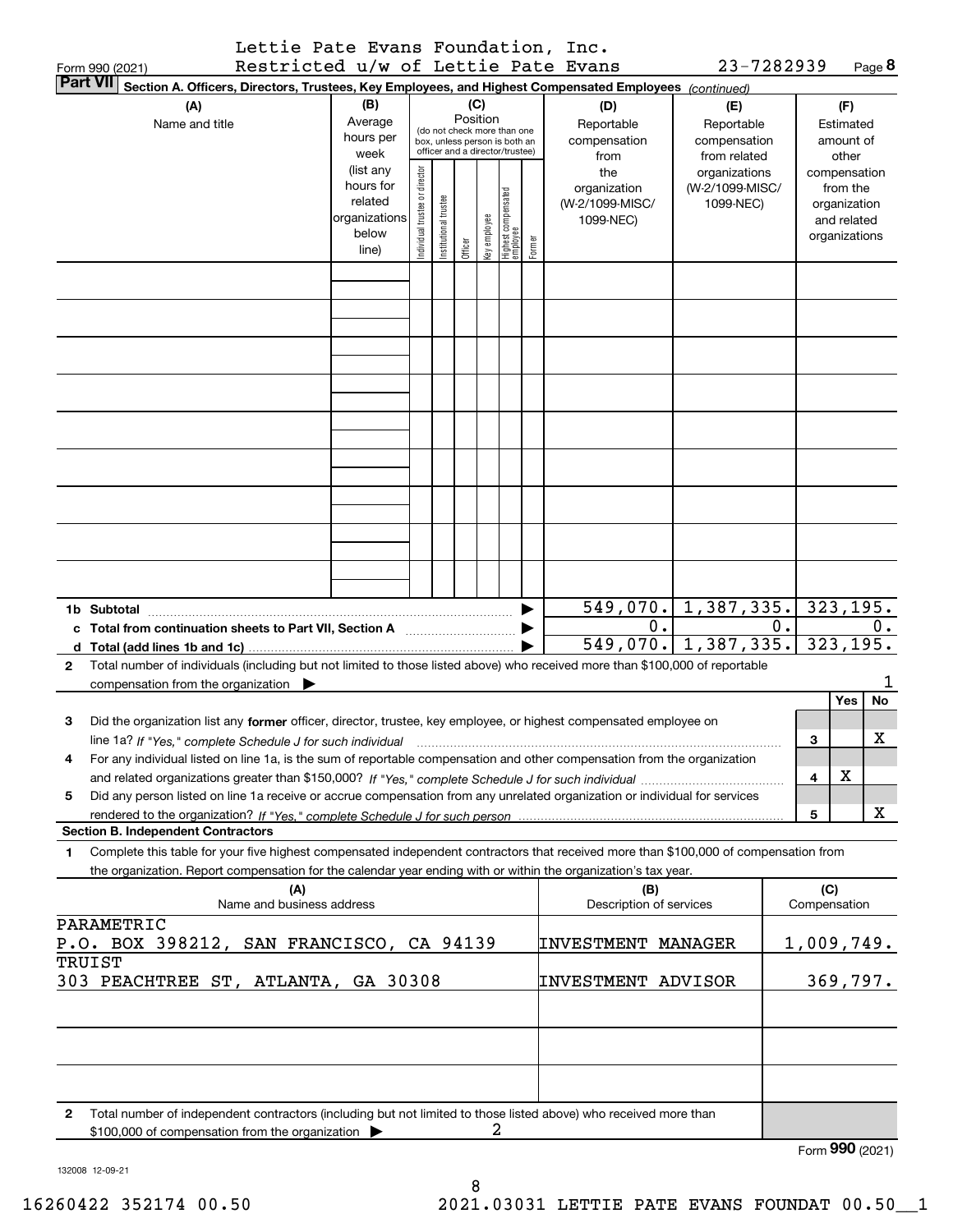Lettie Pate Evans Foundation, Inc.
Restricted u/w of Lettie Pate Evans 23-7282939

Form 990 (2021)

## Part VII Section A. Officers, Directors, Trustees, Key Employees, and Highest Compensated Employees *(continued)*

| (A) Name and title | (B) Average hours per week (list any hours for related organizations below line) | (C) Position (do not check more than one box, unless person is both an officer and a director/trustee): Individual trustee or director | Institutional trustee | Officer | Key employee | Highest compensated employee | Former | (D) Reportable compensation from the organization (W-2/1099-MISC/ 1099-NEC) | (E) Reportable compensation from related organizations (W-2/1099-MISC/ 1099-NEC) | (F) Estimated amount of other compensation from the organization and related organizations |
|---|---|---|---|---|---|---|---|---|---|---|
| | | | | | | | | | | |
| | | | | | | | | | | |
| | | | | | | | | | | |
| | | | | | | | | | | |
| | | | | | | | | | | |
| | | | | | | | | | | |
| | | | | | | | | | | |
| | | | | | | | | | | |
| | | | | | | | | | | |
| **1b Subtotal** | | | | | | | ▶ | 549,070. | 1,387,335. | 323,195. |
| **c Total from continuation sheets to Part VII, Section A** | | | | | | | ▶ | 0. | 0. | 0. |
| **d Total (add lines 1b and 1c)** | | | | | | | ▶ | 549,070. | 1,387,335. | 323,195. |

**2** Total number of individuals (including but not limited to those listed above) who received more than $100,000 of reportable compensation from the organization ▶ 1

| | | Yes | No |
|---|---|---|---|
| **3** Did the organization list any **former** officer, director, trustee, key employee, or highest compensated employee on line 1a? *If "Yes," complete Schedule J for such individual* | 3 | | X |
| **4** For any individual listed on line 1a, is the sum of reportable compensation and other compensation from the organization and related organizations greater than $150,000? *If "Yes," complete Schedule J for such individual* | 4 | X | |
| **5** Did any person listed on line 1a receive or accrue compensation from any unrelated organization or individual for services rendered to the organization? *If "Yes," complete Schedule J for such person* | 5 | | X |

### Section B. Independent Contractors

**1** Complete this table for your five highest compensated independent contractors that received more than $100,000 of compensation from the organization. Report compensation for the calendar year ending with or within the organization's tax year.

| (A) Name and business address | (B) Description of services | (C) Compensation |
|---|---|---|
| PARAMETRIC<br>P.O. BOX 398212, SAN FRANCISCO, CA 94139 | INVESTMENT MANAGER | 1,009,749. |
| TRUIST<br>303 PEACHTREE ST, ATLANTA, GA 30308 | INVESTMENT ADVISOR | 369,797. |
| | | |
| | | |
| | | |

**2** Total number of independent contractors (including but not limited to those listed above) who received more than $100,000 of compensation from the organization ▶ 2

Form **990** (2021)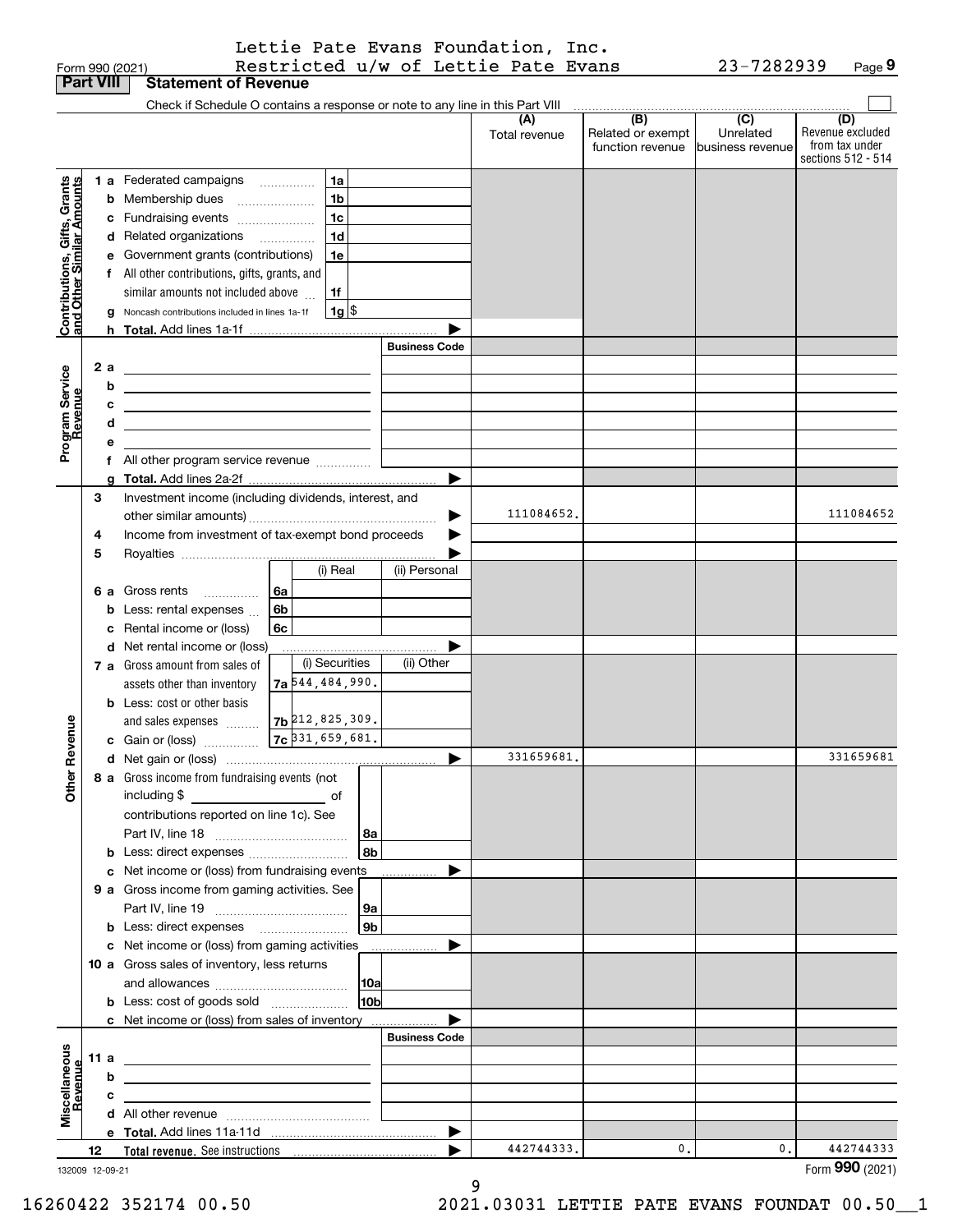Lettie Pate Evans Foundation, Inc.
Form 990 (2021) Restricted u/w of Lettie Pate Evans 23-7282939 Page **9**

## Part VIII Statement of Revenue

Check if Schedule O contains a response or note to any line in this Part VIII

| | | | | | (A) Total revenue | (B) Related or exempt function revenue | (C) Unrelated business revenue | (D) Revenue excluded from tax under sections 512 - 514 |
|---|---|---|---|---|---|---|---|---|
| **Contributions, Gifts, Grants and Other Similar Amounts** | 1 a | Federated campaigns | 1a | | | | | |
| | b | Membership dues | 1b | | | | | |
| | c | Fundraising events | 1c | | | | | |
| | d | Related organizations | 1d | | | | | |
| | e | Government grants (contributions) | 1e | | | | | |
| | f | All other contributions, gifts, grants, and similar amounts not included above | 1f | | | | | |
| | g | Noncash contributions included in lines 1a-1f | 1g | $ | | | | |
| | h | **Total.** Add lines 1a-1f | | | | | | |
| | | | | **Business Code** | | | | |
| **Program Service Revenue** | 2 a | | | | | | | |
| | b | | | | | | | |
| | c | | | | | | | |
| | d | | | | | | | |
| | e | | | | | | | |
| | f | All other program service revenue | | | | | | |
| | g | **Total.** Add lines 2a-2f | | | | | | |
| **Other Revenue** | 3 | Investment income (including dividends, interest, and other similar amounts) | | | 111084652. | | | 111084652 |
| | 4 | Income from investment of tax-exempt bond proceeds | | | | | | |
| | 5 | Royalties | | | | | | |
| | | | | (i) Real / (ii) Personal | | | | |
| | 6 a | Gross rents | 6a | | | | | |
| | b | Less: rental expenses | 6b | | | | | |
| | c | Rental income or (loss) | 6c | | | | | |
| | d | Net rental income or (loss) | | | | | | |
| | | | | (i) Securities / (ii) Other | | | | |
| | 7 a | Gross amount from sales of assets other than inventory | 7a | 544,484,990. | | | | |
| | b | Less: cost or other basis and sales expenses | 7b | 212,825,309. | | | | |
| | c | Gain or (loss) | 7c | 331,659,681. | | | | |
| | d | Net gain or (loss) | | | 331659681. | | | 331659681 |
| | 8 a | Gross income from fundraising events (not including $ of contributions reported on line 1c). See Part IV, line 18 | 8a | | | | | |
| | b | Less: direct expenses | 8b | | | | | |
| | c | Net income or (loss) from fundraising events | | | | | | |
| | 9 a | Gross income from gaming activities. See Part IV, line 19 | 9a | | | | | |
| | b | Less: direct expenses | 9b | | | | | |
| | c | Net income or (loss) from gaming activities | | | | | | |
| | 10 a | Gross sales of inventory, less returns and allowances | 10a | | | | | |
| | b | Less: cost of goods sold | 10b | | | | | |
| | c | Net income or (loss) from sales of inventory | | | | | | |
| | | | | **Business Code** | | | | |
| **Miscellaneous Revenue** | 11 a | | | | | | | |
| | b | | | | | | | |
| | c | | | | | | | |
| | d | All other revenue | | | | | | |
| | e | **Total.** Add lines 11a-11d | | | | | | |
| | 12 | **Total revenue.** See instructions | | | 442744333. | 0. | 0. | 442744333 |

132009 12-09-21

Form **990** (2021)

16260422 352174 00.50 2021.03031 LETTIE PATE EVANS FOUNDAT 00.50__1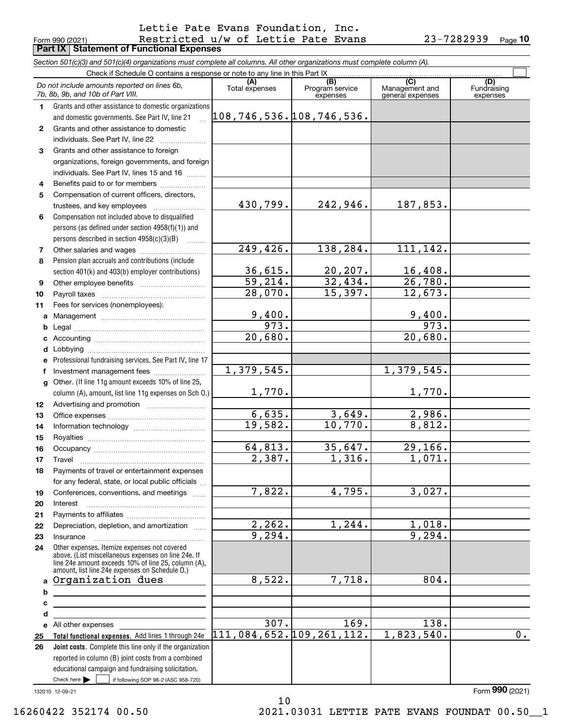Lettie Pate Evans Foundation, Inc.

Form 990 (2021) Restricted u/w of Lettie Pate Evans 23-7282939 Page 10

## Part IX Statement of Functional Expenses

*Section 501(c)(3) and 501(c)(4) organizations must complete all columns. All other organizations must complete column (A).*

Check if Schedule O contains a response or note to any line in this Part IX

| | *Do not include amounts reported on lines 6b, 7b, 8b, 9b, and 10b of Part VIII.* | (A) Total expenses | (B) Program service expenses | (C) Management and general expenses | (D) Fundraising expenses |
|---|---|---|---|---|---|
| 1 | Grants and other assistance to domestic organizations and domestic governments. See Part IV, line 21 | 108,746,536. | 108,746,536. | | |
| 2 | Grants and other assistance to domestic individuals. See Part IV, line 22 | | | | |
| 3 | Grants and other assistance to foreign organizations, foreign governments, and foreign individuals. See Part IV, lines 15 and 16 | | | | |
| 4 | Benefits paid to or for members | | | | |
| 5 | Compensation of current officers, directors, trustees, and key employees | 430,799. | 242,946. | 187,853. | |
| 6 | Compensation not included above to disqualified persons (as defined under section 4958(f)(1)) and persons described in section 4958(c)(3)(B) | | | | |
| 7 | Other salaries and wages | 249,426. | 138,284. | 111,142. | |
| 8 | Pension plan accruals and contributions (include section 401(k) and 403(b) employer contributions) | 36,615. | 20,207. | 16,408. | |
| 9 | Other employee benefits | 59,214. | 32,434. | 26,780. | |
| 10 | Payroll taxes | 28,070. | 15,397. | 12,673. | |
| 11 | Fees for services (nonemployees): | | | | |
| a | Management | 9,400. | | 9,400. | |
| b | Legal | 973. | | 973. | |
| c | Accounting | 20,680. | | 20,680. | |
| d | Lobbying | | | | |
| e | Professional fundraising services. See Part IV, line 17 | | | | |
| f | Investment management fees | 1,379,545. | | 1,379,545. | |
| g | Other. (If line 11g amount exceeds 10% of line 25, column (A), amount, list line 11g expenses on Sch O.) | 1,770. | | 1,770. | |
| 12 | Advertising and promotion | | | | |
| 13 | Office expenses | 6,635. | 3,649. | 2,986. | |
| 14 | Information technology | 19,582. | 10,770. | 8,812. | |
| 15 | Royalties | | | | |
| 16 | Occupancy | 64,813. | 35,647. | 29,166. | |
| 17 | Travel | 2,387. | 1,316. | 1,071. | |
| 18 | Payments of travel or entertainment expenses for any federal, state, or local public officials | | | | |
| 19 | Conferences, conventions, and meetings | 7,822. | 4,795. | 3,027. | |
| 20 | Interest | | | | |
| 21 | Payments to affiliates | | | | |
| 22 | Depreciation, depletion, and amortization | 2,262. | 1,244. | 1,018. | |
| 23 | Insurance | 9,294. | | 9,294. | |
| 24 | Other expenses. Itemize expenses not covered above. (List miscellaneous expenses on line 24e. If line 24e amount exceeds 10% of line 25, column (A), amount, list line 24e expenses on Schedule O.) | | | | |
| a | Organization dues | 8,522. | 7,718. | 804. | |
| b | | | | | |
| c | | | | | |
| d | | | | | |
| e | All other expenses | 307. | 169. | 138. | |
| 25 | **Total functional expenses.** Add lines 1 through 24e | 111,084,652. | 109,261,112. | 1,823,540. | 0. |
| 26 | **Joint costs.** Complete this line only if the organization reported in column (B) joint costs from a combined educational campaign and fundraising solicitation. Check here ☐ if following SOP 98-2 (ASC 958-720) | | | | |

132010 12-09-21

Form **990** (2021)

16260422 352174 00.50 2021.03031 LETTIE PATE EVANS FOUNDAT 00.50__1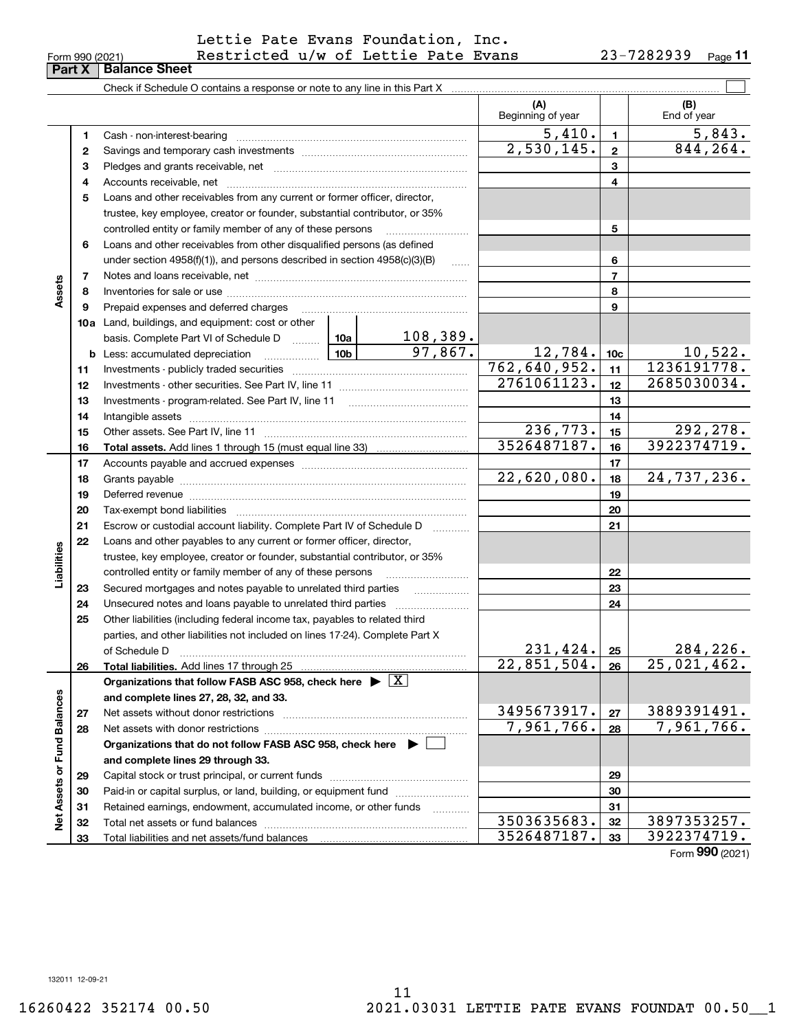Lettie Pate Evans Foundation, Inc.
Form 990 (2021) Restricted u/w of Lettie Pate Evans 23-7282939 Page 11

## Part X Balance Sheet

Check if Schedule O contains a response or note to any line in this Part X ☐

| | | | (A) Beginning of year | | (B) End of year |
|---|---|---|---|---|---|
| Assets | 1 | Cash - non-interest-bearing | 5,410. | 1 | 5,843. |
| | 2 | Savings and temporary cash investments | 2,530,145. | 2 | 844,264. |
| | 3 | Pledges and grants receivable, net | | 3 | |
| | 4 | Accounts receivable, net | | 4 | |
| | 5 | Loans and other receivables from any current or former officer, director, trustee, key employee, creator or founder, substantial contributor, or 35% controlled entity or family member of any of these persons | | 5 | |
| | 6 | Loans and other receivables from other disqualified persons (as defined under section 4958(f)(1)), and persons described in section 4958(c)(3)(B) | | 6 | |
| | 7 | Notes and loans receivable, net | | 7 | |
| | 8 | Inventories for sale or use | | 8 | |
| | 9 | Prepaid expenses and deferred charges | | 9 | |
| | 10a | Land, buildings, and equipment: cost or other basis. Complete Part VI of Schedule D — 10a: 108,389. | | | |
| | b | Less: accumulated depreciation — 10b: 97,867. | 12,784. | 10c | 10,522. |
| | 11 | Investments - publicly traded securities | 762,640,952. | 11 | 1236191778. |
| | 12 | Investments - other securities. See Part IV, line 11 | 2761061123. | 12 | 2685030034. |
| | 13 | Investments - program-related. See Part IV, line 11 | | 13 | |
| | 14 | Intangible assets | | 14 | |
| | 15 | Other assets. See Part IV, line 11 | 236,773. | 15 | 292,278. |
| | 16 | **Total assets.** Add lines 1 through 15 (must equal line 33) | 3526487187. | 16 | 3922374719. |
| Liabilities | 17 | Accounts payable and accrued expenses | | 17 | |
| | 18 | Grants payable | 22,620,080. | 18 | 24,737,236. |
| | 19 | Deferred revenue | | 19 | |
| | 20 | Tax-exempt bond liabilities | | 20 | |
| | 21 | Escrow or custodial account liability. Complete Part IV of Schedule D | | 21 | |
| | 22 | Loans and other payables to any current or former officer, director, trustee, key employee, creator or founder, substantial contributor, or 35% controlled entity or family member of any of these persons | | 22 | |
| | 23 | Secured mortgages and notes payable to unrelated third parties | | 23 | |
| | 24 | Unsecured notes and loans payable to unrelated third parties | | 24 | |
| | 25 | Other liabilities (including federal income tax, payables to related third parties, and other liabilities not included on lines 17-24). Complete Part X of Schedule D | 231,424. | 25 | 284,226. |
| | 26 | **Total liabilities.** Add lines 17 through 25 | 22,851,504. | 26 | 25,021,462. |
| Net Assets or Fund Balances | | **Organizations that follow FASB ASC 958, check here** ▶ ☒ **and complete lines 27, 28, 32, and 33.** | | | |
| | 27 | Net assets without donor restrictions | 3495673917. | 27 | 3889391491. |
| | 28 | Net assets with donor restrictions | 7,961,766. | 28 | 7,961,766. |
| | | **Organizations that do not follow FASB ASC 958, check here** ▶ ☐ **and complete lines 29 through 33.** | | | |
| | 29 | Capital stock or trust principal, or current funds | | 29 | |
| | 30 | Paid-in or capital surplus, or land, building, or equipment fund | | 30 | |
| | 31 | Retained earnings, endowment, accumulated income, or other funds | | 31 | |
| | 32 | Total net assets or fund balances | 3503635683. | 32 | 3897353257. |
| | 33 | Total liabilities and net assets/fund balances | 3526487187. | 33 | 3922374719. |

Form **990** (2021)

132011 12-09-21

16260422 352174 00.50 2021.03031 LETTIE PATE EVANS FOUNDAT 00.50__1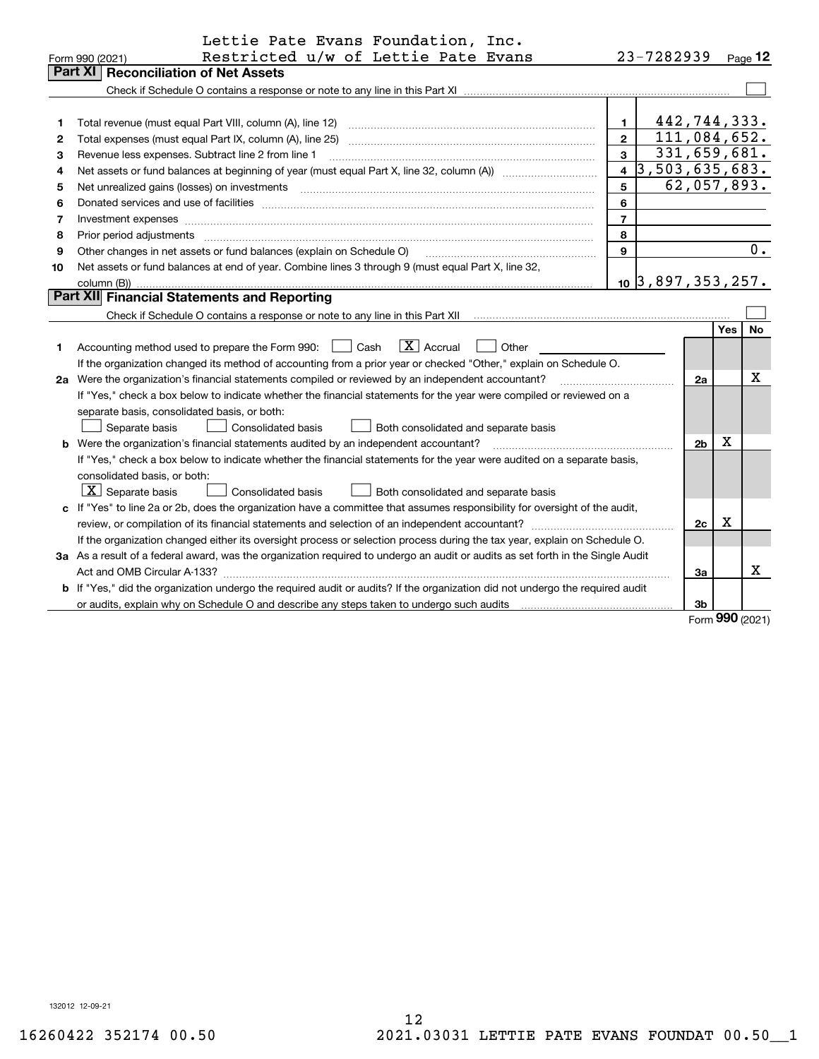Lettie Pate Evans Foundation, Inc.
Form 990 (2021) Restricted u/w of Lettie Pate Evans 23-7282939 Page 12

## Part XI Reconciliation of Net Assets

Check if Schedule O contains a response or note to any line in this Part XI [ ]

| | | | |
|---|---|---|---|
| 1 | Total revenue (must equal Part VIII, column (A), line 12) | 1 | 442,744,333. |
| 2 | Total expenses (must equal Part IX, column (A), line 25) | 2 | 111,084,652. |
| 3 | Revenue less expenses. Subtract line 2 from line 1 | 3 | 331,659,681. |
| 4 | Net assets or fund balances at beginning of year (must equal Part X, line 32, column (A)) | 4 | 3,503,635,683. |
| 5 | Net unrealized gains (losses) on investments | 5 | 62,057,893. |
| 6 | Donated services and use of facilities | 6 | |
| 7 | Investment expenses | 7 | |
| 8 | Prior period adjustments | 8 | |
| 9 | Other changes in net assets or fund balances (explain on Schedule O) | 9 | 0. |
| 10 | Net assets or fund balances at end of year. Combine lines 3 through 9 (must equal Part X, line 32, column (B)) | 10 | 3,897,353,257. |

## Part XII Financial Statements and Reporting

Check if Schedule O contains a response or note to any line in this Part XII [ ]

| | | | Yes | No |
|---|---|---|---|---|
| 1 | Accounting method used to prepare the Form 990: [ ] Cash [X] Accrual [ ] Other ______ If the organization changed its method of accounting from a prior year or checked "Other," explain on Schedule O. | | | |
| 2a | Were the organization's financial statements compiled or reviewed by an independent accountant? If "Yes," check a box below to indicate whether the financial statements for the year were compiled or reviewed on a separate basis, consolidated basis, or both: [ ] Separate basis [ ] Consolidated basis [ ] Both consolidated and separate basis | 2a | | X |
| b | Were the organization's financial statements audited by an independent accountant? If "Yes," check a box below to indicate whether the financial statements for the year were audited on a separate basis, consolidated basis, or both: [X] Separate basis [ ] Consolidated basis [ ] Both consolidated and separate basis | 2b | X | |
| c | If "Yes" to line 2a or 2b, does the organization have a committee that assumes responsibility for oversight of the audit, review, or compilation of its financial statements and selection of an independent accountant? If the organization changed either its oversight process or selection process during the tax year, explain on Schedule O. | 2c | X | |
| 3a | As a result of a federal award, was the organization required to undergo an audit or audits as set forth in the Single Audit Act and OMB Circular A-133? | 3a | | X |
| b | If "Yes," did the organization undergo the required audit or audits? If the organization did not undergo the required audit or audits, explain why on Schedule O and describe any steps taken to undergo such audits | 3b | | |

Form 990 (2021)

132012 12-09-21

16260422 352174 00.50 2021.03031 LETTIE PATE EVANS FOUNDAT 00.50__1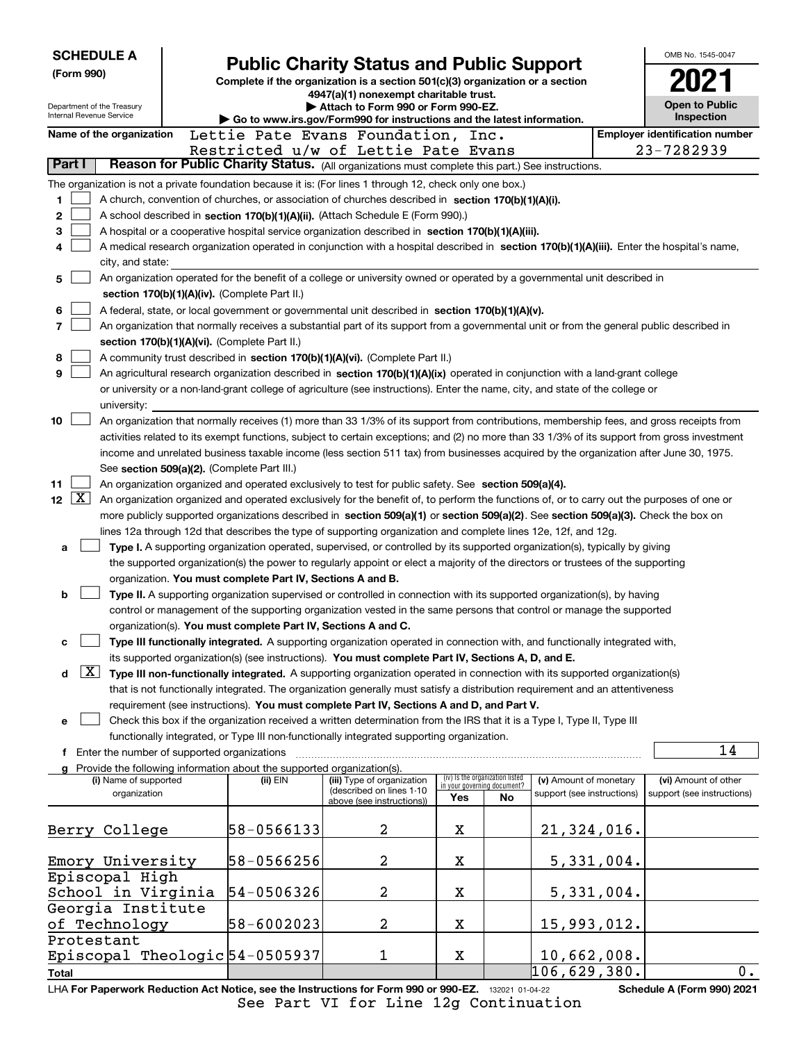**SCHEDULE A**
**(Form 990)**

Department of the Treasury
Internal Revenue Service

# Public Charity Status and Public Support

**Complete if the organization is a section 501(c)(3) organization or a section 4947(a)(1) nonexempt charitable trust.**
**▶ Attach to Form 990 or Form 990-EZ.**
**▶ Go to www.irs.gov/Form990 for instructions and the latest information.**

OMB No. 1545-0047
**2021**
**Open to Public Inspection**

**Name of the organization** Lettie Pate Evans Foundation, Inc. Restricted u/w of Lettie Pate Evans

**Employer identification number** 23-7282939

**Part I** **Reason for Public Charity Status.** (All organizations must complete this part.) See instructions.

The organization is not a private foundation because it is: (For lines 1 through 12, check only one box.)

1 [ ] A church, convention of churches, or association of churches described in **section 170(b)(1)(A)(i).**

2 [ ] A school described in **section 170(b)(1)(A)(ii).** (Attach Schedule E (Form 990).)

3 [ ] A hospital or a cooperative hospital service organization described in **section 170(b)(1)(A)(iii).**

4 [ ] A medical research organization operated in conjunction with a hospital described in **section 170(b)(1)(A)(iii).** Enter the hospital's name, city, and state:

5 [ ] An organization operated for the benefit of a college or university owned or operated by a governmental unit described in **section 170(b)(1)(A)(iv).** (Complete Part II.)

6 [ ] A federal, state, or local government or governmental unit described in **section 170(b)(1)(A)(v).**

7 [ ] An organization that normally receives a substantial part of its support from a governmental unit or from the general public described in **section 170(b)(1)(A)(vi).** (Complete Part II.)

8 [ ] A community trust described in **section 170(b)(1)(A)(vi).** (Complete Part II.)

9 [ ] An agricultural research organization described in **section 170(b)(1)(A)(ix)** operated in conjunction with a land-grant college or university or a non-land-grant college of agriculture (see instructions). Enter the name, city, and state of the college or university:

10 [ ] An organization that normally receives (1) more than 33 1/3% of its support from contributions, membership fees, and gross receipts from activities related to its exempt functions, subject to certain exceptions; and (2) no more than 33 1/3% of its support from gross investment income and unrelated business taxable income (less section 511 tax) from businesses acquired by the organization after June 30, 1975. See **section 509(a)(2).** (Complete Part III.)

11 [ ] An organization organized and operated exclusively to test for public safety. See **section 509(a)(4).**

12 [X] An organization organized and operated exclusively for the benefit of, to perform the functions of, or to carry out the purposes of one or more publicly supported organizations described in **section 509(a)(1)** or **section 509(a)(2)**. See **section 509(a)(3).** Check the box on lines 12a through 12d that describes the type of supporting organization and complete lines 12e, 12f, and 12g.

a [ ] **Type I.** A supporting organization operated, supervised, or controlled by its supported organization(s), typically by giving the supported organization(s) the power to regularly appoint or elect a majority of the directors or trustees of the supporting organization. **You must complete Part IV, Sections A and B.**

b [ ] **Type II.** A supporting organization supervised or controlled in connection with its supported organization(s), by having control or management of the supporting organization vested in the same persons that control or manage the supported organization(s). **You must complete Part IV, Sections A and C.**

c [ ] **Type III functionally integrated.** A supporting organization operated in connection with, and functionally integrated with, its supported organization(s) (see instructions). **You must complete Part IV, Sections A, D, and E.**

d [X] **Type III non-functionally integrated.** A supporting organization operated in connection with its supported organization(s) that is not functionally integrated. The organization generally must satisfy a distribution requirement and an attentiveness requirement (see instructions). **You must complete Part IV, Sections A and D, and Part V.**

e [ ] Check this box if the organization received a written determination from the IRS that it is a Type I, Type II, Type III functionally integrated, or Type III non-functionally integrated supporting organization.

f Enter the number of supported organizations: 14

g Provide the following information about the supported organization(s).

| (i) Name of supported organization | (ii) EIN | (iii) Type of organization (described on lines 1-10 above (see instructions)) | (iv) Is the organization listed in your governing document? Yes | No | (v) Amount of monetary support (see instructions) | (vi) Amount of other support (see instructions) |
|---|---|---|---|---|---|---|
| Berry College | 58-0566133 | 2 | X | | 21,324,016. | |
| Emory University | 58-0566256 | 2 | X | | 5,331,004. | |
| Episcopal High School in Virginia | 54-0506326 | 2 | X | | 5,331,004. | |
| Georgia Institute of Technology | 58-6002023 | 2 | X | | 15,993,012. | |
| Protestant Episcopal Theologic | 54-0505937 | 1 | X | | 10,662,008. | |
| **Total** | | | | | 106,629,380. | 0. |

LHA **For Paperwork Reduction Act Notice, see the Instructions for Form 990 or 990-EZ.** 132021 01-04-22 **Schedule A (Form 990) 2021**

See Part VI for Line 12g Continuation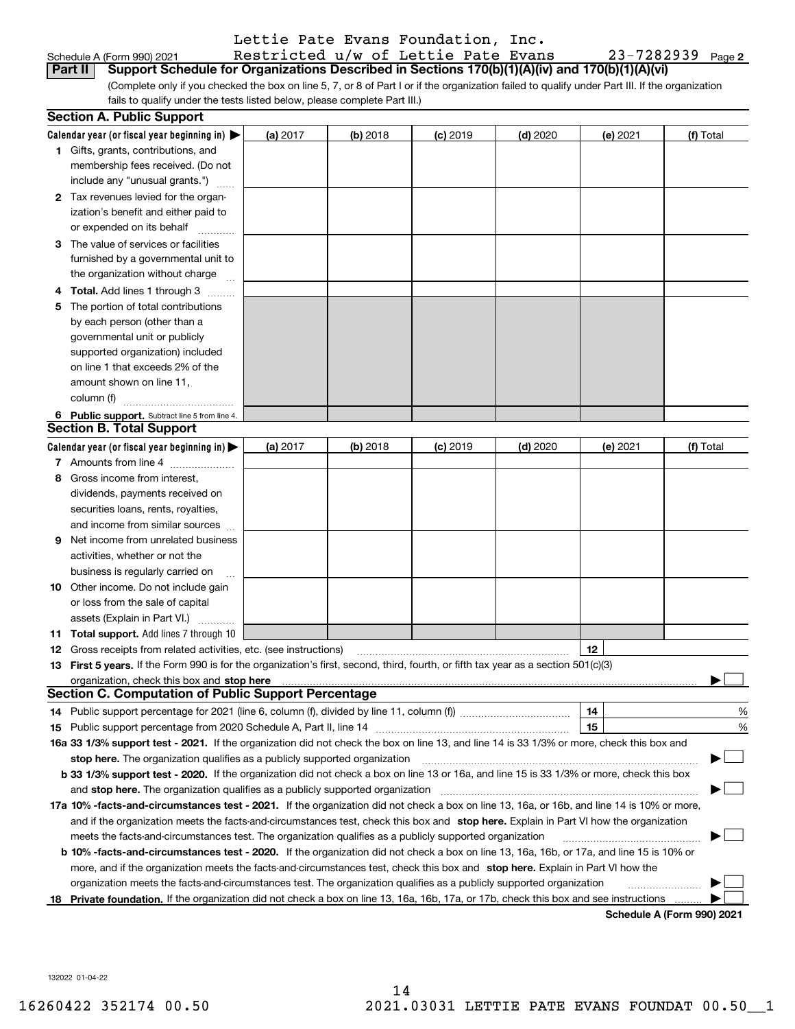Lettie Pate Evans Foundation, Inc.

Schedule A (Form 990) 2021 Restricted u/w of Lettie Pate Evans 23-7282939 Page 2

**Part II Support Schedule for Organizations Described in Sections 170(b)(1)(A)(iv) and 170(b)(1)(A)(vi)**

(Complete only if you checked the box on line 5, 7, or 8 of Part I or if the organization failed to qualify under Part III. If the organization fails to qualify under the tests listed below, please complete Part III.)

## Section A. Public Support

| Calendar year (or fiscal year beginning in) ▶ | (a) 2017 | (b) 2018 | (c) 2019 | (d) 2020 | (e) 2021 | (f) Total |
|---|---|---|---|---|---|---|
| 1 Gifts, grants, contributions, and membership fees received. (Do not include any "unusual grants.") | | | | | | |
| 2 Tax revenues levied for the organization's benefit and either paid to or expended on its behalf | | | | | | |
| 3 The value of services or facilities furnished by a governmental unit to the organization without charge | | | | | | |
| 4 **Total.** Add lines 1 through 3 | | | | | | |
| 5 The portion of total contributions by each person (other than a governmental unit or publicly supported organization) included on line 1 that exceeds 2% of the amount shown on line 11, column (f) | | | | | | |
| 6 **Public support.** Subtract line 5 from line 4. | | | | | | |

## Section B. Total Support

| Calendar year (or fiscal year beginning in) ▶ | (a) 2017 | (b) 2018 | (c) 2019 | (d) 2020 | (e) 2021 | (f) Total |
|---|---|---|---|---|---|---|
| 7 Amounts from line 4 | | | | | | |
| 8 Gross income from interest, dividends, payments received on securities loans, rents, royalties, and income from similar sources | | | | | | |
| 9 Net income from unrelated business activities, whether or not the business is regularly carried on | | | | | | |
| 10 Other income. Do not include gain or loss from the sale of capital assets (Explain in Part VI.) | | | | | | |
| 11 **Total support.** Add lines 7 through 10 | | | | | | |

12 Gross receipts from related activities, etc. (see instructions) | 12 |

13 **First 5 years.** If the Form 990 is for the organization's first, second, third, fourth, or fifth tax year as a section 501(c)(3) organization, check this box and **stop here** ▶ ☐

## Section C. Computation of Public Support Percentage

14 Public support percentage for 2021 (line 6, column (f), divided by line 11, column (f)) | 14 | %

15 Public support percentage from 2020 Schedule A, Part II, line 14 | 15 | %

16a **33 1/3% support test - 2021.** If the organization did not check the box on line 13, and line 14 is 33 1/3% or more, check this box and **stop here.** The organization qualifies as a publicly supported organization ▶ ☐

b **33 1/3% support test - 2020.** If the organization did not check a box on line 13 or 16a, and line 15 is 33 1/3% or more, check this box and **stop here.** The organization qualifies as a publicly supported organization ▶ ☐

17a **10% -facts-and-circumstances test - 2021.** If the organization did not check a box on line 13, 16a, or 16b, and line 14 is 10% or more, and if the organization meets the facts-and-circumstances test, check this box and **stop here.** Explain in Part VI how the organization meets the facts-and-circumstances test. The organization qualifies as a publicly supported organization ▶ ☐

b **10% -facts-and-circumstances test - 2020.** If the organization did not check a box on line 13, 16a, 16b, or 17a, and line 15 is 10% or more, and if the organization meets the facts-and-circumstances test, check this box and **stop here.** Explain in Part VI how the organization meets the facts-and-circumstances test. The organization qualifies as a publicly supported organization ▶ ☐

18 **Private foundation.** If the organization did not check a box on line 13, 16a, 16b, 17a, or 17b, check this box and see instructions ▶ ☐

**Schedule A (Form 990) 2021**

132022 01-04-22

16260422 352174 00.50 2021.03031 LETTIE PATE EVANS FOUNDAT 00.50__1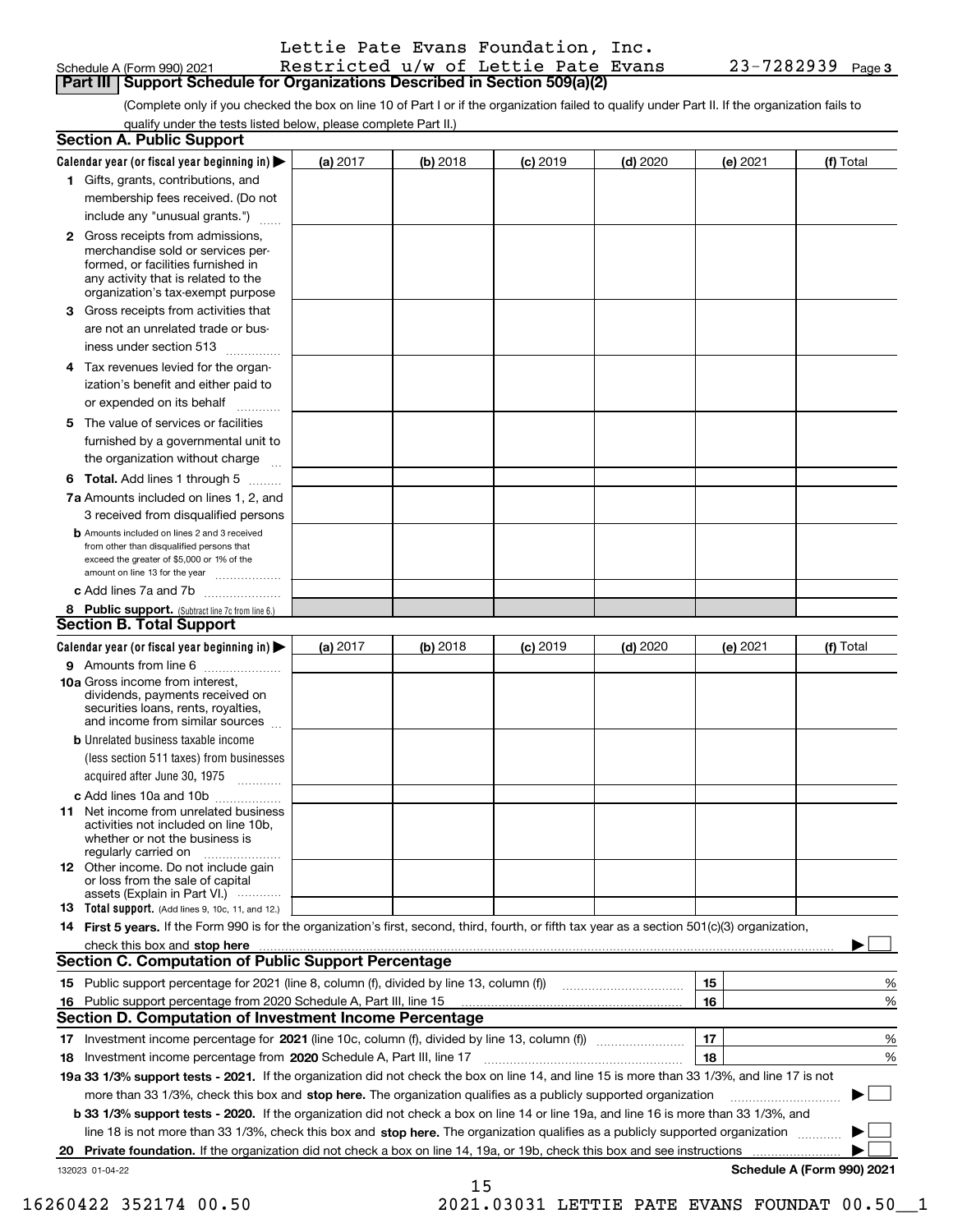Schedule A (Form 990) 2021

Lettie Pate Evans Foundation, Inc.
Restricted u/w of Lettie Pate Evans 23-7282939 Page 3

## Part III Support Schedule for Organizations Described in Section 509(a)(2)

(Complete only if you checked the box on line 10 of Part I or if the organization failed to qualify under Part II. If the organization fails to qualify under the tests listed below, please complete Part II.)

### Section A. Public Support

| Calendar year (or fiscal year beginning in) ▶ | (a) 2017 | (b) 2018 | (c) 2019 | (d) 2020 | (e) 2021 | (f) Total |
|---|---|---|---|---|---|---|
| **1** Gifts, grants, contributions, and membership fees received. (Do not include any "unusual grants.") | | | | | | |
| **2** Gross receipts from admissions, merchandise sold or services performed, or facilities furnished in any activity that is related to the organization's tax-exempt purpose | | | | | | |
| **3** Gross receipts from activities that are not an unrelated trade or business under section 513 | | | | | | |
| **4** Tax revenues levied for the organization's benefit and either paid to or expended on its behalf | | | | | | |
| **5** The value of services or facilities furnished by a governmental unit to the organization without charge | | | | | | |
| **6 Total.** Add lines 1 through 5 | | | | | | |
| **7a** Amounts included on lines 1, 2, and 3 received from disqualified persons | | | | | | |
| **b** Amounts included on lines 2 and 3 received from other than disqualified persons that exceed the greater of $5,000 or 1% of the amount on line 13 for the year | | | | | | |
| **c** Add lines 7a and 7b | | | | | | |
| **8 Public support.** (Subtract line 7c from line 6.) | | | | | | |

### Section B. Total Support

| Calendar year (or fiscal year beginning in) ▶ | (a) 2017 | (b) 2018 | (c) 2019 | (d) 2020 | (e) 2021 | (f) Total |
|---|---|---|---|---|---|---|
| **9** Amounts from line 6 | | | | | | |
| **10a** Gross income from interest, dividends, payments received on securities loans, rents, royalties, and income from similar sources | | | | | | |
| **b** Unrelated business taxable income (less section 511 taxes) from businesses acquired after June 30, 1975 | | | | | | |
| **c** Add lines 10a and 10b | | | | | | |
| **11** Net income from unrelated business activities not included on line 10b, whether or not the business is regularly carried on | | | | | | |
| **12** Other income. Do not include gain or loss from the sale of capital assets (Explain in Part VI.) | | | | | | |
| **13 Total support.** (Add lines 9, 10c, 11, and 12.) | | | | | | |

**14 First 5 years.** If the Form 990 is for the organization's first, second, third, fourth, or fifth tax year as a section 501(c)(3) organization, check this box and **stop here** ▶ ☐

### Section C. Computation of Public Support Percentage

| | | | |
|---|---|---|---|
| **15** | Public support percentage for 2021 (line 8, column (f), divided by line 13, column (f)) | 15 | % |
| **16** | Public support percentage from 2020 Schedule A, Part III, line 15 | 16 | % |

### Section D. Computation of Investment Income Percentage

| | | | |
|---|---|---|---|
| **17** | Investment income percentage for **2021** (line 10c, column (f), divided by line 13, column (f)) | 17 | % |
| **18** | Investment income percentage from **2020** Schedule A, Part III, line 17 | 18 | % |

**19a 33 1/3% support tests - 2021.** If the organization did not check the box on line 14, and line 15 is more than 33 1/3%, and line 17 is not more than 33 1/3%, check this box and **stop here.** The organization qualifies as a publicly supported organization ▶ ☐

**b 33 1/3% support tests - 2020.** If the organization did not check a box on line 14 or line 19a, and line 16 is more than 33 1/3%, and line 18 is not more than 33 1/3%, check this box and **stop here.** The organization qualifies as a publicly supported organization ▶ ☐

**20 Private foundation.** If the organization did not check a box on line 14, 19a, or 19b, check this box and see instructions ▶ ☐

132023 01-04-22 Schedule A (Form 990) 2021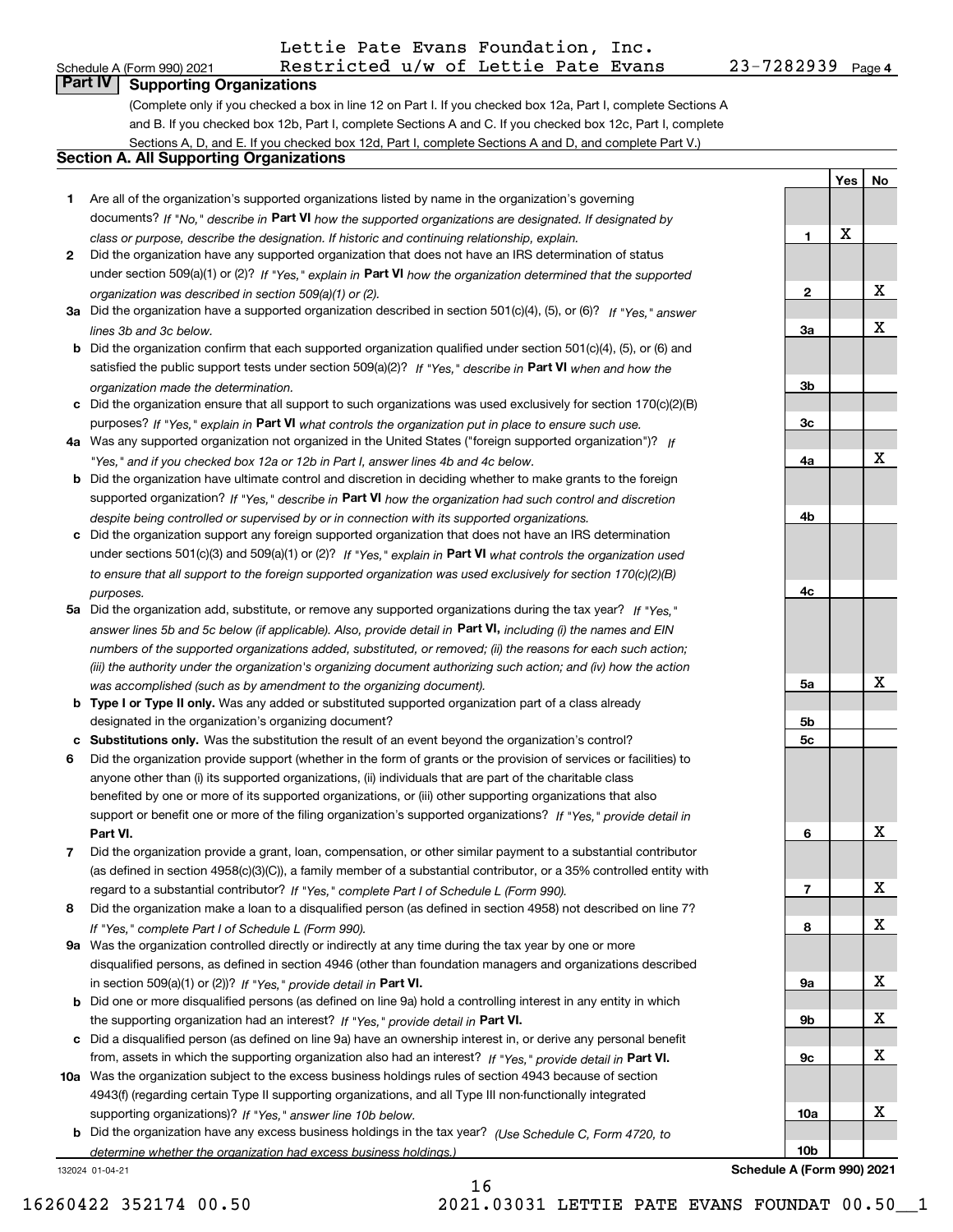Lettie Pate Evans Foundation, Inc.

Schedule A (Form 990) 2021 Restricted u/w of Lettie Pate Evans 23-7282939 Page **4**

## Part IV Supporting Organizations

(Complete only if you checked a box in line 12 on Part I. If you checked box 12a, Part I, complete Sections A and B. If you checked box 12b, Part I, complete Sections A and C. If you checked box 12c, Part I, complete Sections A, D, and E. If you checked box 12d, Part I, complete Sections A and D, and complete Part V.)

### Section A. All Supporting Organizations

| | | | Yes | No |
|---|---|---|---|---|
| **1** | Are all of the organization's supported organizations listed by name in the organization's governing documents? *If "No," describe in* **Part VI** *how the supported organizations are designated. If designated by class or purpose, describe the designation. If historic and continuing relationship, explain.* | **1** | X | |
| **2** | Did the organization have any supported organization that does not have an IRS determination of status under section 509(a)(1) or (2)? *If "Yes," explain in* **Part VI** *how the organization determined that the supported organization was described in section 509(a)(1) or (2).* | **2** | | X |
| **3a** | Did the organization have a supported organization described in section 501(c)(4), (5), or (6)? *If "Yes," answer lines 3b and 3c below.* | **3a** | | X |
| **b** | Did the organization confirm that each supported organization qualified under section 501(c)(4), (5), or (6) and satisfied the public support tests under section 509(a)(2)? *If "Yes," describe in* **Part VI** *when and how the organization made the determination.* | **3b** | | |
| **c** | Did the organization ensure that all support to such organizations was used exclusively for section 170(c)(2)(B) purposes? *If "Yes," explain in* **Part VI** *what controls the organization put in place to ensure such use.* | **3c** | | |
| **4a** | Was any supported organization not organized in the United States ("foreign supported organization")? *If "Yes," and if you checked box 12a or 12b in Part I, answer lines 4b and 4c below.* | **4a** | | X |
| **b** | Did the organization have ultimate control and discretion in deciding whether to make grants to the foreign supported organization? *If "Yes," describe in* **Part VI** *how the organization had such control and discretion despite being controlled or supervised by or in connection with its supported organizations.* | **4b** | | |
| **c** | Did the organization support any foreign supported organization that does not have an IRS determination under sections 501(c)(3) and 509(a)(1) or (2)? *If "Yes," explain in* **Part VI** *what controls the organization used to ensure that all support to the foreign supported organization was used exclusively for section 170(c)(2)(B) purposes.* | **4c** | | |
| **5a** | Did the organization add, substitute, or remove any supported organizations during the tax year? *If "Yes," answer lines 5b and 5c below (if applicable). Also, provide detail in* **Part VI,** *including (i) the names and EIN numbers of the supported organizations added, substituted, or removed; (ii) the reasons for each such action; (iii) the authority under the organization's organizing document authorizing such action; and (iv) how the action was accomplished (such as by amendment to the organizing document).* | **5a** | | X |
| **b** | **Type I or Type II only.** Was any added or substituted supported organization part of a class already designated in the organization's organizing document? | **5b** | | |
| **c** | **Substitutions only.** Was the substitution the result of an event beyond the organization's control? | **5c** | | |
| **6** | Did the organization provide support (whether in the form of grants or the provision of services or facilities) to anyone other than (i) its supported organizations, (ii) individuals that are part of the charitable class benefited by one or more of its supported organizations, or (iii) other supporting organizations that also support or benefit one or more of the filing organization's supported organizations? *If "Yes," provide detail in* **Part VI.** | **6** | | X |
| **7** | Did the organization provide a grant, loan, compensation, or other similar payment to a substantial contributor (as defined in section 4958(c)(3)(C)), a family member of a substantial contributor, or a 35% controlled entity with regard to a substantial contributor? *If "Yes," complete Part I of Schedule L (Form 990).* | **7** | | X |
| **8** | Did the organization make a loan to a disqualified person (as defined in section 4958) not described on line 7? *If "Yes," complete Part I of Schedule L (Form 990).* | **8** | | X |
| **9a** | Was the organization controlled directly or indirectly at any time during the tax year by one or more disqualified persons, as defined in section 4946 (other than foundation managers and organizations described in section 509(a)(1) or (2))? *If "Yes," provide detail in* **Part VI.** | **9a** | | X |
| **b** | Did one or more disqualified persons (as defined on line 9a) hold a controlling interest in any entity in which the supporting organization had an interest? *If "Yes," provide detail in* **Part VI.** | **9b** | | X |
| **c** | Did a disqualified person (as defined on line 9a) have an ownership interest in, or derive any personal benefit from, assets in which the supporting organization also had an interest? *If "Yes," provide detail in* **Part VI.** | **9c** | | X |
| **10a** | Was the organization subject to the excess business holdings rules of section 4943 because of section 4943(f) (regarding certain Type II supporting organizations, and all Type III non-functionally integrated supporting organizations)? *If "Yes," answer line 10b below.* | **10a** | | X |
| **b** | Did the organization have any excess business holdings in the tax year? *(Use Schedule C, Form 4720, to determine whether the organization had excess business holdings.)* | **10b** | | |

132024 01-04-21 **Schedule A (Form 990) 2021**

16260422 352174 00.50 2021.03031 LETTIE PATE EVANS FOUNDAT 00.50__1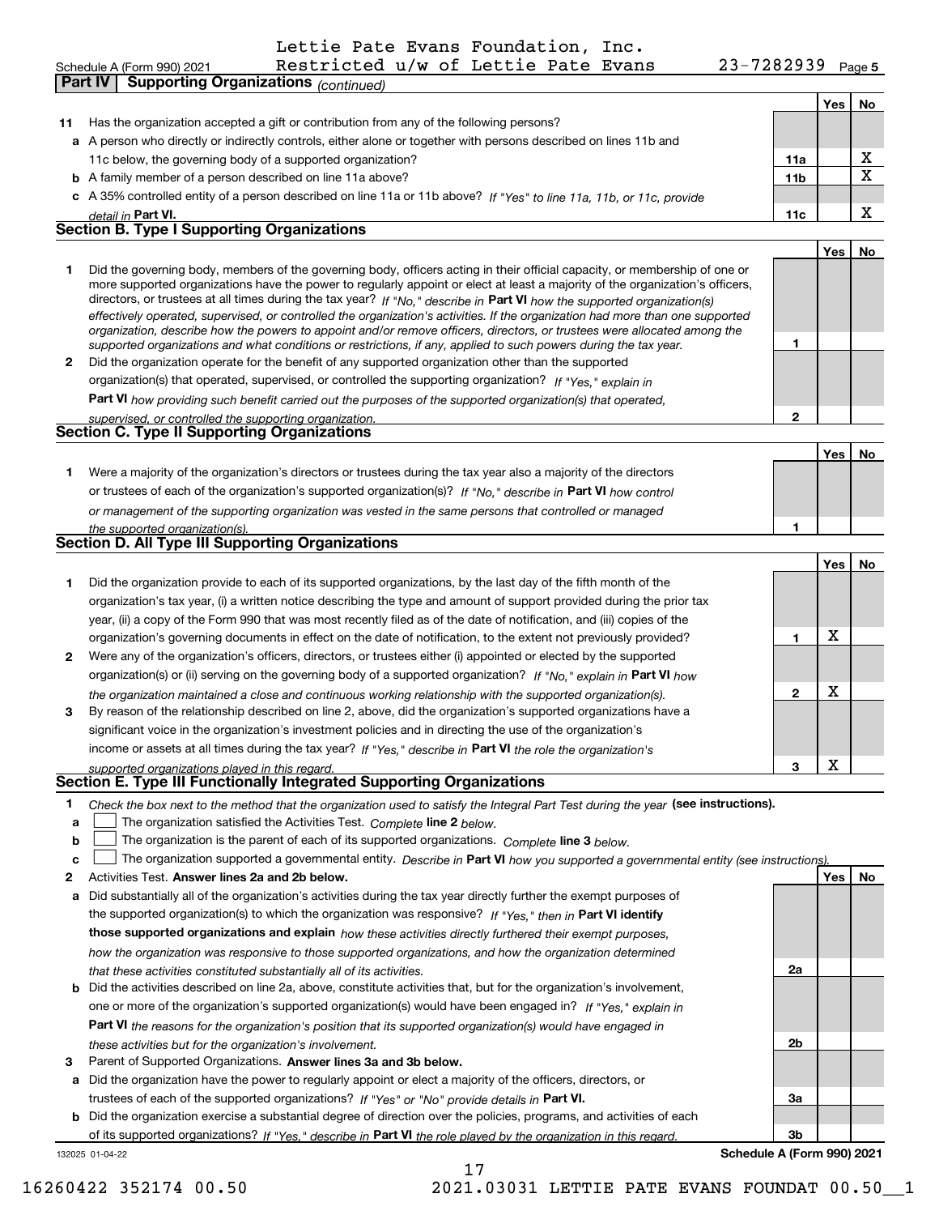Lettie Pate Evans Foundation, Inc.

Schedule A (Form 990) 2021 Restricted u/w of Lettie Pate Evans 23-7282939 Page 5

## Part IV Supporting Organizations *(continued)*

| | | | Yes | No |
|---|---|---|---|---|
| 11 | Has the organization accepted a gift or contribution from any of the following persons? | | | |
| a | A person who directly or indirectly controls, either alone or together with persons described on lines 11b and 11c below, the governing body of a supported organization? | 11a | | X |
| b | A family member of a person described on line 11a above? | 11b | | X |
| c | A 35% controlled entity of a person described on line 11a or 11b above? *If "Yes" to line 11a, 11b, or 11c, provide detail in* **Part VI.** | 11c | | X |

### Section B. Type I Supporting Organizations

| | | | Yes | No |
|---|---|---|---|---|
| 1 | Did the governing body, members of the governing body, officers acting in their official capacity, or membership of one or more supported organizations have the power to regularly appoint or elect at least a majority of the organization's officers, directors, or trustees at all times during the tax year? *If "No," describe in* **Part VI** *how the supported organization(s) effectively operated, supervised, or controlled the organization's activities. If the organization had more than one supported organization, describe how the powers to appoint and/or remove officers, directors, or trustees were allocated among the supported organizations and what conditions or restrictions, if any, applied to such powers during the tax year.* | 1 | | |
| 2 | Did the organization operate for the benefit of any supported organization other than the supported organization(s) that operated, supervised, or controlled the supporting organization? *If "Yes," explain in* **Part VI** *how providing such benefit carried out the purposes of the supported organization(s) that operated, supervised, or controlled the supporting organization.* | 2 | | |

### Section C. Type II Supporting Organizations

| | | | Yes | No |
|---|---|---|---|---|
| 1 | Were a majority of the organization's directors or trustees during the tax year also a majority of the directors or trustees of each of the organization's supported organization(s)? *If "No," describe in* **Part VI** *how control or management of the supporting organization was vested in the same persons that controlled or managed the supported organization(s).* | 1 | | |

### Section D. All Type III Supporting Organizations

| | | | Yes | No |
|---|---|---|---|---|
| 1 | Did the organization provide to each of its supported organizations, by the last day of the fifth month of the organization's tax year, (i) a written notice describing the type and amount of support provided during the prior tax year, (ii) a copy of the Form 990 that was most recently filed as of the date of notification, and (iii) copies of the organization's governing documents in effect on the date of notification, to the extent not previously provided? | 1 | X | |
| 2 | Were any of the organization's officers, directors, or trustees either (i) appointed or elected by the supported organization(s) or (ii) serving on the governing body of a supported organization? *If "No," explain in* **Part VI** *how the organization maintained a close and continuous working relationship with the supported organization(s).* | 2 | X | |
| 3 | By reason of the relationship described on line 2, above, did the organization's supported organizations have a significant voice in the organization's investment policies and in directing the use of the organization's income or assets at all times during the tax year? *If "Yes," describe in* **Part VI** *the role the organization's supported organizations played in this regard.* | 3 | X | |

### Section E. Type III Functionally Integrated Supporting Organizations

1 *Check the box next to the method that the organization used to satisfy the Integral Part Test during the year* **(see instructions).**

- a ☐ The organization satisfied the Activities Test. *Complete* **line 2** *below.*
- b ☐ The organization is the parent of each of its supported organizations. *Complete* **line 3** *below.*
- c ☐ The organization supported a governmental entity. *Describe in* **Part VI** *how you supported a governmental entity (see instructions).*

| | | | Yes | No |
|---|---|---|---|---|
| 2 | Activities Test. **Answer lines 2a and 2b below.** | | | |
| a | Did substantially all of the organization's activities during the tax year directly further the exempt purposes of the supported organization(s) to which the organization was responsive? *If "Yes," then in* **Part VI identify those supported organizations and explain** *how these activities directly furthered their exempt purposes, how the organization was responsive to those supported organizations, and how the organization determined that these activities constituted substantially all of its activities.* | 2a | | |
| b | Did the activities described on line 2a, above, constitute activities that, but for the organization's involvement, one or more of the organization's supported organization(s) would have been engaged in? *If "Yes," explain in* **Part VI** *the reasons for the organization's position that its supported organization(s) would have engaged in these activities but for the organization's involvement.* | 2b | | |
| 3 | Parent of Supported Organizations. **Answer lines 3a and 3b below.** | | | |
| a | Did the organization have the power to regularly appoint or elect a majority of the officers, directors, or trustees of each of the supported organizations? *If "Yes" or "No" provide details in* **Part VI.** | 3a | | |
| b | Did the organization exercise a substantial degree of direction over the policies, programs, and activities of each of its supported organizations? *If "Yes," describe in* **Part VI** *the role played by the organization in this regard.* | 3b | | |

132025 01-04-22 **Schedule A (Form 990) 2021**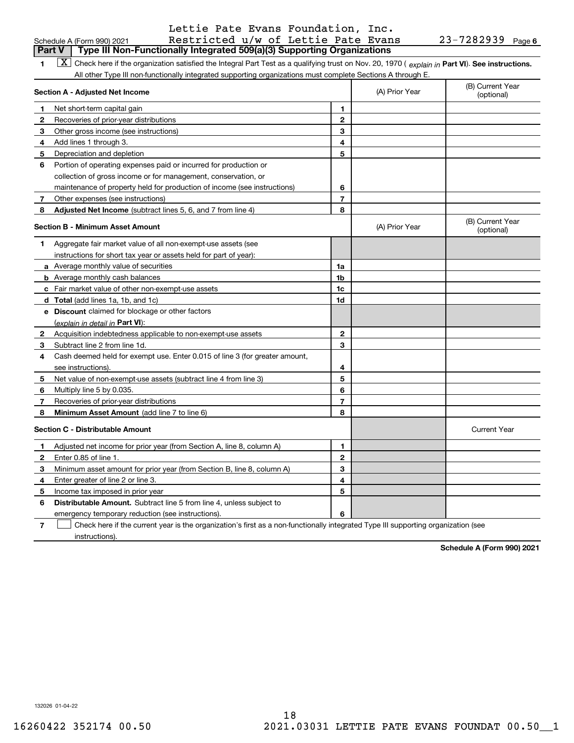Lettie Pate Evans Foundation, Inc.

Schedule A (Form 990) 2021 Restricted u/w of Lettie Pate Evans 23-7282939 Page 6

**Part V | Type III Non-Functionally Integrated 509(a)(3) Supporting Organizations**

**1** [X] Check here if the organization satisfied the Integral Part Test as a qualifying trust on Nov. 20, 1970 ( *explain in* **Part VI**). **See instructions.** All other Type III non-functionally integrated supporting organizations must complete Sections A through E.

| **Section A - Adjusted Net Income** | | | (A) Prior Year | (B) Current Year (optional) |
|---|---|---|---|---|
| **1** | Net short-term capital gain | **1** | | |
| **2** | Recoveries of prior-year distributions | **2** | | |
| **3** | Other gross income (see instructions) | **3** | | |
| **4** | Add lines 1 through 3. | **4** | | |
| **5** | Depreciation and depletion | **5** | | |
| **6** | Portion of operating expenses paid or incurred for production or collection of gross income or for management, conservation, or maintenance of property held for production of income (see instructions) | **6** | | |
| **7** | Other expenses (see instructions) | **7** | | |
| **8** | **Adjusted Net Income** (subtract lines 5, 6, and 7 from line 4) | **8** | | |

| **Section B - Minimum Asset Amount** | | | (A) Prior Year | (B) Current Year (optional) |
|---|---|---|---|---|
| **1** | Aggregate fair market value of all non-exempt-use assets (see instructions for short tax year or assets held for part of year): | | | |
| **a** | Average monthly value of securities | **1a** | | |
| **b** | Average monthly cash balances | **1b** | | |
| **c** | Fair market value of other non-exempt-use assets | **1c** | | |
| **d** | **Total** (add lines 1a, 1b, and 1c) | **1d** | | |
| **e** | **Discount** claimed for blockage or other factors (*explain in detail in* **Part VI**): | | | |
| **2** | Acquisition indebtedness applicable to non-exempt-use assets | **2** | | |
| **3** | Subtract line 2 from line 1d. | **3** | | |
| **4** | Cash deemed held for exempt use. Enter 0.015 of line 3 (for greater amount, see instructions). | **4** | | |
| **5** | Net value of non-exempt-use assets (subtract line 4 from line 3) | **5** | | |
| **6** | Multiply line 5 by 0.035. | **6** | | |
| **7** | Recoveries of prior-year distributions | **7** | | |
| **8** | **Minimum Asset Amount** (add line 7 to line 6) | **8** | | |

| **Section C - Distributable Amount** | | | | Current Year |
|---|---|---|---|---|
| **1** | Adjusted net income for prior year (from Section A, line 8, column A) | **1** | | |
| **2** | Enter 0.85 of line 1. | **2** | | |
| **3** | Minimum asset amount for prior year (from Section B, line 8, column A) | **3** | | |
| **4** | Enter greater of line 2 or line 3. | **4** | | |
| **5** | Income tax imposed in prior year | **5** | | |
| **6** | **Distributable Amount.** Subtract line 5 from line 4, unless subject to emergency temporary reduction (see instructions). | **6** | | |

**7** [ ] Check here if the current year is the organization's first as a non-functionally integrated Type III supporting organization (see instructions).

**Schedule A (Form 990) 2021**

132026 01-04-22

16260422 352174 00.50 2021.03031 LETTIE PATE EVANS FOUNDAT 00.50__1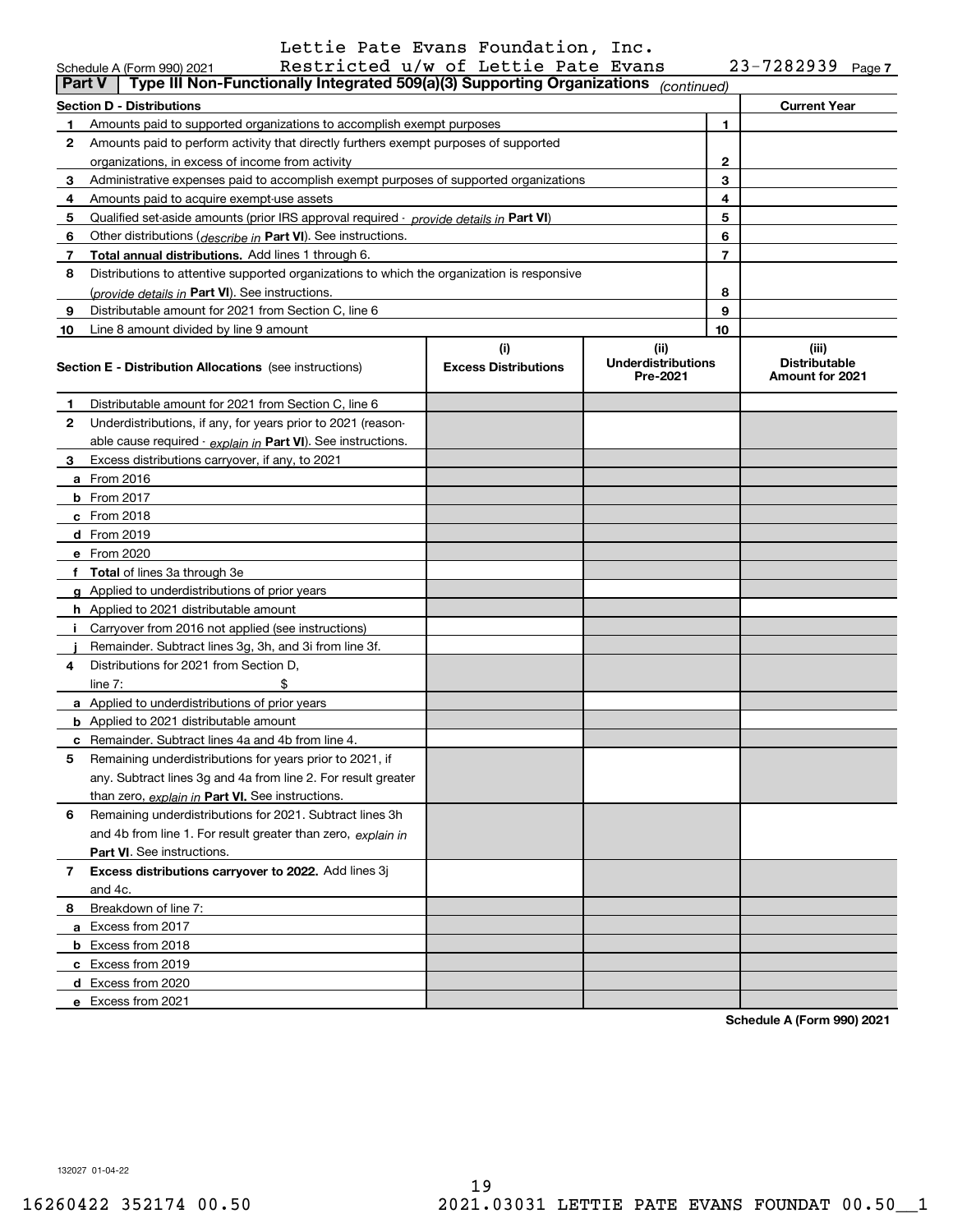Lettie Pate Evans Foundation, Inc.
Schedule A (Form 990) 2021 Restricted u/w of Lettie Pate Evans 23-7282939 Page 7

**Part V | Type III Non-Functionally Integrated 509(a)(3) Supporting Organizations** *(continued)*

| Section D - Distributions | | | Current Year |
|---|---|---|---|
| 1 | Amounts paid to supported organizations to accomplish exempt purposes | 1 | |
| 2 | Amounts paid to perform activity that directly furthers exempt purposes of supported organizations, in excess of income from activity | 2 | |
| 3 | Administrative expenses paid to accomplish exempt purposes of supported organizations | 3 | |
| 4 | Amounts paid to acquire exempt-use assets | 4 | |
| 5 | Qualified set-aside amounts (prior IRS approval required - *provide details in* **Part VI**) | 5 | |
| 6 | Other distributions (*describe in* **Part VI**). See instructions. | 6 | |
| 7 | **Total annual distributions.** Add lines 1 through 6. | 7 | |
| 8 | Distributions to attentive supported organizations to which the organization is responsive (*provide details in* **Part VI**). See instructions. | 8 | |
| 9 | Distributable amount for 2021 from Section C, line 6 | 9 | |
| 10 | Line 8 amount divided by line 9 amount | 10 | |

| | Section E - Distribution Allocations (see instructions) | (i) Excess Distributions | (ii) Underdistributions Pre-2021 | (iii) Distributable Amount for 2021 |
|---|---|---|---|---|
| 1 | Distributable amount for 2021 from Section C, line 6 | | | |
| 2 | Underdistributions, if any, for years prior to 2021 (reasonable cause required - *explain in* **Part VI**). See instructions. | | | |
| 3 | Excess distributions carryover, if any, to 2021 | | | |
| a | From 2016 | | | |
| b | From 2017 | | | |
| c | From 2018 | | | |
| d | From 2019 | | | |
| e | From 2020 | | | |
| f | **Total** of lines 3a through 3e | | | |
| g | Applied to underdistributions of prior years | | | |
| h | Applied to 2021 distributable amount | | | |
| i | Carryover from 2016 not applied (see instructions) | | | |
| j | Remainder. Subtract lines 3g, 3h, and 3i from line 3f. | | | |
| 4 | Distributions for 2021 from Section D, line 7: $ | | | |
| a | Applied to underdistributions of prior years | | | |
| b | Applied to 2021 distributable amount | | | |
| c | Remainder. Subtract lines 4a and 4b from line 4. | | | |
| 5 | Remaining underdistributions for years prior to 2021, if any. Subtract lines 3g and 4a from line 2. For result greater than zero, *explain in* **Part VI.** See instructions. | | | |
| 6 | Remaining underdistributions for 2021. Subtract lines 3h and 4b from line 1. For result greater than zero, *explain in* **Part VI**. See instructions. | | | |
| 7 | **Excess distributions carryover to 2022.** Add lines 3j and 4c. | | | |
| 8 | Breakdown of line 7: | | | |
| a | Excess from 2017 | | | |
| b | Excess from 2018 | | | |
| c | Excess from 2019 | | | |
| d | Excess from 2020 | | | |
| e | Excess from 2021 | | | |

**Schedule A (Form 990) 2021**

132027 01-04-22

16260422 352174 00.50 2021.03031 LETTIE PATE EVANS FOUNDAT 00.50__1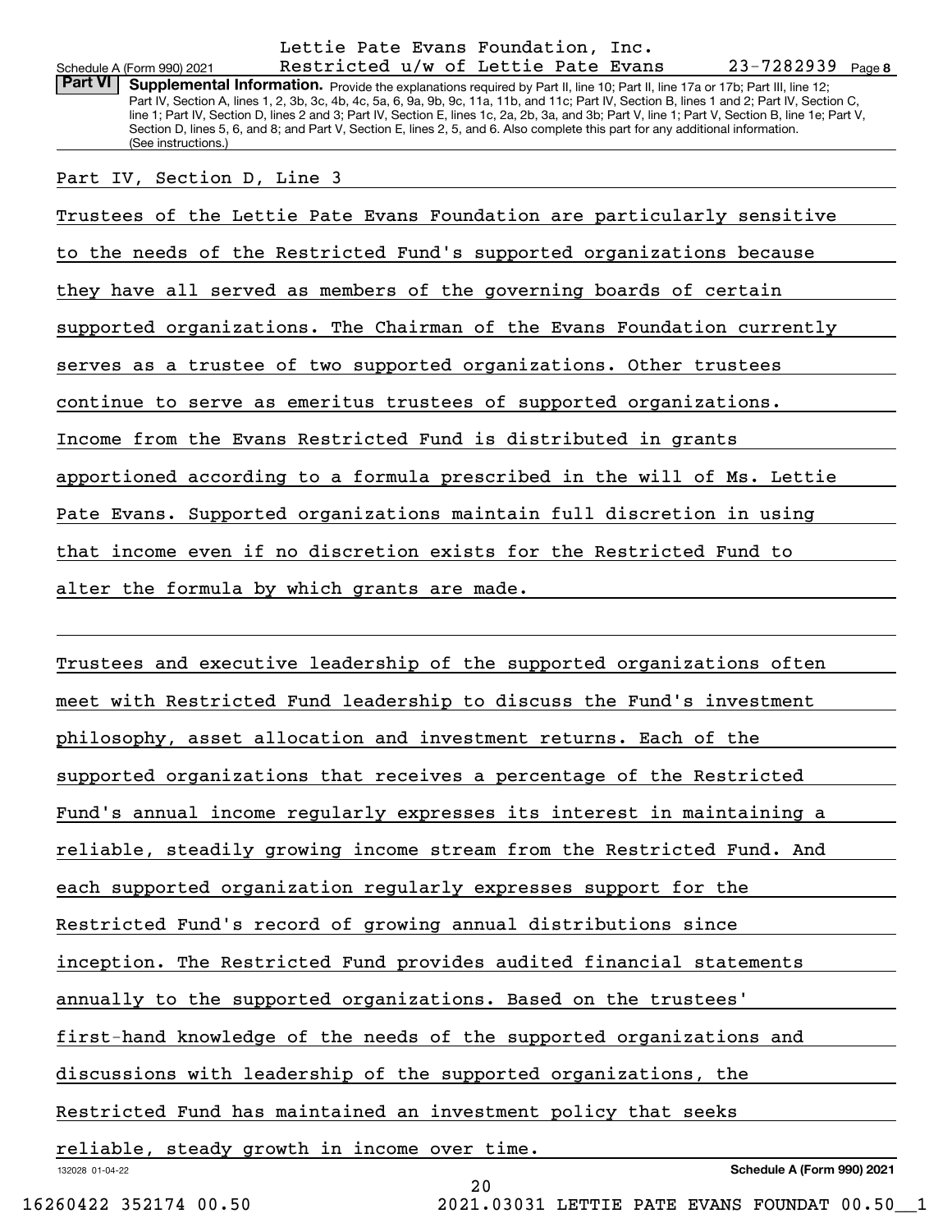Lettie Pate Evans Foundation, Inc.
Restricted u/w of Lettie Pate Evans 23-7282939

## Part VI Supplemental Information.

Provide the explanations required by Part II, line 10; Part II, line 17a or 17b; Part III, line 12; Part IV, Section A, lines 1, 2, 3b, 3c, 4b, 4c, 5a, 6, 9a, 9b, 9c, 11a, 11b, and 11c; Part IV, Section B, lines 1 and 2; Part IV, Section C, line 1; Part IV, Section D, lines 2 and 3; Part IV, Section E, lines 1c, 2a, 2b, 3a, and 3b; Part V, line 1; Part V, Section B, line 1e; Part V, Section D, lines 5, 6, and 8; and Part V, Section E, lines 2, 5, and 6. Also complete this part for any additional information. (See instructions.)

Part IV, Section D, Line 3

Trustees of the Lettie Pate Evans Foundation are particularly sensitive to the needs of the Restricted Fund's supported organizations because they have all served as members of the governing boards of certain supported organizations. The Chairman of the Evans Foundation currently serves as a trustee of two supported organizations. Other trustees continue to serve as emeritus trustees of supported organizations. Income from the Evans Restricted Fund is distributed in grants apportioned according to a formula prescribed in the will of Ms. Lettie Pate Evans. Supported organizations maintain full discretion in using that income even if no discretion exists for the Restricted Fund to alter the formula by which grants are made.

Trustees and executive leadership of the supported organizations often meet with Restricted Fund leadership to discuss the Fund's investment philosophy, asset allocation and investment returns. Each of the supported organizations that receives a percentage of the Restricted Fund's annual income regularly expresses its interest in maintaining a reliable, steadily growing income stream from the Restricted Fund. And each supported organization regularly expresses support for the Restricted Fund's record of growing annual distributions since inception. The Restricted Fund provides audited financial statements annually to the supported organizations. Based on the trustees' first-hand knowledge of the needs of the supported organizations and discussions with leadership of the supported organizations, the Restricted Fund has maintained an investment policy that seeks reliable, steady growth in income over time.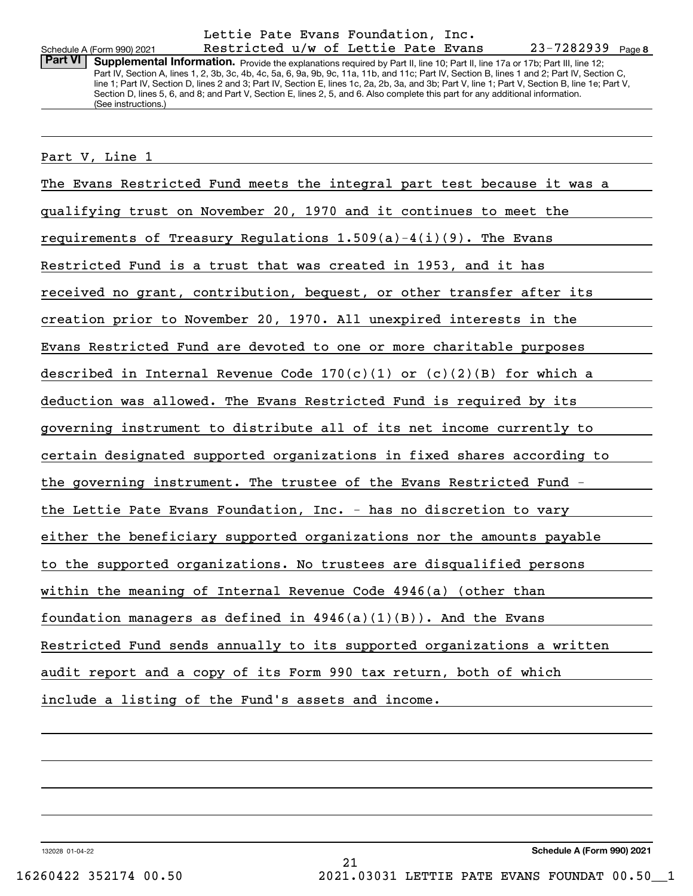Lettie Pate Evans Foundation, Inc.

Schedule A (Form 990) 2021 Restricted u/w of Lettie Pate Evans 23-7282939 Page 8

**Part VI Supplemental Information.** Provide the explanations required by Part II, line 10; Part II, line 17a or 17b; Part III, line 12; Part IV, Section A, lines 1, 2, 3b, 3c, 4b, 4c, 5a, 6, 9a, 9b, 9c, 11a, 11b, and 11c; Part IV, Section B, lines 1 and 2; Part IV, Section C, line 1; Part IV, Section D, lines 2 and 3; Part IV, Section E, lines 1c, 2a, 2b, 3a, and 3b; Part V, line 1; Part V, Section B, line 1e; Part V, Section D, lines 5, 6, and 8; and Part V, Section E, lines 2, 5, and 6. Also complete this part for any additional information. (See instructions.)

Part V, Line 1

The Evans Restricted Fund meets the integral part test because it was a qualifying trust on November 20, 1970 and it continues to meet the requirements of Treasury Regulations 1.509(a)-4(i)(9). The Evans Restricted Fund is a trust that was created in 1953, and it has received no grant, contribution, bequest, or other transfer after its creation prior to November 20, 1970. All unexpired interests in the Evans Restricted Fund are devoted to one or more charitable purposes described in Internal Revenue Code 170(c)(1) or (c)(2)(B) for which a deduction was allowed. The Evans Restricted Fund is required by its governing instrument to distribute all of its net income currently to certain designated supported organizations in fixed shares according to the governing instrument. The trustee of the Evans Restricted Fund - the Lettie Pate Evans Foundation, Inc. - has no discretion to vary either the beneficiary supported organizations nor the amounts payable to the supported organizations. No trustees are disqualified persons within the meaning of Internal Revenue Code 4946(a) (other than foundation managers as defined in 4946(a)(1)(B)). And the Evans Restricted Fund sends annually to its supported organizations a written audit report and a copy of its Form 990 tax return, both of which include a listing of the Fund's assets and income.

132028 01-04-22 **Schedule A (Form 990) 2021**

16260422 352174 00.50 2021.03031 LETTIE PATE EVANS FOUNDAT 00.50__1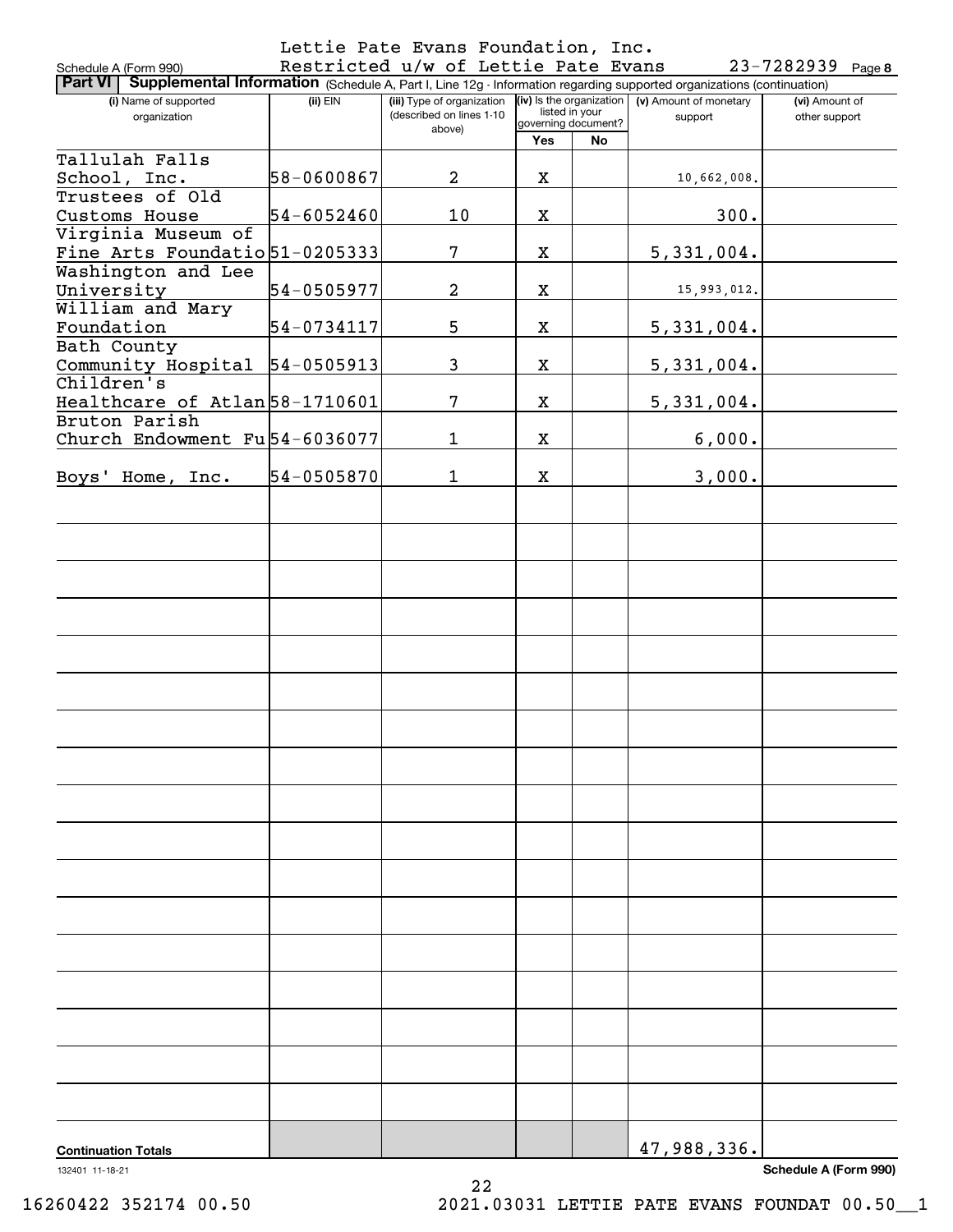Schedule A (Form 990)

Lettie Pate Evans Foundation, Inc.
Restricted u/w of Lettie Pate Evans 23-7282939 Page **8**

**Part VI Supplemental Information** (Schedule A, Part I, Line 12g - Information regarding supported organizations (continuation)

| (i) Name of supported organization | (ii) EIN | (iii) Type of organization (described on lines 1-10 above) | (iv) Is the organization listed in your governing document? Yes | No | (v) Amount of monetary support | (vi) Amount of other support |
|---|---|---|---|---|---|---|
| Tallulah Falls School, Inc. | 58-0600867 | 2 | X | | 10,662,008. | |
| Trustees of Old Customs House | 54-6052460 | 10 | X | | 300. | |
| Virginia Museum of Fine Arts Foundatio | 51-0205333 | 7 | X | | 5,331,004. | |
| Washington and Lee University | 54-0505977 | 2 | X | | 15,993,012. | |
| William and Mary Foundation | 54-0734117 | 5 | X | | 5,331,004. | |
| Bath County Community Hospital | 54-0505913 | 3 | X | | 5,331,004. | |
| Children's Healthcare of Atlan | 58-1710601 | 7 | X | | 5,331,004. | |
| Bruton Parish Church Endowment Fu | 54-6036077 | 1 | X | | 6,000. | |
| Boys' Home, Inc. | 54-0505870 | 1 | X | | 3,000. | |
| **Continuation Totals** | | | | | 47,988,336. | |

132401 11-18-21

**Schedule A (Form 990)**

16260422 352174 00.50 2021.03031 LETTIE PATE EVANS FOUNDAT 00.50__1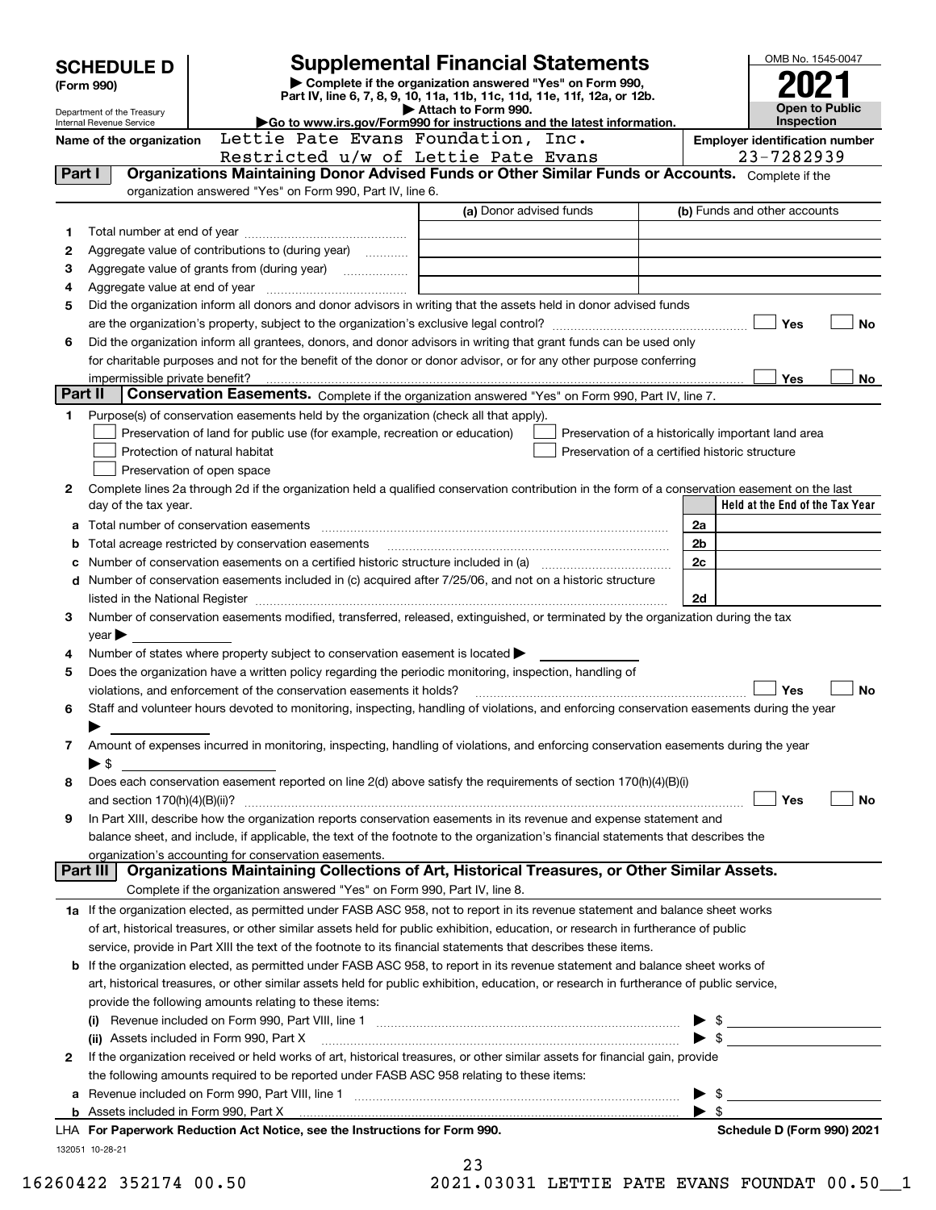# SCHEDULE D (Form 990)

Department of the Treasury
Internal Revenue Service

## Supplemental Financial Statements

▶ Complete if the organization answered "Yes" on Form 990, Part IV, line 6, 7, 8, 9, 10, 11a, 11b, 11c, 11d, 11e, 11f, 12a, or 12b.
▶ Attach to Form 990.
▶Go to www.irs.gov/Form990 for instructions and the latest information.

OMB No. 1545-0047

**2021**

**Open to Public Inspection**

Name of the organization: Lettie Pate Evans Foundation, Inc. Restricted u/w of Lettie Pate Evans

Employer identification number: 23-7282939

**Part I — Organizations Maintaining Donor Advised Funds or Other Similar Funds or Accounts.** Complete if the organization answered "Yes" on Form 990, Part IV, line 6.

| | | (a) Donor advised funds | (b) Funds and other accounts |
|---|---|---|---|
| 1 | Total number at end of year | | |
| 2 | Aggregate value of contributions to (during year) | | |
| 3 | Aggregate value of grants from (during year) | | |
| 4 | Aggregate value at end of year | | |

5 Did the organization inform all donors and donor advisors in writing that the assets held in donor advised funds are the organization's property, subject to the organization's exclusive legal control? ☐ Yes ☐ No

6 Did the organization inform all grantees, donors, and donor advisors in writing that grant funds can be used only for charitable purposes and not for the benefit of the donor or donor advisor, or for any other purpose conferring impermissible private benefit? ☐ Yes ☐ No

**Part II — Conservation Easements.** Complete if the organization answered "Yes" on Form 990, Part IV, line 7.

1 Purpose(s) of conservation easements held by the organization (check all that apply).
- ☐ Preservation of land for public use (for example, recreation or education)
- ☐ Preservation of a historically important land area
- ☐ Protection of natural habitat
- ☐ Preservation of a certified historic structure
- ☐ Preservation of open space

2 Complete lines 2a through 2d if the organization held a qualified conservation contribution in the form of a conservation easement on the last day of the tax year.

| | | | Held at the End of the Tax Year |
|---|---|---|---|
| a | Total number of conservation easements | 2a | |
| b | Total acreage restricted by conservation easements | 2b | |
| c | Number of conservation easements on a certified historic structure included in (a) | 2c | |
| d | Number of conservation easements included in (c) acquired after 7/25/06, and not on a historic structure listed in the National Register | 2d | |

3 Number of conservation easements modified, transferred, released, extinguished, or terminated by the organization during the tax year ▶

4 Number of states where property subject to conservation easement is located ▶

5 Does the organization have a written policy regarding the periodic monitoring, inspection, handling of violations, and enforcement of the conservation easements it holds? ☐ Yes ☐ No

6 Staff and volunteer hours devoted to monitoring, inspecting, handling of violations, and enforcing conservation easements during the year ▶

7 Amount of expenses incurred in monitoring, inspecting, handling of violations, and enforcing conservation easements during the year ▶ $

8 Does each conservation easement reported on line 2(d) above satisfy the requirements of section 170(h)(4)(B)(i) and section 170(h)(4)(B)(ii)? ☐ Yes ☐ No

9 In Part XIII, describe how the organization reports conservation easements in its revenue and expense statement and balance sheet, and include, if applicable, the text of the footnote to the organization's financial statements that describes the organization's accounting for conservation easements.

**Part III — Organizations Maintaining Collections of Art, Historical Treasures, or Other Similar Assets.** Complete if the organization answered "Yes" on Form 990, Part IV, line 8.

1a If the organization elected, as permitted under FASB ASC 958, not to report in its revenue statement and balance sheet works of art, historical treasures, or other similar assets held for public exhibition, education, or research in furtherance of public service, provide in Part XIII the text of the footnote to its financial statements that describes these items.

b If the organization elected, as permitted under FASB ASC 958, to report in its revenue statement and balance sheet works of art, historical treasures, or other similar assets held for public exhibition, education, or research in furtherance of public service, provide the following amounts relating to these items:

(i) Revenue included on Form 990, Part VIII, line 1 ▶ $

(ii) Assets included in Form 990, Part X ▶ $

2 If the organization received or held works of art, historical treasures, or other similar assets for financial gain, provide the following amounts required to be reported under FASB ASC 958 relating to these items:

a Revenue included on Form 990, Part VIII, line 1 ▶ $

b Assets included in Form 990, Part X ▶ $

LHA For Paperwork Reduction Act Notice, see the Instructions for Form 990. Schedule D (Form 990) 2021

132051 10-28-21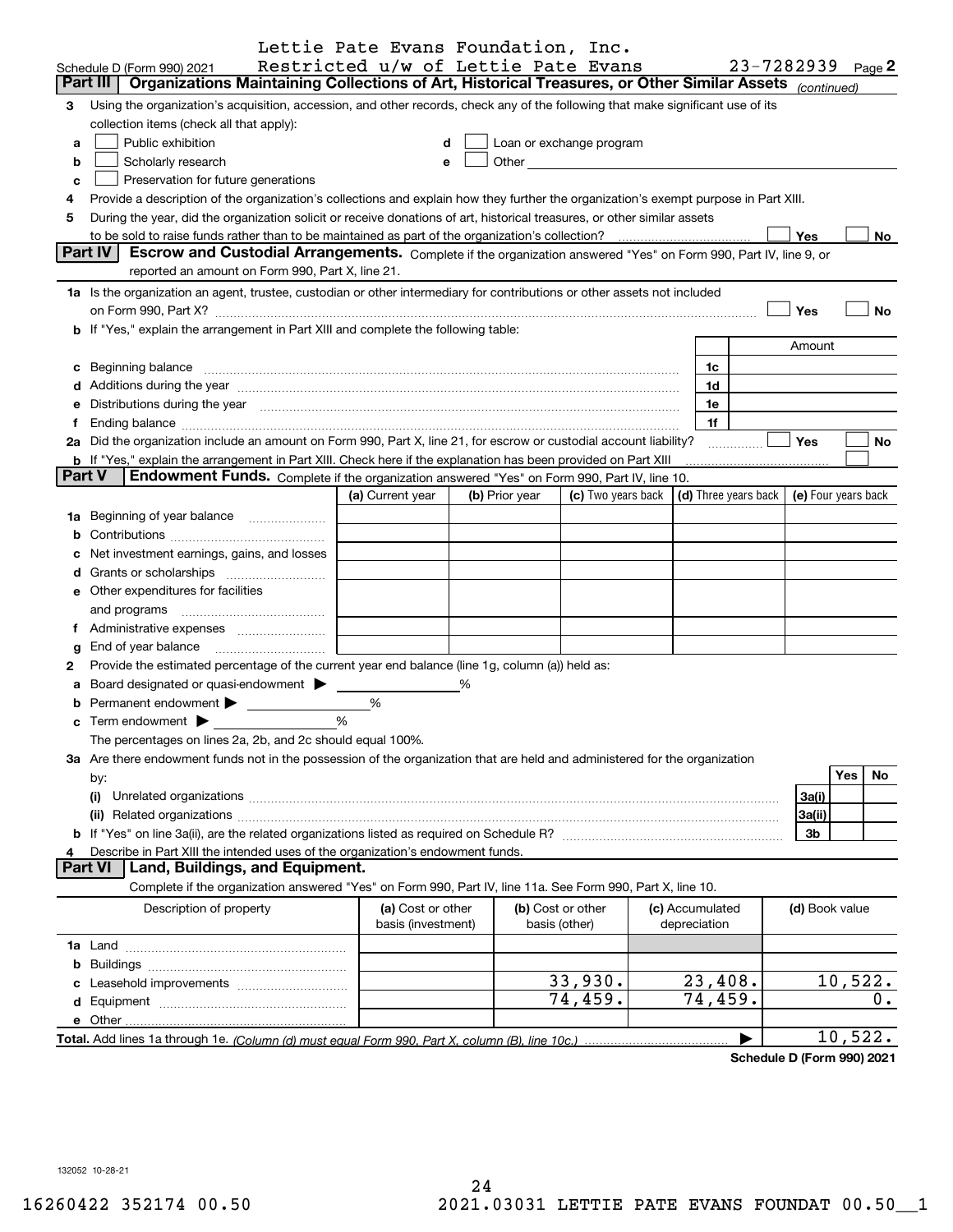Lettie Pate Evans Foundation, Inc.
Schedule D (Form 990) 2021 Restricted u/w of Lettie Pate Evans 23-7282939 Page 2

## Part III Organizations Maintaining Collections of Art, Historical Treasures, or Other Similar Assets *(continued)*

3 Using the organization's acquisition, accession, and other records, check any of the following that make significant use of its collection items (check all that apply):

- a ☐ Public exhibition
- b ☐ Scholarly research
- c ☐ Preservation for future generations
- d ☐ Loan or exchange program
- e ☐ Other

4 Provide a description of the organization's collections and explain how they further the organization's exempt purpose in Part XIII.

5 During the year, did the organization solicit or receive donations of art, historical treasures, or other similar assets to be sold to raise funds rather than to be maintained as part of the organization's collection? ☐ Yes ☐ No

## Part IV Escrow and Custodial Arrangements.

Complete if the organization answered "Yes" on Form 990, Part IV, line 9, or reported an amount on Form 990, Part X, line 21.

1a Is the organization an agent, trustee, custodian or other intermediary for contributions or other assets not included on Form 990, Part X? ☐ Yes ☐ No

b If "Yes," explain the arrangement in Part XIII and complete the following table:

| | | Amount |
|---|---|---|
| c Beginning balance | 1c | |
| d Additions during the year | 1d | |
| e Distributions during the year | 1e | |
| f Ending balance | 1f | |

2a Did the organization include an amount on Form 990, Part X, line 21, for escrow or custodial account liability? ☐ Yes ☐ No

b If "Yes," explain the arrangement in Part XIII. Check here if the explanation has been provided on Part XIII ☐

## Part V Endowment Funds.

Complete if the organization answered "Yes" on Form 990, Part IV, line 10.

| | (a) Current year | (b) Prior year | (c) Two years back | (d) Three years back | (e) Four years back |
|---|---|---|---|---|---|
| 1a Beginning of year balance | | | | | |
| b Contributions | | | | | |
| c Net investment earnings, gains, and losses | | | | | |
| d Grants or scholarships | | | | | |
| e Other expenditures for facilities and programs | | | | | |
| f Administrative expenses | | | | | |
| g End of year balance | | | | | |

2 Provide the estimated percentage of the current year end balance (line 1g, column (a)) held as:

a Board designated or quasi-endowment ▶ ______ %

b Permanent endowment ▶ ______ %

c Term endowment ▶ ______ %

The percentages on lines 2a, 2b, and 2c should equal 100%.

3a Are there endowment funds not in the possession of the organization that are held and administered for the organization by:

| | | Yes | No |
|---|---|---|---|
| (i) Unrelated organizations | 3a(i) | | |
| (ii) Related organizations | 3a(ii) | | |
| b If "Yes" on line 3a(ii), are the related organizations listed as required on Schedule R? | 3b | | |

4 Describe in Part XIII the intended uses of the organization's endowment funds.

## Part VI Land, Buildings, and Equipment.

Complete if the organization answered "Yes" on Form 990, Part IV, line 11a. See Form 990, Part X, line 10.

| Description of property | (a) Cost or other basis (investment) | (b) Cost or other basis (other) | (c) Accumulated depreciation | (d) Book value |
|---|---|---|---|---|
| 1a Land | | | | |
| b Buildings | | | | |
| c Leasehold improvements | | 33,930. | 23,408. | 10,522. |
| d Equipment | | 74,459. | 74,459. | 0. |
| e Other | | | | |
| **Total.** Add lines 1a through 1e. *(Column (d) must equal Form 990, Part X, column (B), line 10c.)* | | | ▶ | 10,522. |

**Schedule D (Form 990) 2021**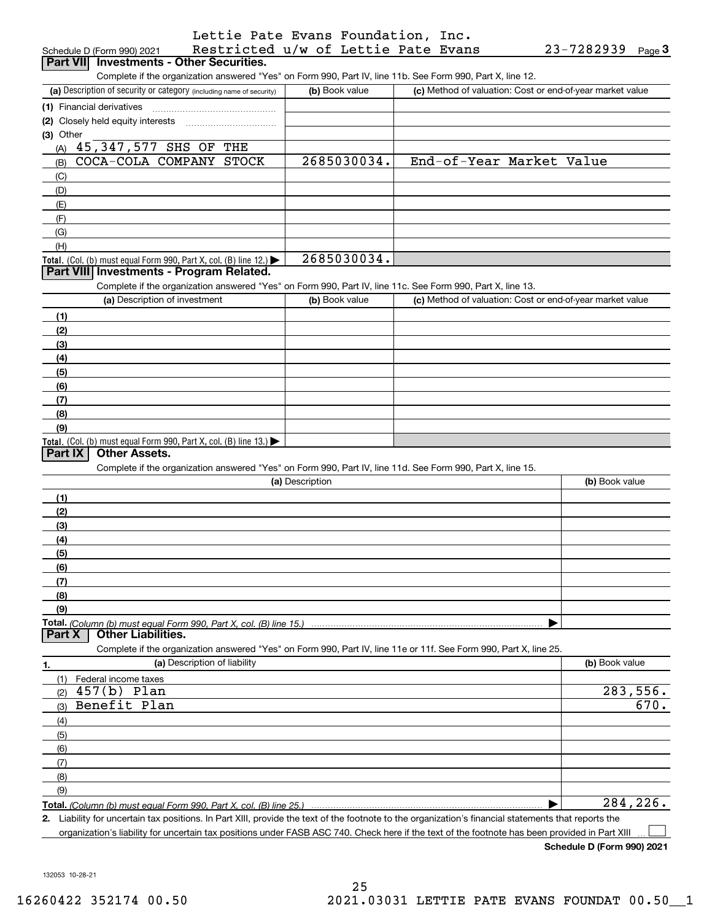Lettie Pate Evans Foundation, Inc.
Schedule D (Form 990) 2021 Restricted u/w of Lettie Pate Evans 23-7282939 Page **3**

## Part VII Investments - Other Securities.

Complete if the organization answered "Yes" on Form 990, Part IV, line 11b. See Form 990, Part X, line 12.

| (a) Description of security or category (including name of security) | (b) Book value | (c) Method of valuation: Cost or end-of-year market value |
|---|---|---|
| (1) Financial derivatives | | |
| (2) Closely held equity interests | | |
| (3) Other | | |
| (A) 45,347,577 SHS OF THE | | |
| (B) COCA-COLA COMPANY STOCK | 2685030034. | End-of-Year Market Value |
| (C) | | |
| (D) | | |
| (E) | | |
| (F) | | |
| (G) | | |
| (H) | | |
| **Total.** (Col. (b) must equal Form 990, Part X, col. (B) line 12.) ▶ | 2685030034. | |

## Part VIII Investments - Program Related.

Complete if the organization answered "Yes" on Form 990, Part IV, line 11c. See Form 990, Part X, line 13.

| (a) Description of investment | (b) Book value | (c) Method of valuation: Cost or end-of-year market value |
|---|---|---|
| (1) | | |
| (2) | | |
| (3) | | |
| (4) | | |
| (5) | | |
| (6) | | |
| (7) | | |
| (8) | | |
| (9) | | |
| **Total.** (Col. (b) must equal Form 990, Part X, col. (B) line 13.) ▶ | | |

## Part IX Other Assets.

Complete if the organization answered "Yes" on Form 990, Part IV, line 11d. See Form 990, Part X, line 15.

| (a) Description | (b) Book value |
|---|---|
| (1) | |
| (2) | |
| (3) | |
| (4) | |
| (5) | |
| (6) | |
| (7) | |
| (8) | |
| (9) | |
| **Total.** *(Column (b) must equal Form 990, Part X, col. (B) line 15.)* ▶ | |

## Part X Other Liabilities.

Complete if the organization answered "Yes" on Form 990, Part IV, line 11e or 11f. See Form 990, Part X, line 25.

| 1. (a) Description of liability | (b) Book value |
|---|---|
| (1) Federal income taxes | |
| (2) 457(b) Plan | 283,556. |
| (3) Benefit Plan | 670. |
| (4) | |
| (5) | |
| (6) | |
| (7) | |
| (8) | |
| (9) | |
| **Total.** *(Column (b) must equal Form 990, Part X, col. (B) line 25.)* ▶ | 284,226. |

**2.** Liability for uncertain tax positions. In Part XIII, provide the text of the footnote to the organization's financial statements that reports the organization's liability for uncertain tax positions under FASB ASC 740. Check here if the text of the footnote has been provided in Part XIII ☐

**Schedule D (Form 990) 2021**

132053 10-28-21

16260422 352174 00.50 2021.03031 LETTIE PATE EVANS FOUNDAT 00.50__1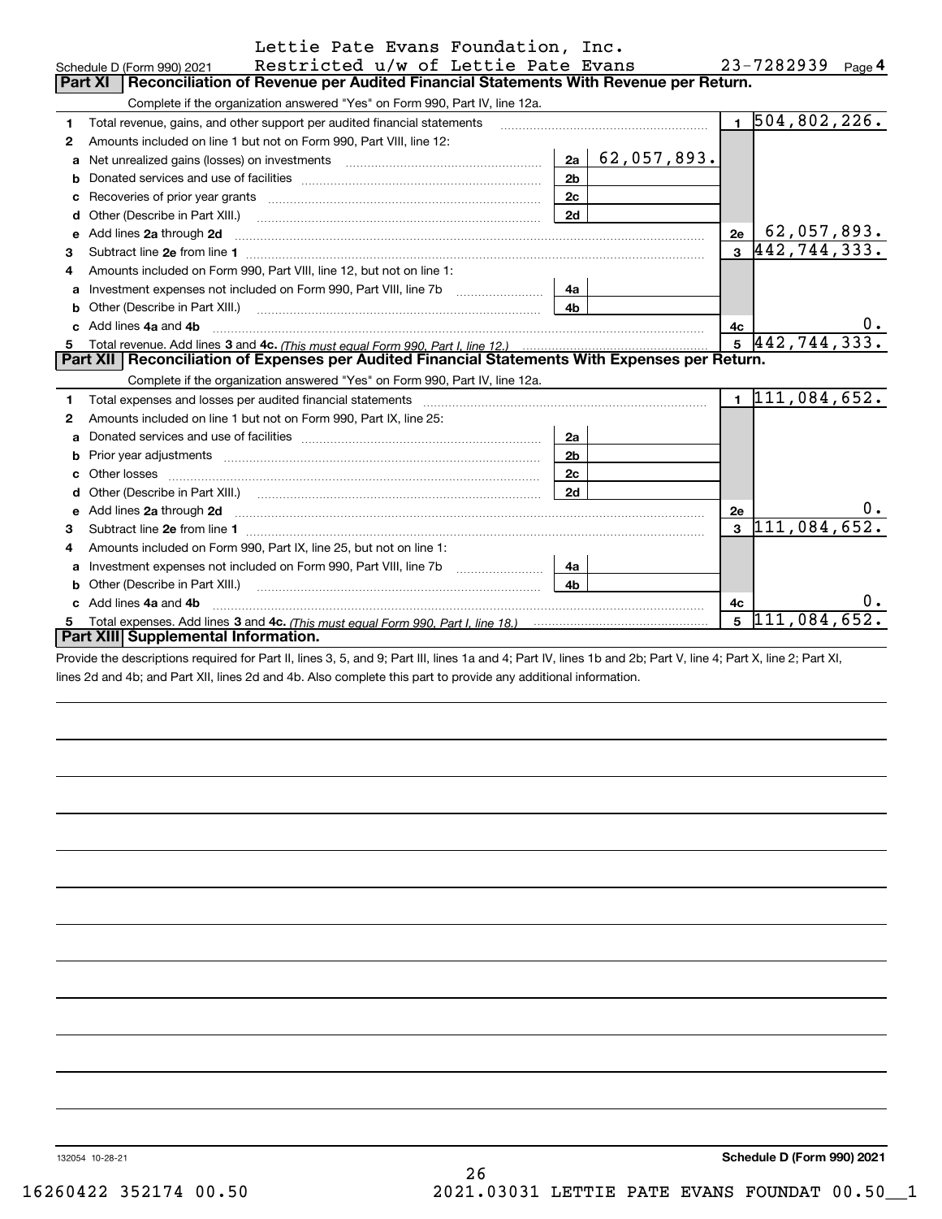Lettie Pate Evans Foundation, Inc.

Schedule D (Form 990) 2021 Restricted u/w of Lettie Pate Evans 23-7282939 Page 4

## Part XI Reconciliation of Revenue per Audited Financial Statements With Revenue per Return.

Complete if the organization answered "Yes" on Form 990, Part IV, line 12a.

| Line | Description | Ref | Amount | Ref | Total |
|---|---|---|---|---|---|
| 1 | Total revenue, gains, and other support per audited financial statements | | | 1 | 504,802,226. |
| 2 | Amounts included on line 1 but not on Form 990, Part VIII, line 12: | | | | |
| a | Net unrealized gains (losses) on investments | 2a | 62,057,893. | | |
| b | Donated services and use of facilities | 2b | | | |
| c | Recoveries of prior year grants | 2c | | | |
| d | Other (Describe in Part XIII.) | 2d | | | |
| e | Add lines 2a through 2d | | | 2e | 62,057,893. |
| 3 | Subtract line 2e from line 1 | | | 3 | 442,744,333. |
| 4 | Amounts included on Form 990, Part VIII, line 12, but not on line 1: | | | | |
| a | Investment expenses not included on Form 990, Part VIII, line 7b | 4a | | | |
| b | Other (Describe in Part XIII.) | 4b | | | |
| c | Add lines 4a and 4b | | | 4c | 0. |
| 5 | Total revenue. Add lines 3 and 4c. *(This must equal Form 990, Part I, line 12.)* | | | 5 | 442,744,333. |

## Part XII Reconciliation of Expenses per Audited Financial Statements With Expenses per Return.

Complete if the organization answered "Yes" on Form 990, Part IV, line 12a.

| Line | Description | Ref | Amount | Ref | Total |
|---|---|---|---|---|---|
| 1 | Total expenses and losses per audited financial statements | | | 1 | 111,084,652. |
| 2 | Amounts included on line 1 but not on Form 990, Part IX, line 25: | | | | |
| a | Donated services and use of facilities | 2a | | | |
| b | Prior year adjustments | 2b | | | |
| c | Other losses | 2c | | | |
| d | Other (Describe in Part XIII.) | 2d | | | |
| e | Add lines 2a through 2d | | | 2e | 0. |
| 3 | Subtract line 2e from line 1 | | | 3 | 111,084,652. |
| 4 | Amounts included on Form 990, Part IX, line 25, but not on line 1: | | | | |
| a | Investment expenses not included on Form 990, Part VIII, line 7b | 4a | | | |
| b | Other (Describe in Part XIII.) | 4b | | | |
| c | Add lines 4a and 4b | | | 4c | 0. |
| 5 | Total expenses. Add lines 3 and 4c. *(This must equal Form 990, Part I, line 18.)* | | | 5 | 111,084,652. |

## Part XIII Supplemental Information.

Provide the descriptions required for Part II, lines 3, 5, and 9; Part III, lines 1a and 4; Part IV, lines 1b and 2b; Part V, line 4; Part X, line 2; Part XI, lines 2d and 4b; and Part XII, lines 2d and 4b. Also complete this part to provide any additional information.

132054 10-28-21

Schedule D (Form 990) 2021

16260422 352174 00.50 2021.03031 LETTIE PATE EVANS FOUNDAT 00.50__1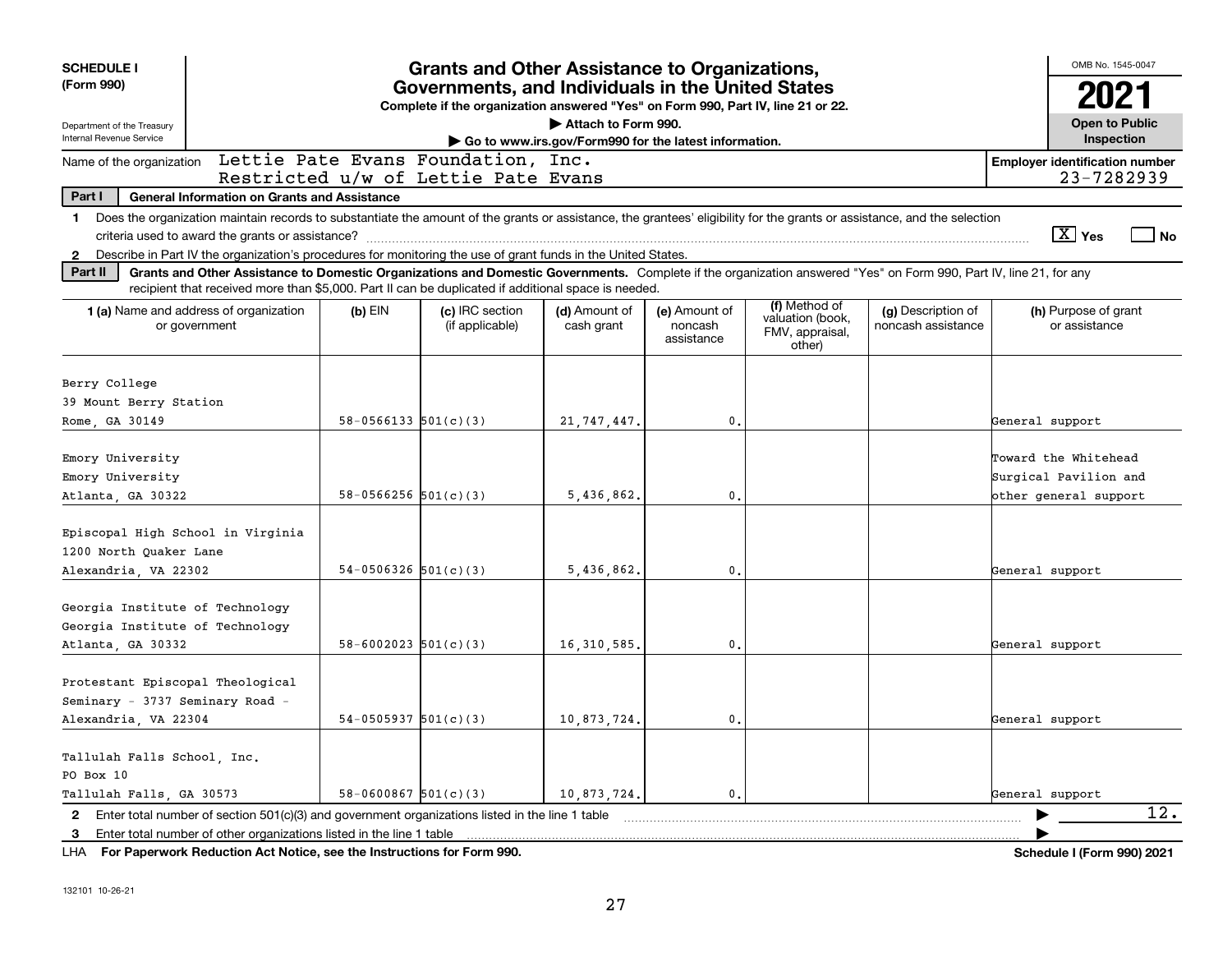**SCHEDULE I (Form 990)**

Department of the Treasury
Internal Revenue Service

# Grants and Other Assistance to Organizations, Governments, and Individuals in the United States

**Complete if the organization answered "Yes" on Form 990, Part IV, line 21 or 22.**
**▶ Attach to Form 990.**
**▶ Go to www.irs.gov/Form990 for the latest information.**

OMB No. 1545-0047
**2021**
**Open to Public Inspection**

Name of the organization: Lettie Pate Evans Foundation, Inc. Restricted u/w of Lettie Pate Evans

**Employer identification number** 23-7282939

## Part I General Information on Grants and Assistance

1 Does the organization maintain records to substantiate the amount of the grants or assistance, the grantees' eligibility for the grants or assistance, and the selection criteria used to award the grants or assistance? [X] Yes [ ] No

2 Describe in Part IV the organization's procedures for monitoring the use of grant funds in the United States.

## Part II Grants and Other Assistance to Domestic Organizations and Domestic Governments.

Complete if the organization answered "Yes" on Form 990, Part IV, line 21, for any recipient that received more than $5,000. Part II can be duplicated if additional space is needed.

| 1 (a) Name and address of organization or government | (b) EIN | (c) IRC section (if applicable) | (d) Amount of cash grant | (e) Amount of noncash assistance | (f) Method of valuation (book, FMV, appraisal, other) | (g) Description of noncash assistance | (h) Purpose of grant or assistance |
|---|---|---|---|---|---|---|---|
| Berry College<br>39 Mount Berry Station<br>Rome, GA 30149 | 58-0566133 | 501(c)(3) | 21,747,447. | 0. | | | General support |
| Emory University<br>Emory University<br>Atlanta, GA 30322 | 58-0566256 | 501(c)(3) | 5,436,862. | 0. | | | Toward the Whitehead Surgical Pavilion and other general support |
| Episcopal High School in Virginia<br>1200 North Quaker Lane<br>Alexandria, VA 22302 | 54-0506326 | 501(c)(3) | 5,436,862. | 0. | | | General support |
| Georgia Institute of Technology<br>Georgia Institute of Technology<br>Atlanta, GA 30332 | 58-6002023 | 501(c)(3) | 16,310,585. | 0. | | | General support |
| Protestant Episcopal Theological Seminary - 3737 Seminary Road -<br>Alexandria, VA 22304 | 54-0505937 | 501(c)(3) | 10,873,724. | 0. | | | General support |
| Tallulah Falls School, Inc.<br>PO Box 10<br>Tallulah Falls, GA 30573 | 58-0600867 | 501(c)(3) | 10,873,724. | 0. | | | General support |

2 Enter total number of section 501(c)(3) and government organizations listed in the line 1 table ▶ 12.

3 Enter total number of other organizations listed in the line 1 table ▶

LHA **For Paperwork Reduction Act Notice, see the Instructions for Form 990.** **Schedule I (Form 990) 2021**

132101 10-26-21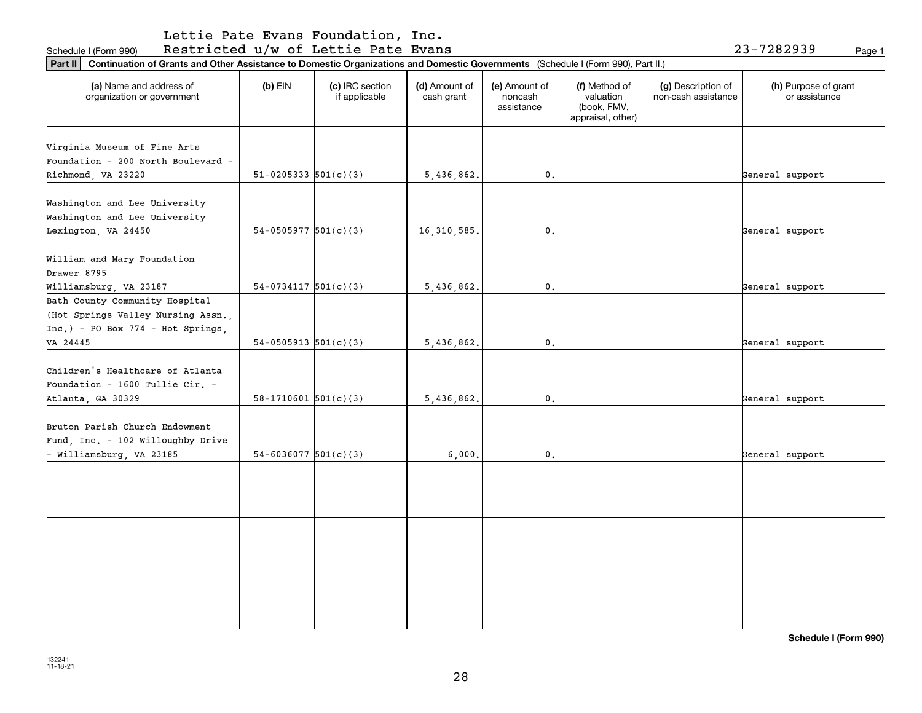Lettie Pate Evans Foundation, Inc.

Schedule I (Form 990) Restricted u/w of Lettie Pate Evans 23-7282939 Page 1

**Part II Continuation of Grants and Other Assistance to Domestic Organizations and Domestic Governments** (Schedule I (Form 990), Part II.)

| (a) Name and address of organization or government | (b) EIN | (c) IRC section if applicable | (d) Amount of cash grant | (e) Amount of noncash assistance | (f) Method of valuation (book, FMV, appraisal, other) | (g) Description of non-cash assistance | (h) Purpose of grant or assistance |
|---|---|---|---|---|---|---|---|
| Virginia Museum of Fine Arts Foundation - 200 North Boulevard - Richmond, VA 23220 | 51-0205333 | 501(c)(3) | 5,436,862. | 0. | | | General support |
| Washington and Lee University Washington and Lee University Lexington, VA 24450 | 54-0505977 | 501(c)(3) | 16,310,585. | 0. | | | General support |
| William and Mary Foundation Drawer 8795 Williamsburg, VA 23187 | 54-0734117 | 501(c)(3) | 5,436,862. | 0. | | | General support |
| Bath County Community Hospital (Hot Springs Valley Nursing Assn., Inc.) - PO Box 774 - Hot Springs, VA 24445 | 54-0505913 | 501(c)(3) | 5,436,862. | 0. | | | General support |
| Children's Healthcare of Atlanta Foundation - 1600 Tullie Cir. - Atlanta, GA 30329 | 58-1710601 | 501(c)(3) | 5,436,862. | 0. | | | General support |
| Bruton Parish Church Endowment Fund, Inc. - 102 Willoughby Drive - Williamsburg, VA 23185 | 54-6036077 | 501(c)(3) | 6,000. | 0. | | | General support |
| | | | | | | | |
| | | | | | | | |
| | | | | | | | |

**Schedule I (Form 990)**

132241 11-18-21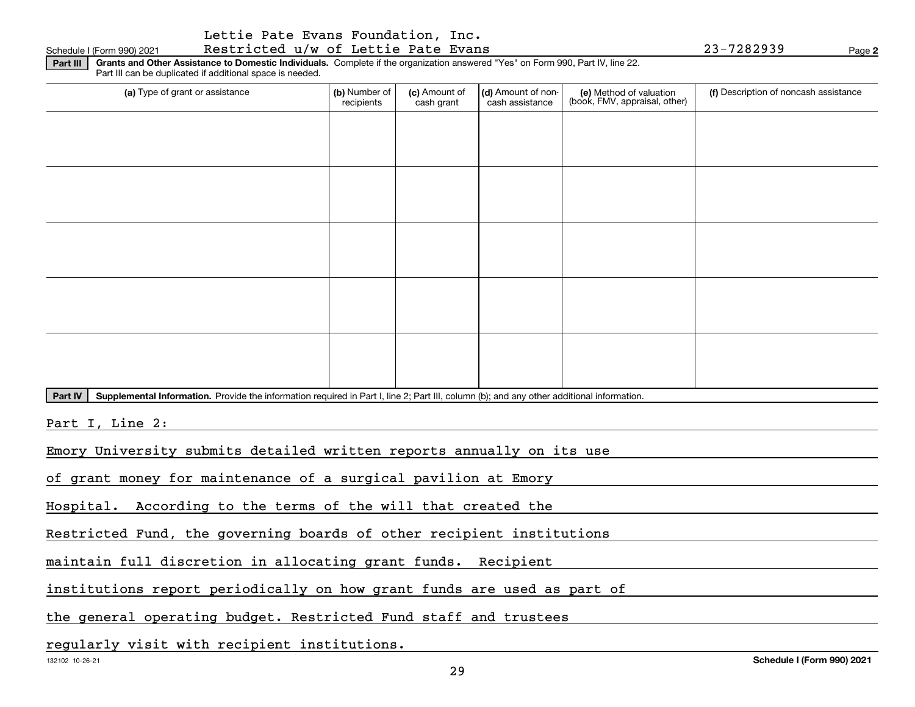Lettie Pate Evans Foundation, Inc.

Schedule I (Form 990) 2021 Restricted u/w of Lettie Pate Evans 23-7282939 Page **2**

**Part III** **Grants and Other Assistance to Domestic Individuals.** Complete if the organization answered "Yes" on Form 990, Part IV, line 22. Part III can be duplicated if additional space is needed.

| (a) Type of grant or assistance | (b) Number of recipients | (c) Amount of cash grant | (d) Amount of non-cash assistance | (e) Method of valuation (book, FMV, appraisal, other) | (f) Description of noncash assistance |
|---|---|---|---|---|---|
| | | | | | |
| | | | | | |
| | | | | | |
| | | | | | |
| | | | | | |

**Part IV** **Supplemental Information.** Provide the information required in Part I, line 2; Part III, column (b); and any other additional information.

Part I, Line 2:

Emory University submits detailed written reports annually on its use of grant money for maintenance of a surgical pavilion at Emory Hospital. According to the terms of the will that created the Restricted Fund, the governing boards of other recipient institutions maintain full discretion in allocating grant funds. Recipient institutions report periodically on how grant funds are used as part of the general operating budget. Restricted Fund staff and trustees regularly visit with recipient institutions.

132102 10-26-21 **Schedule I (Form 990) 2021**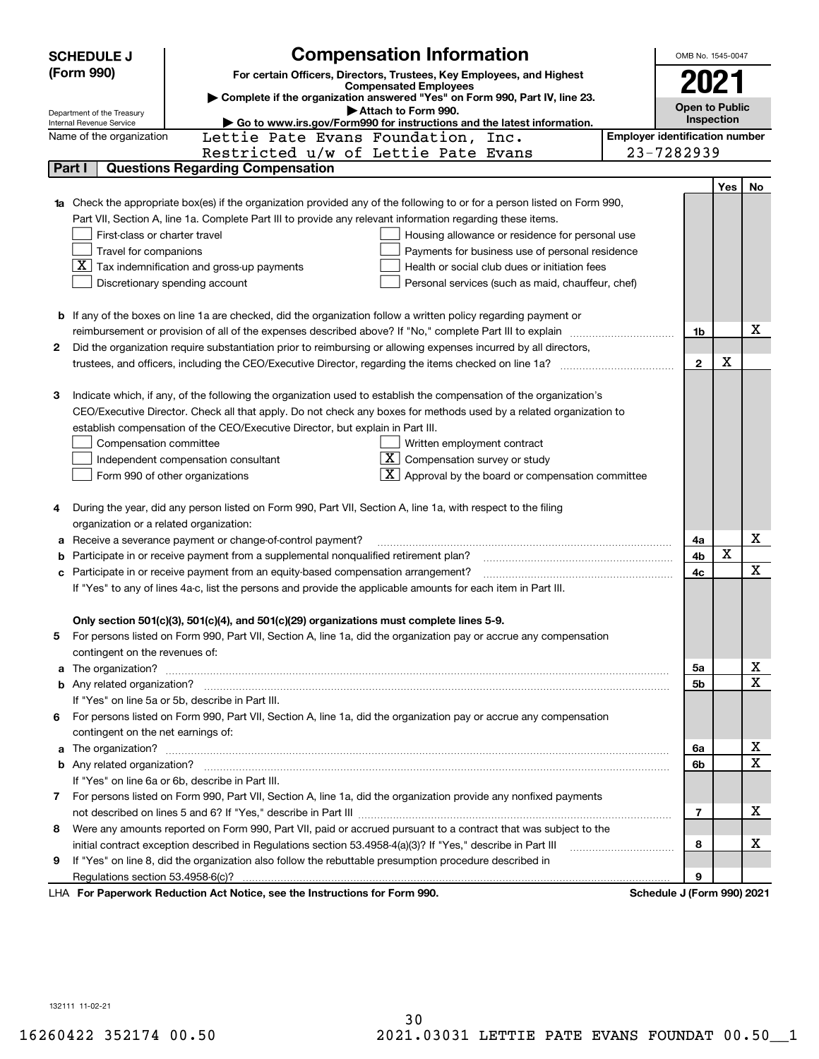**SCHEDULE J (Form 990)**

Department of the Treasury
Internal Revenue Service

# Compensation Information

**For certain Officers, Directors, Trustees, Key Employees, and Highest Compensated Employees**

▶ Complete if the organization answered "Yes" on Form 990, Part IV, line 23.
▶ Attach to Form 990.
▶ Go to www.irs.gov/Form990 for instructions and the latest information.

OMB No. 1545-0047

**2021**

**Open to Public Inspection**

Name of the organization: Lettie Pate Evans Foundation, Inc. Restricted u/w of Lettie Pate Evans

**Employer identification number:** 23-7282939

## Part I Questions Regarding Compensation

| | | | Yes | No |
|---|---|---|---|---|
| **1a** | Check the appropriate box(es) if the organization provided any of the following to or for a person listed on Form 990, Part VII, Section A, line 1a. Complete Part III to provide any relevant information regarding these items.<br>☐ First-class or charter travel ☐ Housing allowance or residence for personal use<br>☐ Travel for companions ☐ Payments for business use of personal residence<br>☒ Tax indemnification and gross-up payments ☐ Health or social club dues or initiation fees<br>☐ Discretionary spending account ☐ Personal services (such as maid, chauffeur, chef) | | | |
| **b** | If any of the boxes on line 1a are checked, did the organization follow a written policy regarding payment or reimbursement or provision of all of the expenses described above? If "No," complete Part III to explain | 1b | | X |
| **2** | Did the organization require substantiation prior to reimbursing or allowing expenses incurred by all directors, trustees, and officers, including the CEO/Executive Director, regarding the items checked on line 1a? | 2 | X | |
| **3** | Indicate which, if any, of the following the organization used to establish the compensation of the organization's CEO/Executive Director. Check all that apply. Do not check any boxes for methods used by a related organization to establish compensation of the CEO/Executive Director, but explain in Part III.<br>☐ Compensation committee ☐ Written employment contract<br>☐ Independent compensation consultant ☒ Compensation survey or study<br>☐ Form 990 of other organizations ☒ Approval by the board or compensation committee | | | |
| **4** | During the year, did any person listed on Form 990, Part VII, Section A, line 1a, with respect to the filing organization or a related organization: | | | |
| **a** | Receive a severance payment or change-of-control payment? | 4a | | X |
| **b** | Participate in or receive payment from a supplemental nonqualified retirement plan? | 4b | X | |
| **c** | Participate in or receive payment from an equity-based compensation arrangement? | 4c | | X |
| | If "Yes" to any of lines 4a-c, list the persons and provide the applicable amounts for each item in Part III. | | | |
| | **Only section 501(c)(3), 501(c)(4), and 501(c)(29) organizations must complete lines 5-9.** | | | |
| **5** | For persons listed on Form 990, Part VII, Section A, line 1a, did the organization pay or accrue any compensation contingent on the revenues of: | | | |
| **a** | The organization? | 5a | | X |
| **b** | Any related organization? | 5b | | X |
| | If "Yes" on line 5a or 5b, describe in Part III. | | | |
| **6** | For persons listed on Form 990, Part VII, Section A, line 1a, did the organization pay or accrue any compensation contingent on the net earnings of: | | | |
| **a** | The organization? | 6a | | X |
| **b** | Any related organization? | 6b | | X |
| | If "Yes" on line 6a or 6b, describe in Part III. | | | |
| **7** | For persons listed on Form 990, Part VII, Section A, line 1a, did the organization provide any nonfixed payments not described on lines 5 and 6? If "Yes," describe in Part III | 7 | | X |
| **8** | Were any amounts reported on Form 990, Part VII, paid or accrued pursuant to a contract that was subject to the initial contract exception described in Regulations section 53.4958-4(a)(3)? If "Yes," describe in Part III | 8 | | X |
| **9** | If "Yes" on line 8, did the organization also follow the rebuttable presumption procedure described in Regulations section 53.4958-6(c)? | 9 | | |

LHA **For Paperwork Reduction Act Notice, see the Instructions for Form 990.** **Schedule J (Form 990) 2021**

132111 11-02-21

16260422 352174 00.50 2021.03031 LETTIE PATE EVANS FOUNDAT 00.50__1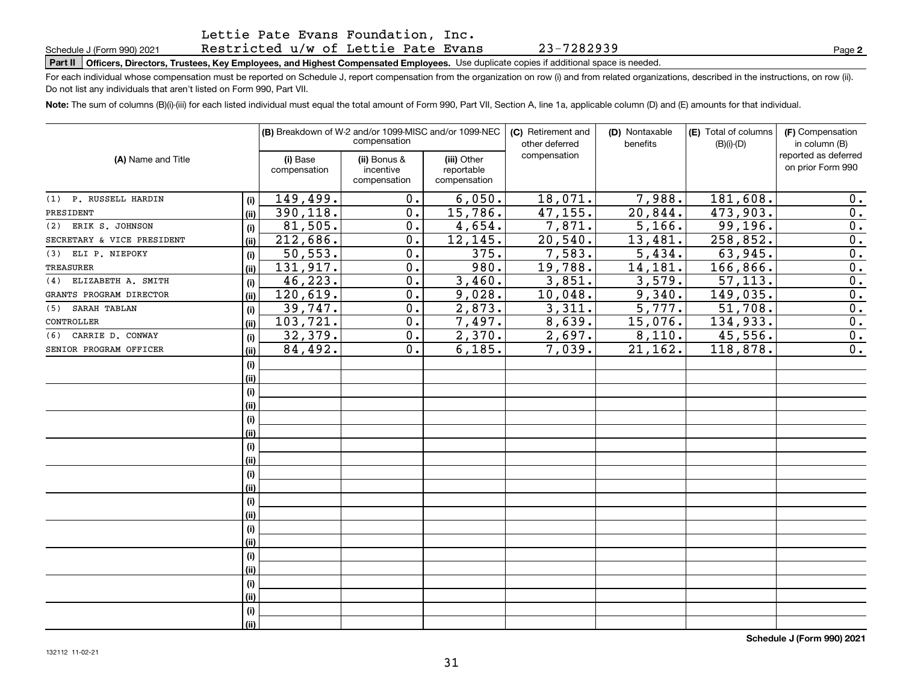Lettie Pate Evans Foundation, Inc.
Schedule J (Form 990) 2021 Restricted u/w of Lettie Pate Evans 23-7282939 Page **2**

**Part II** **Officers, Directors, Trustees, Key Employees, and Highest Compensated Employees.** Use duplicate copies if additional space is needed.

For each individual whose compensation must be reported on Schedule J, report compensation from the organization on row (i) and from related organizations, described in the instructions, on row (ii). Do not list any individuals that aren't listed on Form 990, Part VII.

**Note:** The sum of columns (B)(i)-(iii) for each listed individual must equal the total amount of Form 990, Part VII, Section A, line 1a, applicable column (D) and (E) amounts for that individual.

| (A) Name and Title | | (B) Breakdown of W-2 and/or 1099-MISC and/or 1099-NEC compensation | | | (C) Retirement and other deferred compensation | (D) Nontaxable benefits | (E) Total of columns (B)(i)-(D) | (F) Compensation in column (B) reported as deferred on prior Form 990 |
|---|---|---|---|---|---|---|---|---|
| | | (i) Base compensation | (ii) Bonus & incentive compensation | (iii) Other reportable compensation | | | | |
| (1) P. RUSSELL HARDIN | (i) | 149,499. | 0. | 6,050. | 18,071. | 7,988. | 181,608. | 0. |
| PRESIDENT | (ii) | 390,118. | 0. | 15,786. | 47,155. | 20,844. | 473,903. | 0. |
| (2) ERIK S. JOHNSON | (i) | 81,505. | 0. | 4,654. | 7,871. | 5,166. | 99,196. | 0. |
| SECRETARY & VICE PRESIDENT | (ii) | 212,686. | 0. | 12,145. | 20,540. | 13,481. | 258,852. | 0. |
| (3) ELI P. NIEPOKY | (i) | 50,553. | 0. | 375. | 7,583. | 5,434. | 63,945. | 0. |
| TREASURER | (ii) | 131,917. | 0. | 980. | 19,788. | 14,181. | 166,866. | 0. |
| (4) ELIZABETH A. SMITH | (i) | 46,223. | 0. | 3,460. | 3,851. | 3,579. | 57,113. | 0. |
| GRANTS PROGRAM DIRECTOR | (ii) | 120,619. | 0. | 9,028. | 10,048. | 9,340. | 149,035. | 0. |
| (5) SARAH TABLAN | (i) | 39,747. | 0. | 2,873. | 3,311. | 5,777. | 51,708. | 0. |
| CONTROLLER | (ii) | 103,721. | 0. | 7,497. | 8,639. | 15,076. | 134,933. | 0. |
| (6) CARRIE D. CONWAY | (i) | 32,379. | 0. | 2,370. | 2,697. | 8,110. | 45,556. | 0. |
| SENIOR PROGRAM OFFICER | (ii) | 84,492. | 0. | 6,185. | 7,039. | 21,162. | 118,878. | 0. |
| | (i) | | | | | | | |
| | (ii) | | | | | | | |
| | (i) | | | | | | | |
| | (ii) | | | | | | | |
| | (i) | | | | | | | |
| | (ii) | | | | | | | |
| | (i) | | | | | | | |
| | (ii) | | | | | | | |
| | (i) | | | | | | | |
| | (ii) | | | | | | | |
| | (i) | | | | | | | |
| | (ii) | | | | | | | |
| | (i) | | | | | | | |
| | (ii) | | | | | | | |
| | (i) | | | | | | | |
| | (ii) | | | | | | | |
| | (i) | | | | | | | |
| | (ii) | | | | | | | |
| | (i) | | | | | | | |
| | (ii) | | | | | | | |

**Schedule J (Form 990) 2021**

132112 11-02-21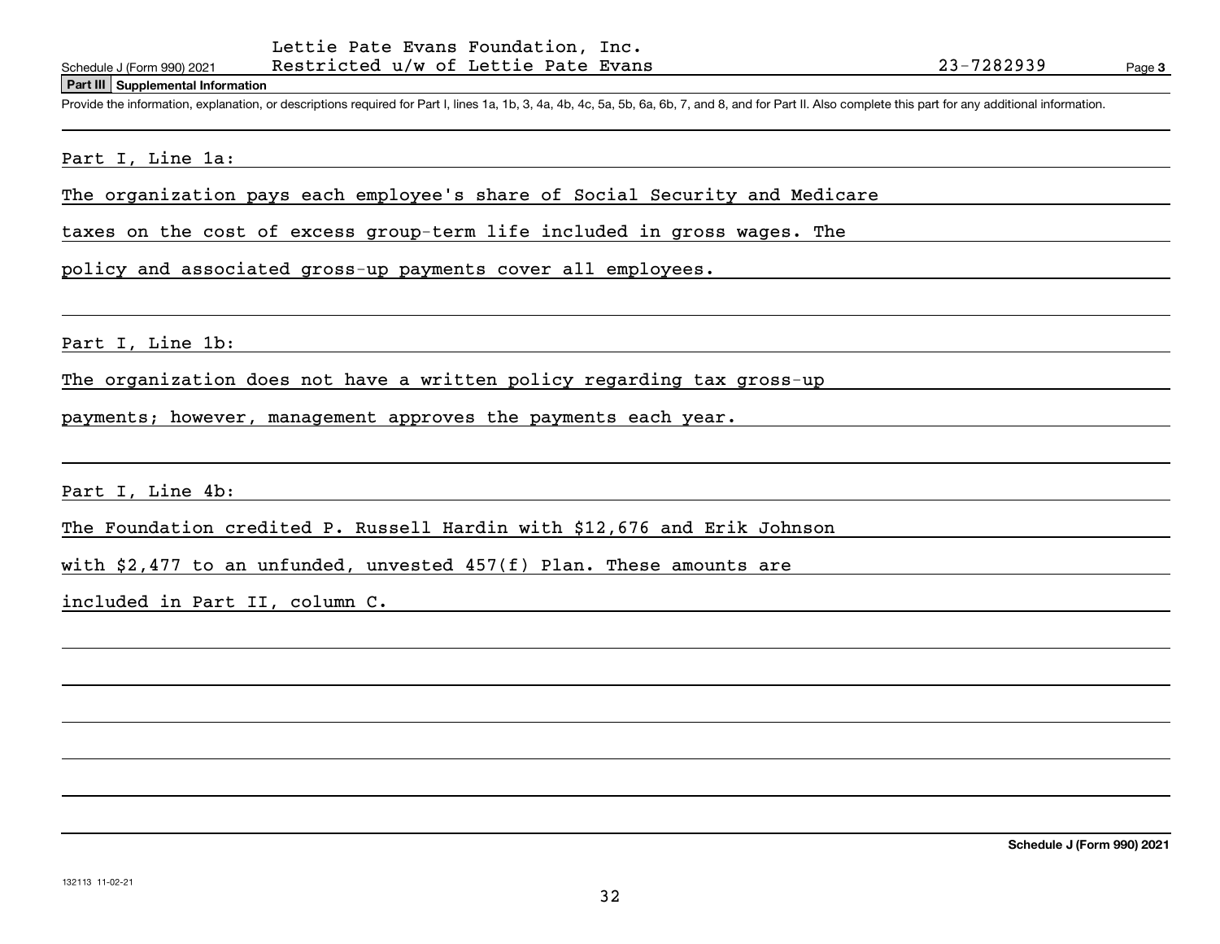Lettie Pate Evans Foundation, Inc.
Schedule J (Form 990) 2021 Restricted u/w of Lettie Pate Evans 23-7282939 Page **3**

**Part III Supplemental Information**

Provide the information, explanation, or descriptions required for Part I, lines 1a, 1b, 3, 4a, 4b, 4c, 5a, 5b, 6a, 6b, 7, and 8, and for Part II. Also complete this part for any additional information.

Part I, Line 1a:

The organization pays each employee's share of Social Security and Medicare taxes on the cost of excess group-term life included in gross wages. The policy and associated gross-up payments cover all employees.

Part I, Line 1b:

The organization does not have a written policy regarding tax gross-up payments; however, management approves the payments each year.

Part I, Line 4b:

The Foundation credited P. Russell Hardin with $12,676 and Erik Johnson with $2,477 to an unfunded, unvested 457(f) Plan. These amounts are included in Part II, column C.

**Schedule J (Form 990) 2021**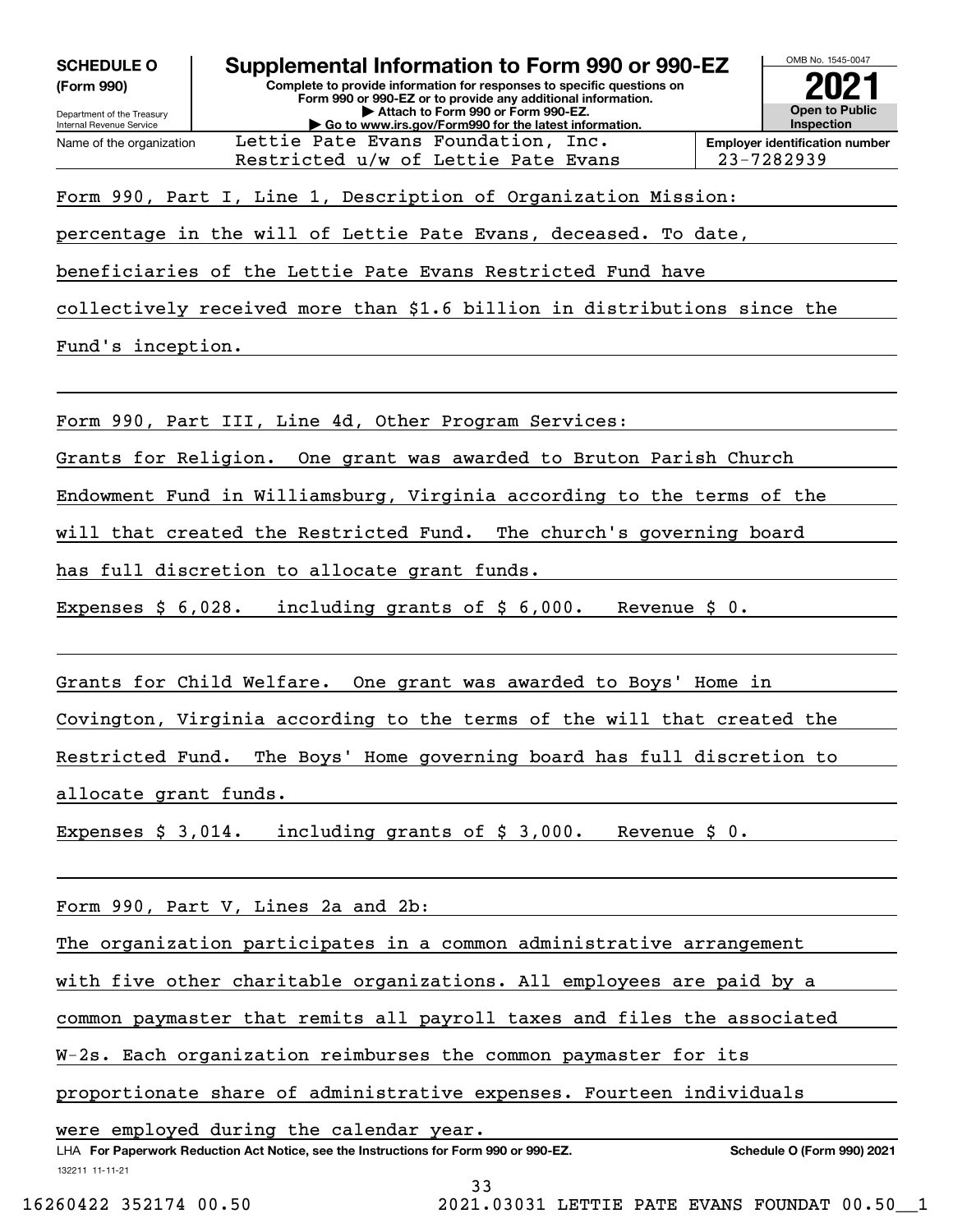**SCHEDULE O**
**(Form 990)**

Department of the Treasury
Internal Revenue Service

# Supplemental Information to Form 990 or 990-EZ

**Complete to provide information for responses to specific questions on Form 990 or 990-EZ or to provide any additional information.**
**▶ Attach to Form 990 or Form 990-EZ.**
**▶ Go to www.irs.gov/Form990 for the latest information.**

OMB No. 1545-0047
**2021**
**Open to Public Inspection**

| Name of the organization | Employer identification number |
|---|---|
| Lettie Pate Evans Foundation, Inc. Restricted u/w of Lettie Pate Evans | 23-7282939 |

Form 990, Part I, Line 1, Description of Organization Mission:

percentage in the will of Lettie Pate Evans, deceased. To date, beneficiaries of the Lettie Pate Evans Restricted Fund have collectively received more than $1.6 billion in distributions since the Fund's inception.

Form 990, Part III, Line 4d, Other Program Services:

Grants for Religion. One grant was awarded to Bruton Parish Church Endowment Fund in Williamsburg, Virginia according to the terms of the will that created the Restricted Fund. The church's governing board has full discretion to allocate grant funds.

Expenses $ 6,028. including grants of $ 6,000. Revenue $ 0.

Grants for Child Welfare. One grant was awarded to Boys' Home in Covington, Virginia according to the terms of the will that created the Restricted Fund. The Boys' Home governing board has full discretion to allocate grant funds.

Expenses $ 3,014. including grants of $ 3,000. Revenue $ 0.

Form 990, Part V, Lines 2a and 2b:

The organization participates in a common administrative arrangement with five other charitable organizations. All employees are paid by a common paymaster that remits all payroll taxes and files the associated W-2s. Each organization reimburses the common paymaster for its proportionate share of administrative expenses. Fourteen individuals were employed during the calendar year.

LHA **For Paperwork Reduction Act Notice, see the Instructions for Form 990 or 990-EZ.** **Schedule O (Form 990) 2021**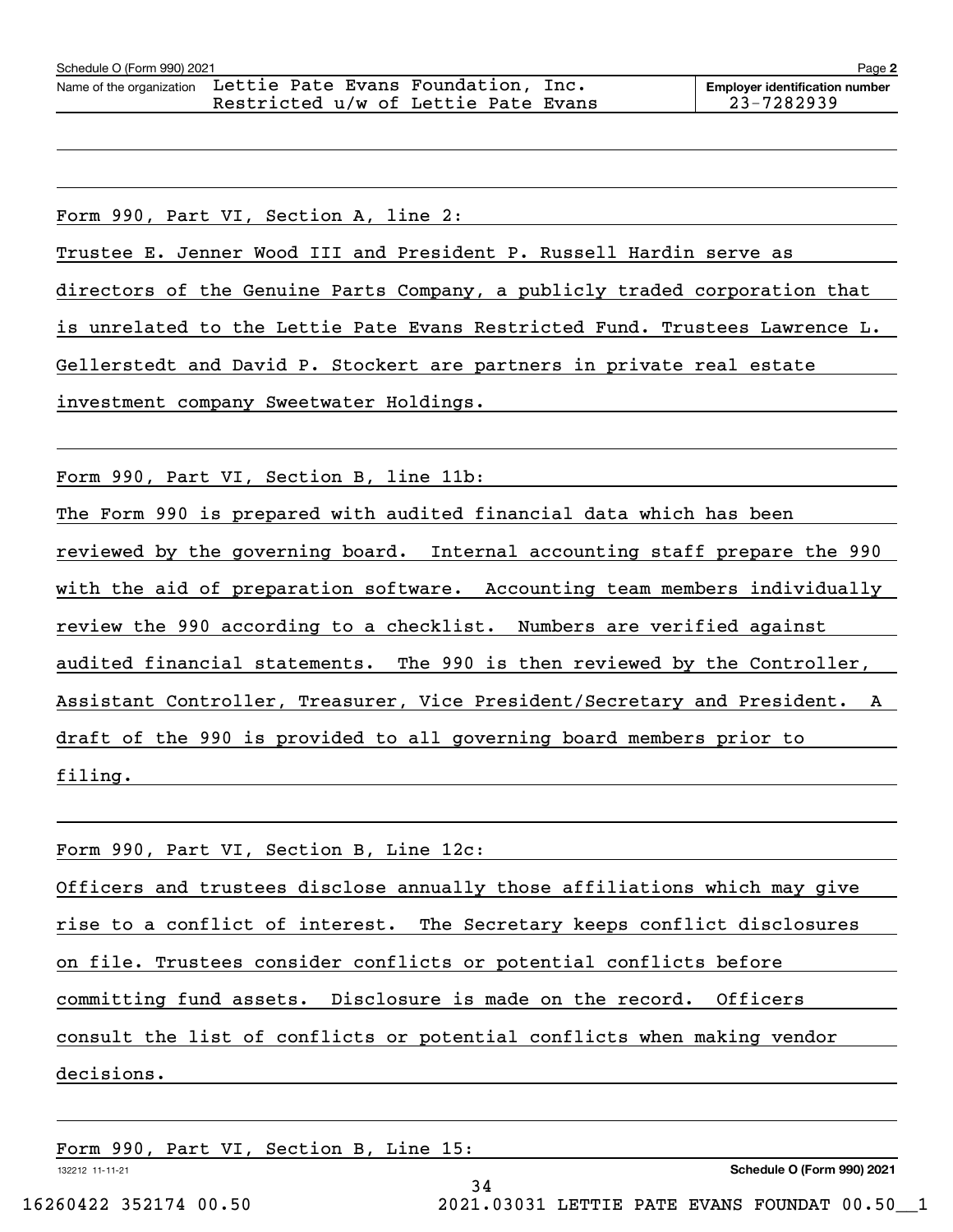Schedule O (Form 990) 2021

Name of the organization: Lettie Pate Evans Foundation, Inc. Restricted u/w of Lettie Pate Evans

Employer identification number: 23-7282939

Form 990, Part VI, Section A, line 2:

Trustee E. Jenner Wood III and President P. Russell Hardin serve as directors of the Genuine Parts Company, a publicly traded corporation that is unrelated to the Lettie Pate Evans Restricted Fund. Trustees Lawrence L. Gellerstedt and David P. Stockert are partners in private real estate investment company Sweetwater Holdings.

Form 990, Part VI, Section B, line 11b:

The Form 990 is prepared with audited financial data which has been reviewed by the governing board. Internal accounting staff prepare the 990 with the aid of preparation software. Accounting team members individually review the 990 according to a checklist. Numbers are verified against audited financial statements. The 990 is then reviewed by the Controller, Assistant Controller, Treasurer, Vice President/Secretary and President. A draft of the 990 is provided to all governing board members prior to filing.

Form 990, Part VI, Section B, Line 12c:

Officers and trustees disclose annually those affiliations which may give rise to a conflict of interest. The Secretary keeps conflict disclosures on file. Trustees consider conflicts or potential conflicts before committing fund assets. Disclosure is made on the record. Officers consult the list of conflicts or potential conflicts when making vendor decisions.

Form 990, Part VI, Section B, Line 15: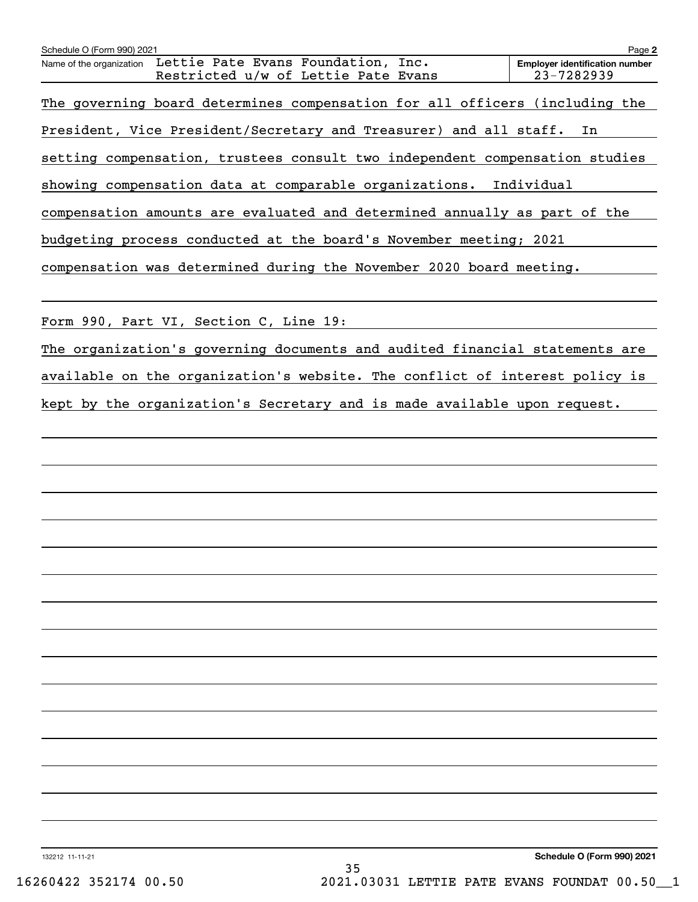Schedule O (Form 990) 2021

Name of the organization: Lettie Pate Evans Foundation, Inc. Restricted u/w of Lettie Pate Evans

Employer identification number: 23-7282939

The governing board determines compensation for all officers (including the President, Vice President/Secretary and Treasurer) and all staff. In setting compensation, trustees consult two independent compensation studies showing compensation data at comparable organizations. Individual compensation amounts are evaluated and determined annually as part of the budgeting process conducted at the board's November meeting; 2021 compensation was determined during the November 2020 board meeting.

Form 990, Part VI, Section C, Line 19:

The organization's governing documents and audited financial statements are available on the organization's website. The conflict of interest policy is kept by the organization's Secretary and is made available upon request.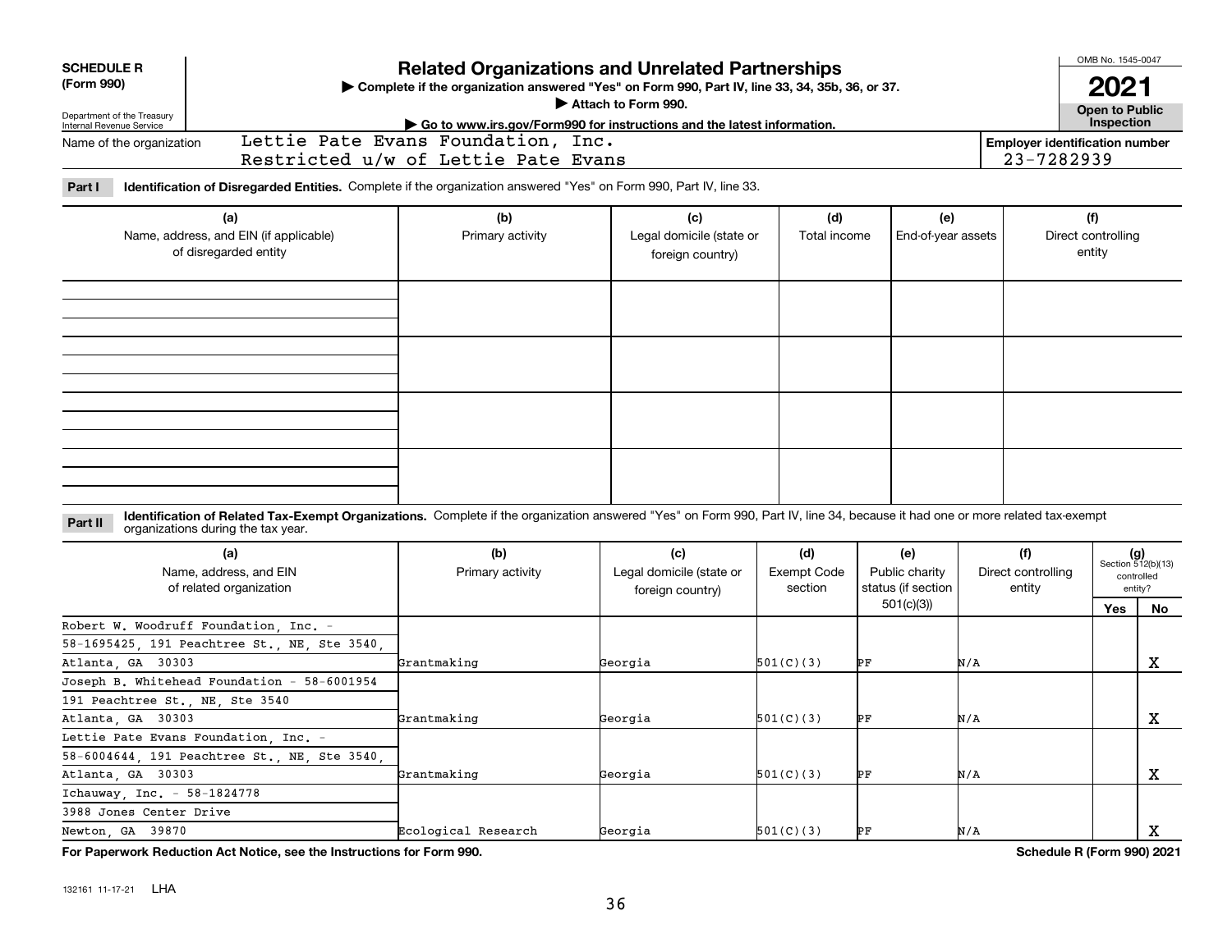**SCHEDULE R (Form 990)**

Department of the Treasury
Internal Revenue Service

# Related Organizations and Unrelated Partnerships

▶ Complete if the organization answered "Yes" on Form 990, Part IV, line 33, 34, 35b, 36, or 37.
▶ Attach to Form 990.
▶ Go to www.irs.gov/Form990 for instructions and the latest information.

OMB No. 1545-0047

**2021**

**Open to Public Inspection**

Name of the organization: Lettie Pate Evans Foundation, Inc. Restricted u/w of Lettie Pate Evans

**Employer identification number** 23-7282939

**Part I** **Identification of Disregarded Entities.** Complete if the organization answered "Yes" on Form 990, Part IV, line 33.

| (a) Name, address, and EIN (if applicable) of disregarded entity | (b) Primary activity | (c) Legal domicile (state or foreign country) | (d) Total income | (e) End-of-year assets | (f) Direct controlling entity |
|---|---|---|---|---|---|
| | | | | | |
| | | | | | |
| | | | | | |
| | | | | | |

**Part II** **Identification of Related Tax-Exempt Organizations.** Complete if the organization answered "Yes" on Form 990, Part IV, line 34, because it had one or more related tax-exempt organizations during the tax year.

| (a) Name, address, and EIN of related organization | (b) Primary activity | (c) Legal domicile (state or foreign country) | (d) Exempt Code section | (e) Public charity status (if section 501(c)(3)) | (f) Direct controlling entity | (g) Section 512(b)(13) controlled entity? Yes | No |
|---|---|---|---|---|---|---|---|
| Robert W. Woodruff Foundation, Inc. - 58-1695425, 191 Peachtree St., NE, Ste 3540, Atlanta, GA 30303 | Grantmaking | Georgia | 501(C)(3) | PF | N/A | | X |
| Joseph B. Whitehead Foundation - 58-6001954 191 Peachtree St., NE, Ste 3540 Atlanta, GA 30303 | Grantmaking | Georgia | 501(C)(3) | PF | N/A | | X |
| Lettie Pate Evans Foundation, Inc. - 58-6004644, 191 Peachtree St., NE, Ste 3540, Atlanta, GA 30303 | Grantmaking | Georgia | 501(C)(3) | PF | N/A | | X |
| Ichauway, Inc. - 58-1824778 3988 Jones Center Drive Newton, GA 39870 | Ecological Research | Georgia | 501(C)(3) | PF | N/A | | X |

**For Paperwork Reduction Act Notice, see the Instructions for Form 990.** **Schedule R (Form 990) 2021**

132161 11-17-21 LHA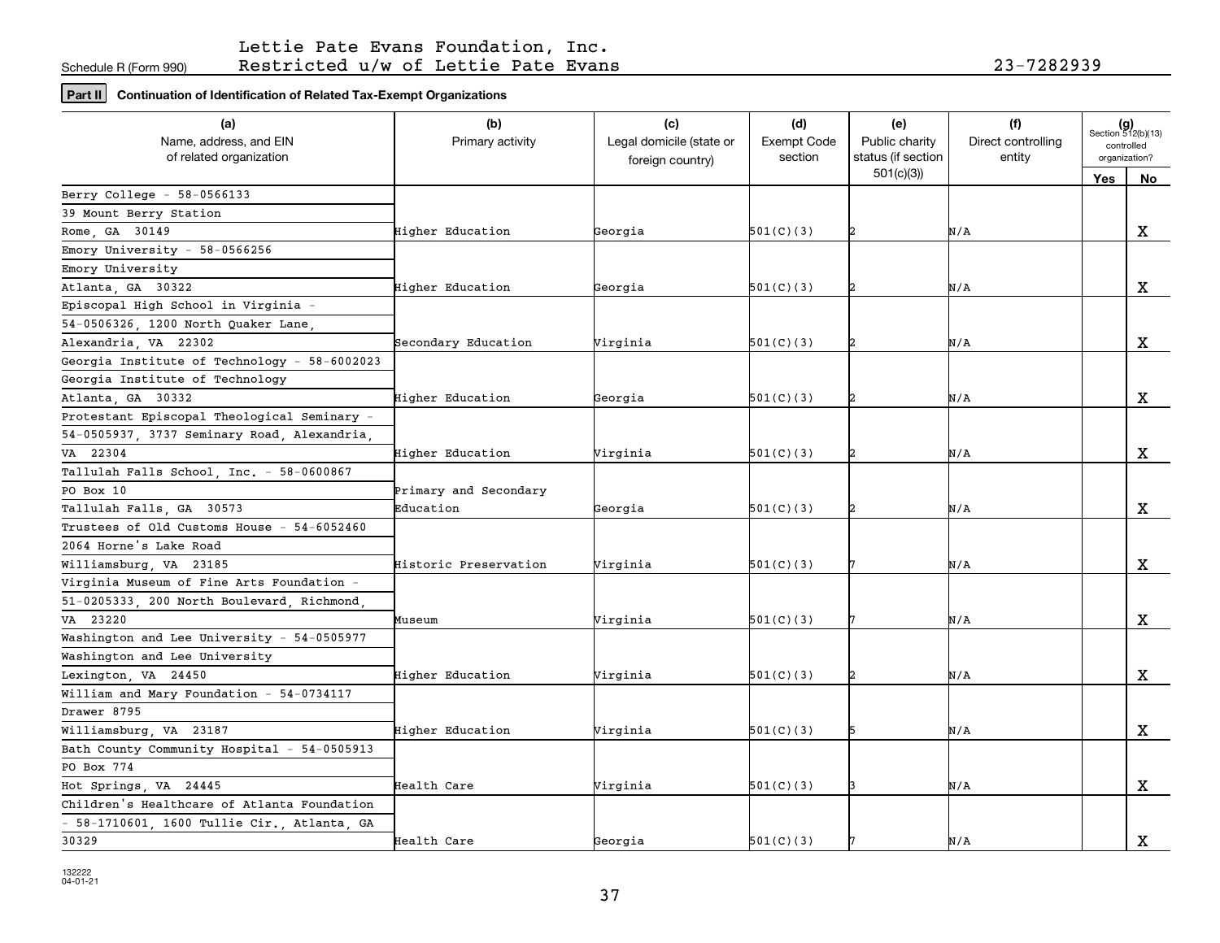Schedule R (Form 990)

Lettie Pate Evans Foundation, Inc.
Restricted u/w of Lettie Pate Evans

23-7282939

**Part II** **Continuation of Identification of Related Tax-Exempt Organizations**

| (a) Name, address, and EIN of related organization | (b) Primary activity | (c) Legal domicile (state or foreign country) | (d) Exempt Code section | (e) Public charity status (if section 501(c)(3)) | (f) Direct controlling entity | (g) Section 512(b)(13) controlled organization? Yes | No |
|---|---|---|---|---|---|---|---|
| Berry College - 58-0566133 39 Mount Berry Station Rome, GA 30149 | Higher Education | Georgia | 501(C)(3) | 2 | N/A | | X |
| Emory University - 58-0566256 Emory University Atlanta, GA 30322 | Higher Education | Georgia | 501(C)(3) | 2 | N/A | | X |
| Episcopal High School in Virginia - 54-0506326, 1200 North Quaker Lane, Alexandria, VA 22302 | Secondary Education | Virginia | 501(C)(3) | 2 | N/A | | X |
| Georgia Institute of Technology - 58-6002023 Georgia Institute of Technology Atlanta, GA 30332 | Higher Education | Georgia | 501(C)(3) | 2 | N/A | | X |
| Protestant Episcopal Theological Seminary - 54-0505937, 3737 Seminary Road, Alexandria, VA 22304 | Higher Education | Virginia | 501(C)(3) | 2 | N/A | | X |
| Tallulah Falls School, Inc. - 58-0600867 PO Box 10 Tallulah Falls, GA 30573 | Primary and Secondary Education | Georgia | 501(C)(3) | 2 | N/A | | X |
| Trustees of Old Customs House - 54-6052460 2064 Horne's Lake Road Williamsburg, VA 23185 | Historic Preservation | Virginia | 501(C)(3) | 7 | N/A | | X |
| Virginia Museum of Fine Arts Foundation - 51-0205333, 200 North Boulevard, Richmond, VA 23220 | Museum | Virginia | 501(C)(3) | 7 | N/A | | X |
| Washington and Lee University - 54-0505977 Washington and Lee University Lexington, VA 24450 | Higher Education | Virginia | 501(C)(3) | 2 | N/A | | X |
| William and Mary Foundation - 54-0734117 Drawer 8795 Williamsburg, VA 23187 | Higher Education | Virginia | 501(C)(3) | 5 | N/A | | X |
| Bath County Community Hospital - 54-0505913 PO Box 774 Hot Springs, VA 24445 | Health Care | Virginia | 501(C)(3) | 3 | N/A | | X |
| Children's Healthcare of Atlanta Foundation - 58-1710601, 1600 Tullie Cir., Atlanta, GA 30329 | Health Care | Georgia | 501(C)(3) | 7 | N/A | | X |

132222
04-01-21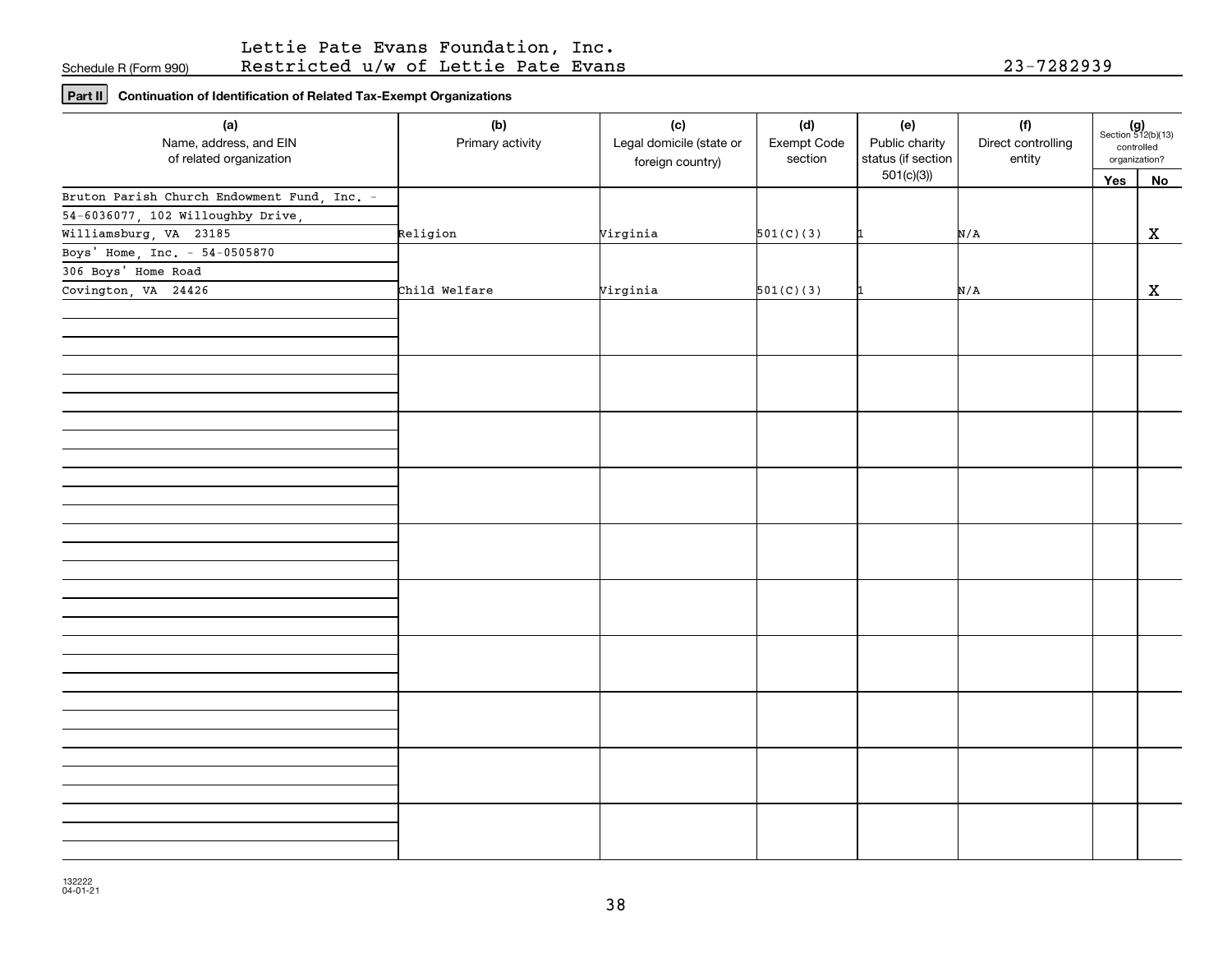Lettie Pate Evans Foundation, Inc.
Schedule R (Form 990) Restricted u/w of Lettie Pate Evans 23-7282939

**Part II** **Continuation of Identification of Related Tax-Exempt Organizations**

| (a) Name, address, and EIN of related organization | (b) Primary activity | (c) Legal domicile (state or foreign country) | (d) Exempt Code section | (e) Public charity status (if section 501(c)(3)) | (f) Direct controlling entity | (g) Section 512(b)(13) controlled organization? Yes | No |
|---|---|---|---|---|---|---|---|
| Bruton Parish Church Endowment Fund, Inc. - 54-6036077, 102 Willoughby Drive, Williamsburg, VA 23185 | Religion | Virginia | 501(C)(3) | 1 | N/A | | X |
| Boys' Home, Inc. - 54-0505870 306 Boys' Home Road Covington, VA 24426 | Child Welfare | Virginia | 501(C)(3) | 1 | N/A | | X |
| | | | | | | | |
| | | | | | | | |
| | | | | | | | |
| | | | | | | | |
| | | | | | | | |
| | | | | | | | |
| | | | | | | | |
| | | | | | | | |
| | | | | | | | |
| | | | | | | | |

132222
04-01-21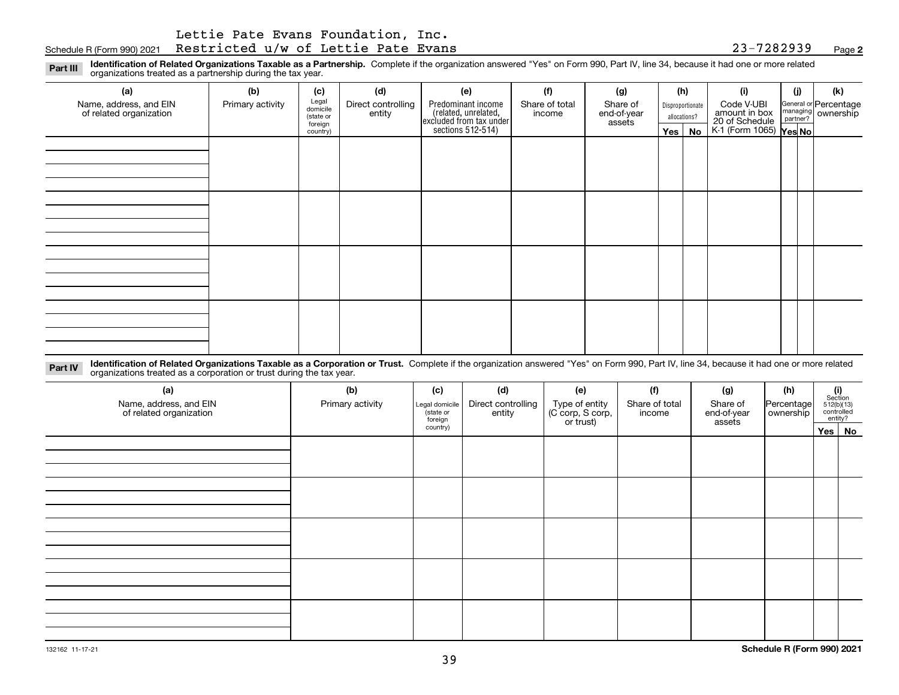Lettie Pate Evans Foundation, Inc.

Schedule R (Form 990) 2021 Restricted u/w of Lettie Pate Evans 23-7282939 Page **2**

**Part III** **Identification of Related Organizations Taxable as a Partnership.** Complete if the organization answered "Yes" on Form 990, Part IV, line 34, because it had one or more related organizations treated as a partnership during the tax year.

| (a) Name, address, and EIN of related organization | (b) Primary activity | (c) Legal domicile (state or foreign country) | (d) Direct controlling entity | (e) Predominant income (related, unrelated, excluded from tax under sections 512-514) | (f) Share of total income | (g) Share of end-of-year assets | (h) Disproportionate allocations? Yes | (h) No | (i) Code V-UBI amount in box 20 of Schedule K-1 (Form 1065) | (j) General or managing partner? Yes | (j) No | (k) Percentage ownership |
|---|---|---|---|---|---|---|---|---|---|---|---|---|
| | | | | | | | | | | | | |
| | | | | | | | | | | | | |
| | | | | | | | | | | | | |
| | | | | | | | | | | | | |

**Part IV** **Identification of Related Organizations Taxable as a Corporation or Trust.** Complete if the organization answered "Yes" on Form 990, Part IV, line 34, because it had one or more related organizations treated as a corporation or trust during the tax year.

| (a) Name, address, and EIN of related organization | (b) Primary activity | (c) Legal domicile (state or foreign country) | (d) Direct controlling entity | (e) Type of entity (C corp, S corp, or trust) | (f) Share of total income | (g) Share of end-of-year assets | (h) Percentage ownership | (i) Section 512(b)(13) controlled entity? Yes | (i) No |
|---|---|---|---|---|---|---|---|---|---|
| | | | | | | | | | |
| | | | | | | | | | |
| | | | | | | | | | |
| | | | | | | | | | |
| | | | | | | | | | |

132162 11-17-21 **Schedule R (Form 990) 2021**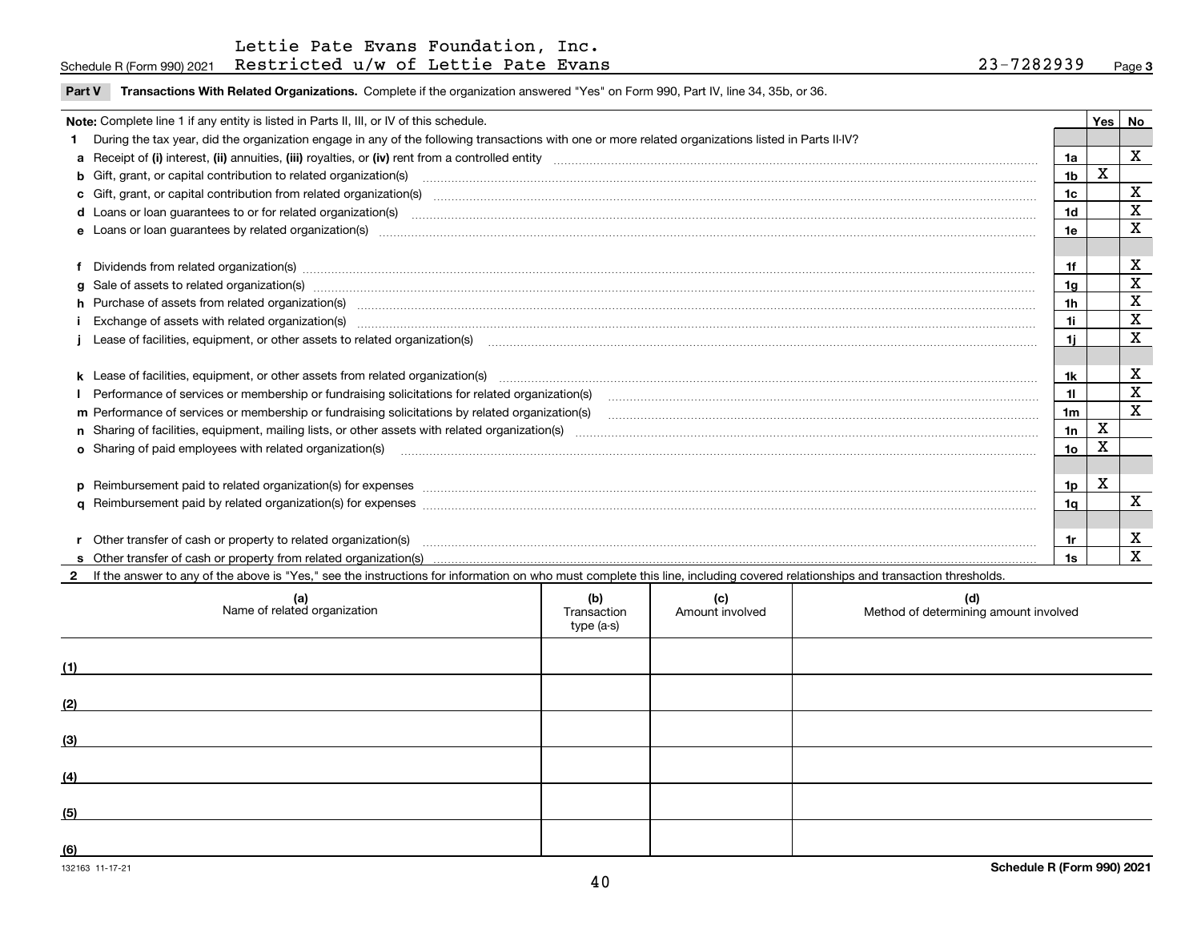Lettie Pate Evans Foundation, Inc.

Schedule R (Form 990) 2021 Restricted u/w of Lettie Pate Evans 23-7282939 Page 3

**Part V Transactions With Related Organizations.** Complete if the organization answered "Yes" on Form 990, Part IV, line 34, 35b, or 36.

| **Note:** Complete line 1 if any entity is listed in Parts II, III, or IV of this schedule. | | Yes | No |
|---|---|---|---|
| **1** During the tax year, did the organization engage in any of the following transactions with one or more related organizations listed in Parts II-IV? | | | |
| **a** Receipt of **(i)** interest, **(ii)** annuities, **(iii)** royalties, or **(iv)** rent from a controlled entity | 1a | | X |
| **b** Gift, grant, or capital contribution to related organization(s) | 1b | X | |
| **c** Gift, grant, or capital contribution from related organization(s) | 1c | | X |
| **d** Loans or loan guarantees to or for related organization(s) | 1d | | X |
| **e** Loans or loan guarantees by related organization(s) | 1e | | X |
| **f** Dividends from related organization(s) | 1f | | X |
| **g** Sale of assets to related organization(s) | 1g | | X |
| **h** Purchase of assets from related organization(s) | 1h | | X |
| **i** Exchange of assets with related organization(s) | 1i | | X |
| **j** Lease of facilities, equipment, or other assets to related organization(s) | 1j | | X |
| **k** Lease of facilities, equipment, or other assets from related organization(s) | 1k | | X |
| **l** Performance of services or membership or fundraising solicitations for related organization(s) | 1l | | X |
| **m** Performance of services or membership or fundraising solicitations by related organization(s) | 1m | | X |
| **n** Sharing of facilities, equipment, mailing lists, or other assets with related organization(s) | 1n | X | |
| **o** Sharing of paid employees with related organization(s) | 1o | X | |
| **p** Reimbursement paid to related organization(s) for expenses | 1p | X | |
| **q** Reimbursement paid by related organization(s) for expenses | 1q | | X |
| **r** Other transfer of cash or property to related organization(s) | 1r | | X |
| **s** Other transfer of cash or property from related organization(s) | 1s | | X |

**2** If the answer to any of the above is "Yes," see the instructions for information on who must complete this line, including covered relationships and transaction thresholds.

| | (a) Name of related organization | (b) Transaction type (a-s) | (c) Amount involved | (d) Method of determining amount involved |
|---|---|---|---|---|
| (1) | | | | |
| (2) | | | | |
| (3) | | | | |
| (4) | | | | |
| (5) | | | | |
| (6) | | | | |

132163 11-17-21 **Schedule R (Form 990) 2021**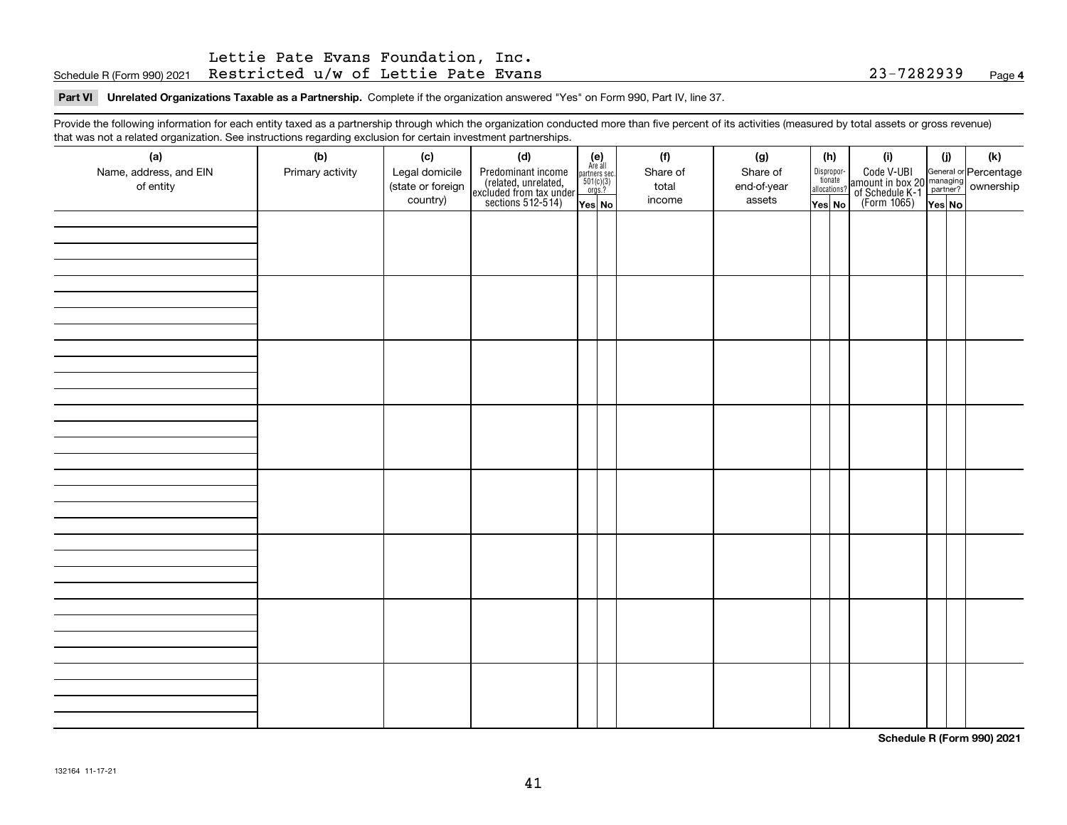Lettie Pate Evans Foundation, Inc.
Schedule R (Form 990) 2021 Restricted u/w of Lettie Pate Evans 23-7282939 Page 4

**Part VI Unrelated Organizations Taxable as a Partnership.** Complete if the organization answered "Yes" on Form 990, Part IV, line 37.

Provide the following information for each entity taxed as a partnership through which the organization conducted more than five percent of its activities (measured by total assets or gross revenue) that was not a related organization. See instructions regarding exclusion for certain investment partnerships.

| (a) Name, address, and EIN of entity | (b) Primary activity | (c) Legal domicile (state or foreign country) | (d) Predominant income (related, unrelated, excluded from tax under sections 512-514) | (e) Are all partners sec. 501(c)(3) orgs.? | | (f) Share of total income | (g) Share of end-of-year assets | (h) Disproportionate allocations? | | (i) Code V-UBI amount in box 20 of Schedule K-1 (Form 1065) | (j) General or managing partner? | | (k) Percentage ownership |
|---|---|---|---|---|---|---|---|---|---|---|---|---|---|
| | | | | Yes | No | | | Yes | No | | Yes | No | |
| | | | | | | | | | | | | | |
| | | | | | | | | | | | | | |
| | | | | | | | | | | | | | |
| | | | | | | | | | | | | | |
| | | | | | | | | | | | | | |
| | | | | | | | | | | | | | |
| | | | | | | | | | | | | | |
| | | | | | | | | | | | | | |

**Schedule R (Form 990) 2021**

132164 11-17-21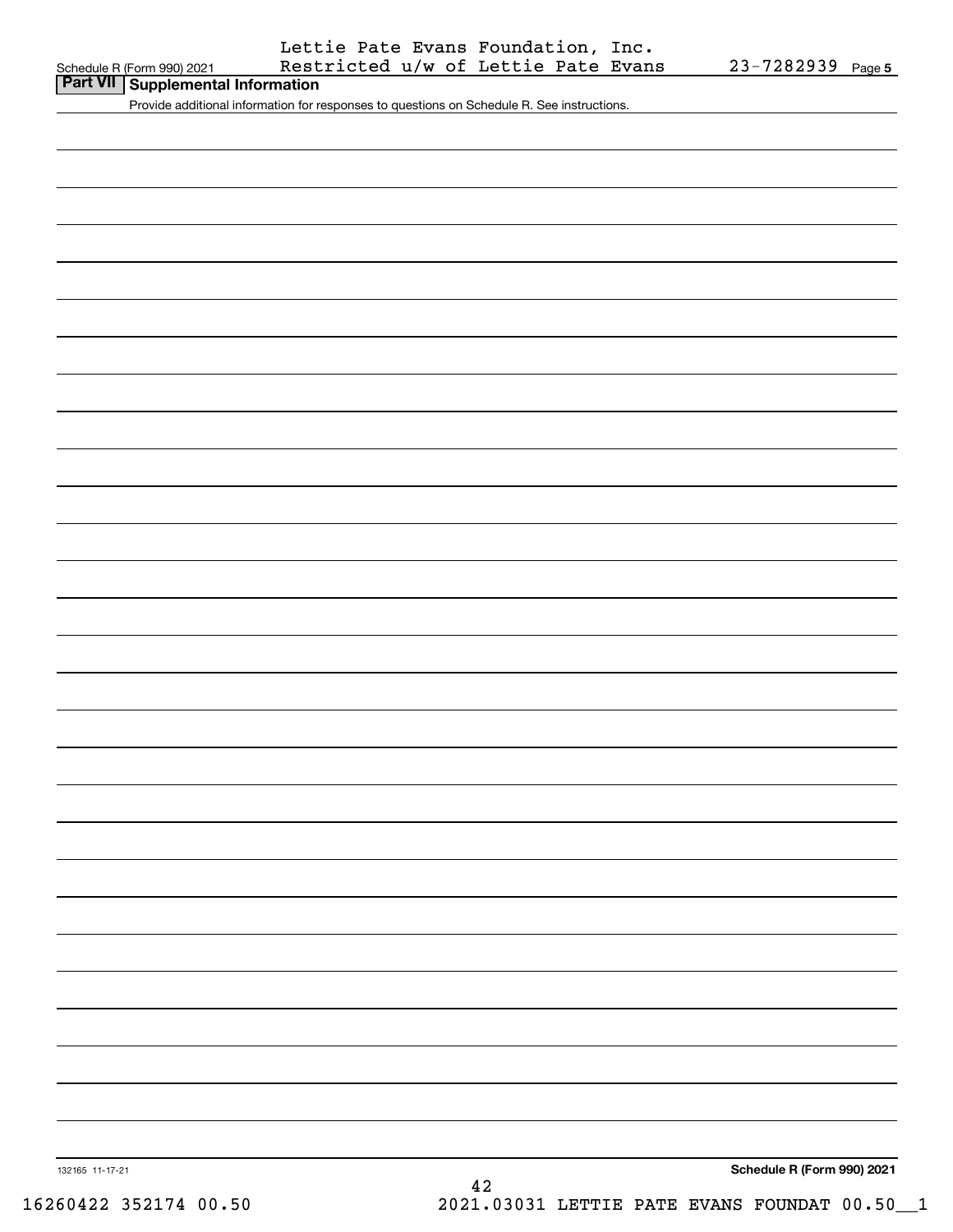Lettie Pate Evans Foundation, Inc.
Restricted u/w of Lettie Pate Evans 23-7282939

## Part VII Supplemental Information

Provide additional information for responses to questions on Schedule R. See instructions.